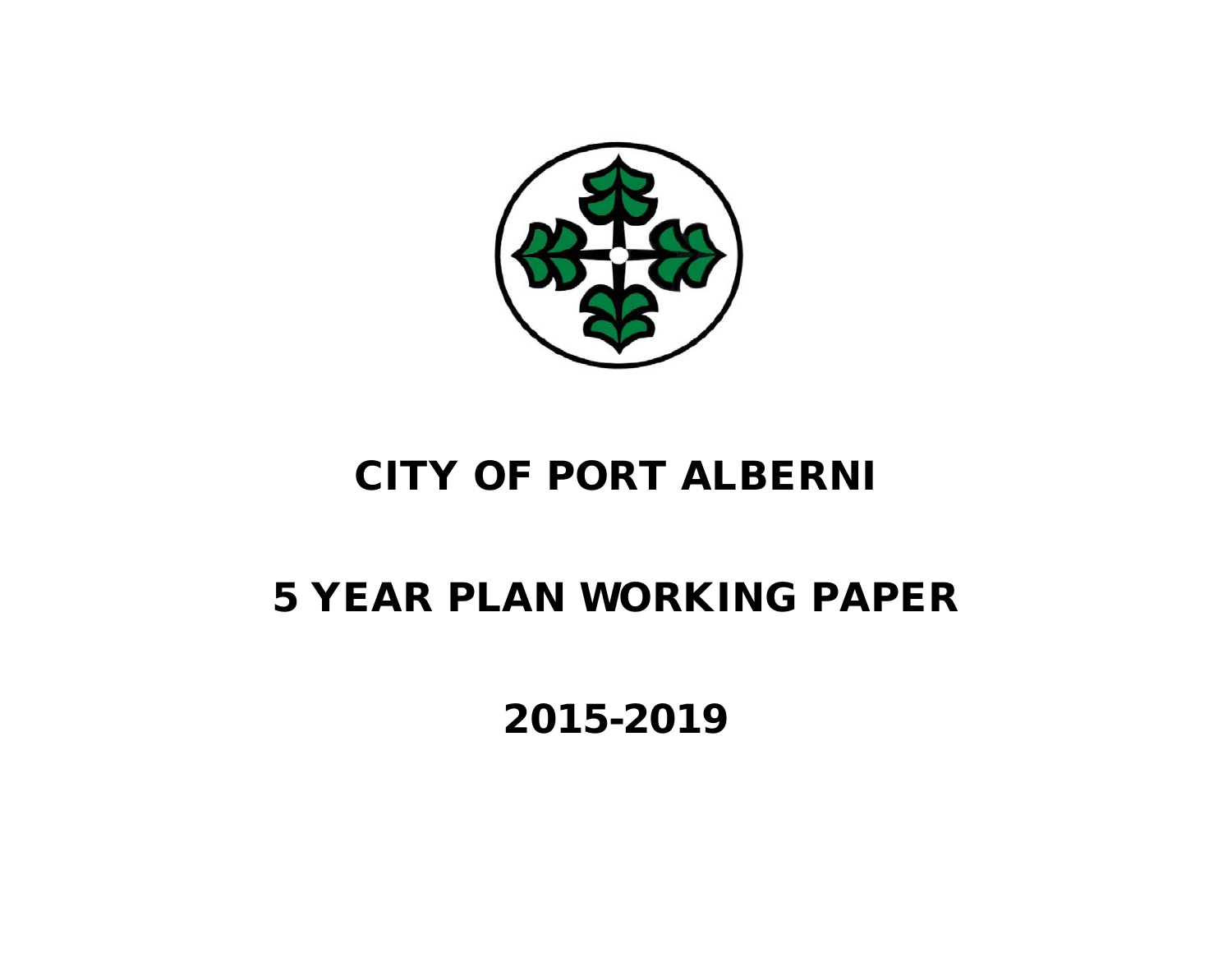# CITY OF PORT ALBERNI

## 5 YEAR PLAN WORKING PAPER

## 2015-2019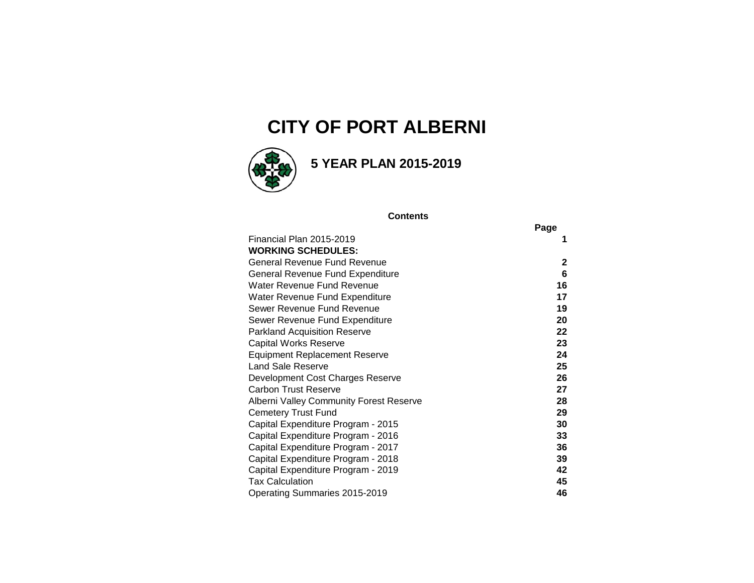# CITY OF PORT ALBERNI

## 5 YEAR PLAN 2015-2019

**Contents**

| | Page |
|---|---|
| Financial Plan 2015-2019 | **1** |
| **WORKING SCHEDULES:** | |
| General Revenue Fund Revenue | **2** |
| General Revenue Fund Expenditure | **6** |
| Water Revenue Fund Revenue | **16** |
| Water Revenue Fund Expenditure | **17** |
| Sewer Revenue Fund Revenue | **19** |
| Sewer Revenue Fund Expenditure | **20** |
| Parkland Acquisition Reserve | **22** |
| Capital Works Reserve | **23** |
| Equipment Replacement Reserve | **24** |
| Land Sale Reserve | **25** |
| Development Cost Charges Reserve | **26** |
| Carbon Trust Reserve | **27** |
| Alberni Valley Community Forest Reserve | **28** |
| Cemetery Trust Fund | **29** |
| Capital Expenditure Program - 2015 | **30** |
| Capital Expenditure Program - 2016 | **33** |
| Capital Expenditure Program - 2017 | **36** |
| Capital Expenditure Program - 2018 | **39** |
| Capital Expenditure Program - 2019 | **42** |
| Tax Calculation | **45** |
| Operating Summaries 2015-2019 | **46** |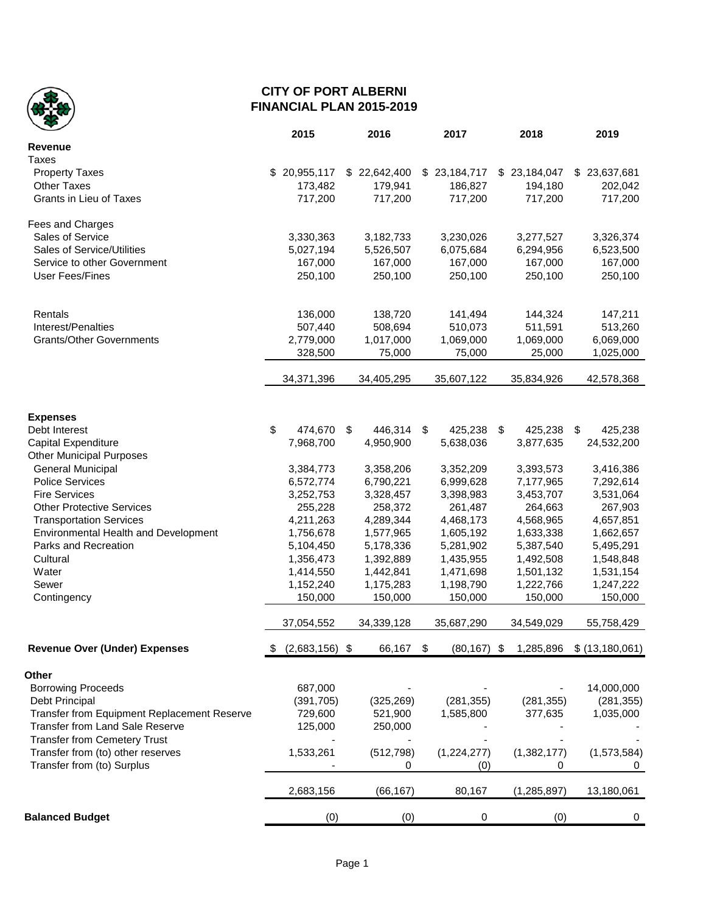# CITY OF PORT ALBERNI
## FINANCIAL PLAN 2015-2019

| | 2015 | 2016 | 2017 | 2018 | 2019 |
|---|---|---|---|---|---|
| **Revenue** | | | | | |
| Taxes | | | | | |
| Property Taxes | $ 20,955,117 | $ 22,642,400 | $ 23,184,717 | $ 23,184,047 | $ 23,637,681 |
| Other Taxes | 173,482 | 179,941 | 186,827 | 194,180 | 202,042 |
| Grants in Lieu of Taxes | 717,200 | 717,200 | 717,200 | 717,200 | 717,200 |
| Fees and Charges | | | | | |
| Sales of Service | 3,330,363 | 3,182,733 | 3,230,026 | 3,277,527 | 3,326,374 |
| Sales of Service/Utilities | 5,027,194 | 5,526,507 | 6,075,684 | 6,294,956 | 6,523,500 |
| Service to other Government | 167,000 | 167,000 | 167,000 | 167,000 | 167,000 |
| User Fees/Fines | 250,100 | 250,100 | 250,100 | 250,100 | 250,100 |
| Rentals | 136,000 | 138,720 | 141,494 | 144,324 | 147,211 |
| Interest/Penalties | 507,440 | 508,694 | 510,073 | 511,591 | 513,260 |
| Grants/Other Governments | 2,779,000 | 1,017,000 | 1,069,000 | 1,069,000 | 6,069,000 |
| | 328,500 | 75,000 | 75,000 | 25,000 | 1,025,000 |
| | 34,371,396 | 34,405,295 | 35,607,122 | 35,834,926 | 42,578,368 |
| **Expenses** | | | | | |
| Debt Interest | $ 474,670 | $ 446,314 | $ 425,238 | $ 425,238 | $ 425,238 |
| Capital Expenditure | 7,968,700 | 4,950,900 | 5,638,036 | 3,877,635 | 24,532,200 |
| Other Municipal Purposes | | | | | |
| General Municipal | 3,384,773 | 3,358,206 | 3,352,209 | 3,393,573 | 3,416,386 |
| Police Services | 6,572,774 | 6,790,221 | 6,999,628 | 7,177,965 | 7,292,614 |
| Fire Services | 3,252,753 | 3,328,457 | 3,398,983 | 3,453,707 | 3,531,064 |
| Other Protective Services | 255,228 | 258,372 | 261,487 | 264,663 | 267,903 |
| Transportation Services | 4,211,263 | 4,289,344 | 4,468,173 | 4,568,965 | 4,657,851 |
| Environmental Health and Development | 1,756,678 | 1,577,965 | 1,605,192 | 1,633,338 | 1,662,657 |
| Parks and Recreation | 5,104,450 | 5,178,336 | 5,281,902 | 5,387,540 | 5,495,291 |
| Cultural | 1,356,473 | 1,392,889 | 1,435,955 | 1,492,508 | 1,548,848 |
| Water | 1,414,550 | 1,442,841 | 1,471,698 | 1,501,132 | 1,531,154 |
| Sewer | 1,152,240 | 1,175,283 | 1,198,790 | 1,222,766 | 1,247,222 |
| Contingency | 150,000 | 150,000 | 150,000 | 150,000 | 150,000 |
| | 37,054,552 | 34,339,128 | 35,687,290 | 34,549,029 | 55,758,429 |
| **Revenue Over (Under) Expenses** | $ (2,683,156) | $ 66,167 | $ (80,167) | $ 1,285,896 | $ (13,180,061) |
| **Other** | | | | | |
| Borrowing Proceeds | 687,000 | - | - | - | 14,000,000 |
| Debt Principal | (391,705) | (325,269) | (281,355) | (281,355) | (281,355) |
| Transfer from Equipment Replacement Reserve | 729,600 | 521,900 | 1,585,800 | 377,635 | 1,035,000 |
| Transfer from Land Sale Reserve | 125,000 | 250,000 | - | - | - |
| Transfer from Cemetery Trust | - | - | - | - | - |
| Transfer from (to) other reserves | 1,533,261 | (512,798) | (1,224,277) | (1,382,177) | (1,573,584) |
| Transfer from (to) Surplus | - | 0 | (0) | 0 | 0 |
| | 2,683,156 | (66,167) | 80,167 | (1,285,897) | 13,180,061 |
| **Balanced Budget** | (0) | (0) | 0 | (0) | 0 |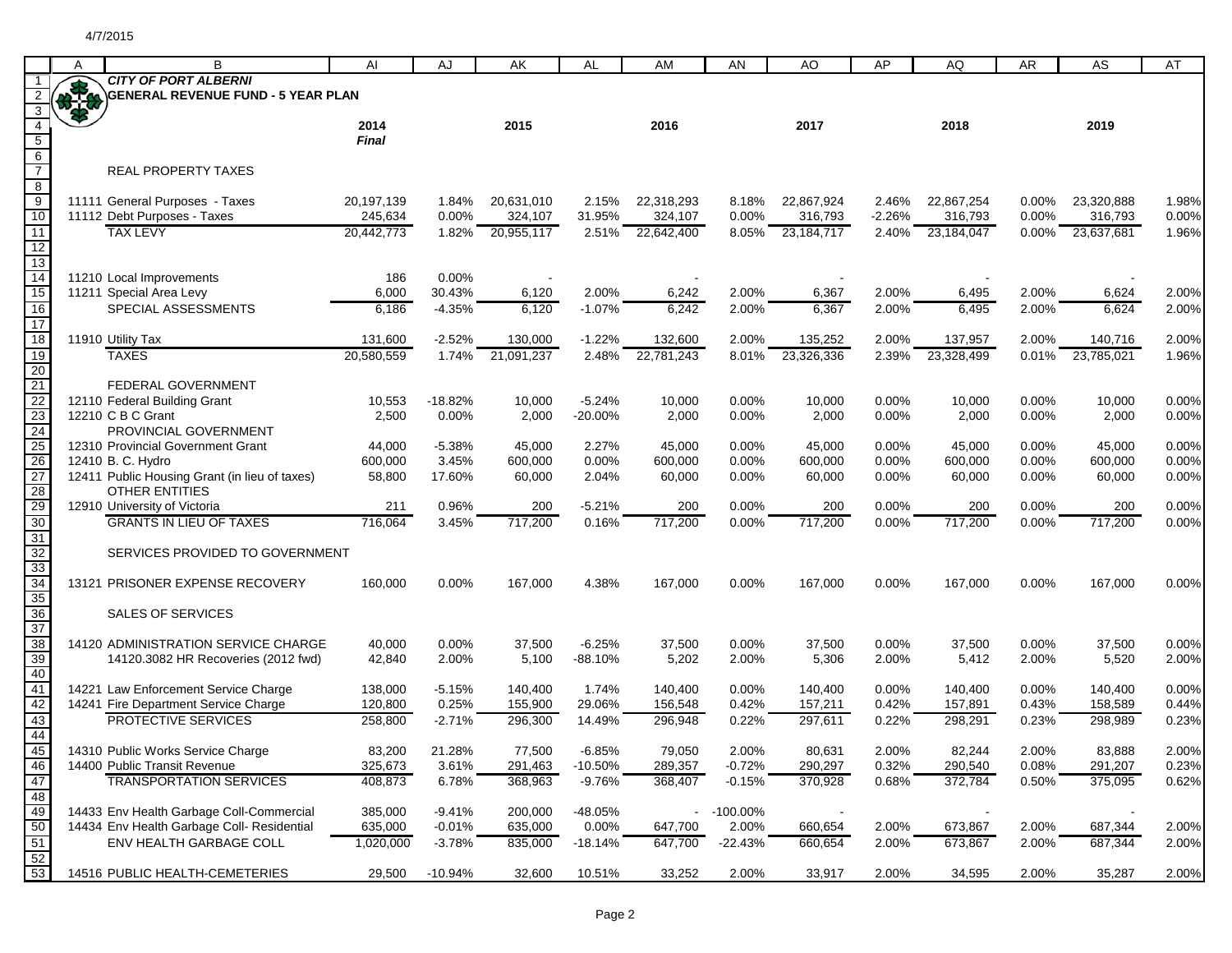**CITY OF PORT ALBERNI**
**GENERAL REVENUE FUND - 5 YEAR PLAN**

| | 2014 *Final* | | 2015 | | 2016 | | 2017 | | 2018 | | 2019 | |
|---|---|---|---|---|---|---|---|---|---|---|---|---|
| REAL PROPERTY TAXES | | | | | | | | | | | | |
| 11111 General Purposes - Taxes | 20,197,139 | 1.84% | 20,631,010 | 2.15% | 22,318,293 | 8.18% | 22,867,924 | 2.46% | 22,867,254 | 0.00% | 23,320,888 | 1.98% |
| 11112 Debt Purposes - Taxes | 245,634 | 0.00% | 324,107 | 31.95% | 324,107 | 0.00% | 316,793 | -2.26% | 316,793 | 0.00% | 316,793 | 0.00% |
| TAX LEVY | 20,442,773 | 1.82% | 20,955,117 | 2.51% | 22,642,400 | 8.05% | 23,184,717 | 2.40% | 23,184,047 | 0.00% | 23,637,681 | 1.96% |
| 11210 Local Improvements | 186 | 0.00% | - | | - | | - | | - | | - | |
| 11211 Special Area Levy | 6,000 | 30.43% | 6,120 | 2.00% | 6,242 | 2.00% | 6,367 | 2.00% | 6,495 | 2.00% | 6,624 | 2.00% |
| SPECIAL ASSESSMENTS | 6,186 | -4.35% | 6,120 | -1.07% | 6,242 | 2.00% | 6,367 | 2.00% | 6,495 | 2.00% | 6,624 | 2.00% |
| 11910 Utility Tax | 131,600 | -2.52% | 130,000 | -1.22% | 132,600 | 2.00% | 135,252 | 2.00% | 137,957 | 2.00% | 140,716 | 2.00% |
| TAXES | 20,580,559 | 1.74% | 21,091,237 | 2.48% | 22,781,243 | 8.01% | 23,326,336 | 2.39% | 23,328,499 | 0.01% | 23,785,021 | 1.96% |
| FEDERAL GOVERNMENT | | | | | | | | | | | | |
| 12110 Federal Building Grant | 10,553 | -18.82% | 10,000 | -5.24% | 10,000 | 0.00% | 10,000 | 0.00% | 10,000 | 0.00% | 10,000 | 0.00% |
| 12210 C B C Grant | 2,500 | 0.00% | 2,000 | -20.00% | 2,000 | 0.00% | 2,000 | 0.00% | 2,000 | 0.00% | 2,000 | 0.00% |
| PROVINCIAL GOVERNMENT | | | | | | | | | | | | |
| 12310 Provincial Government Grant | 44,000 | -5.38% | 45,000 | 2.27% | 45,000 | 0.00% | 45,000 | 0.00% | 45,000 | 0.00% | 45,000 | 0.00% |
| 12410 B. C. Hydro | 600,000 | 3.45% | 600,000 | 0.00% | 600,000 | 0.00% | 600,000 | 0.00% | 600,000 | 0.00% | 600,000 | 0.00% |
| 12411 Public Housing Grant (in lieu of taxes) | 58,800 | 17.60% | 60,000 | 2.04% | 60,000 | 0.00% | 60,000 | 0.00% | 60,000 | 0.00% | 60,000 | 0.00% |
| OTHER ENTITIES | | | | | | | | | | | | |
| 12910 University of Victoria | 211 | 0.96% | 200 | -5.21% | 200 | 0.00% | 200 | 0.00% | 200 | 0.00% | 200 | 0.00% |
| GRANTS IN LIEU OF TAXES | 716,064 | 3.45% | 717,200 | 0.16% | 717,200 | 0.00% | 717,200 | 0.00% | 717,200 | 0.00% | 717,200 | 0.00% |
| SERVICES PROVIDED TO GOVERNMENT | | | | | | | | | | | | |
| 13121 PRISONER EXPENSE RECOVERY | 160,000 | 0.00% | 167,000 | 4.38% | 167,000 | 0.00% | 167,000 | 0.00% | 167,000 | 0.00% | 167,000 | 0.00% |
| SALES OF SERVICES | | | | | | | | | | | | |
| 14120 ADMINISTRATION SERVICE CHARGE | 40,000 | 0.00% | 37,500 | -6.25% | 37,500 | 0.00% | 37,500 | 0.00% | 37,500 | 0.00% | 37,500 | 0.00% |
| 14120.3082 HR Recoveries (2012 fwd) | 42,840 | 2.00% | 5,100 | -88.10% | 5,202 | 2.00% | 5,306 | 2.00% | 5,412 | 2.00% | 5,520 | 2.00% |
| 14221 Law Enforcement Service Charge | 138,000 | -5.15% | 140,400 | 1.74% | 140,400 | 0.00% | 140,400 | 0.00% | 140,400 | 0.00% | 140,400 | 0.00% |
| 14241 Fire Department Service Charge | 120,800 | 0.25% | 155,900 | 29.06% | 156,548 | 0.42% | 157,211 | 0.42% | 157,891 | 0.43% | 158,589 | 0.44% |
| PROTECTIVE SERVICES | 258,800 | -2.71% | 296,300 | 14.49% | 296,948 | 0.22% | 297,611 | 0.22% | 298,291 | 0.23% | 298,989 | 0.23% |
| 14310 Public Works Service Charge | 83,200 | 21.28% | 77,500 | -6.85% | 79,050 | 2.00% | 80,631 | 2.00% | 82,244 | 2.00% | 83,888 | 2.00% |
| 14400 Public Transit Revenue | 325,673 | 3.61% | 291,463 | -10.50% | 289,357 | -0.72% | 290,297 | 0.32% | 290,540 | 0.08% | 291,207 | 0.23% |
| TRANSPORTATION SERVICES | 408,873 | 6.78% | 368,963 | -9.76% | 368,407 | -0.15% | 370,928 | 0.68% | 372,784 | 0.50% | 375,095 | 0.62% |
| 14433 Env Health Garbage Coll-Commercial | 385,000 | -9.41% | 200,000 | -48.05% | - | -100.00% | - | | - | | - | |
| 14434 Env Health Garbage Coll- Residential | 635,000 | -0.01% | 635,000 | 0.00% | 647,700 | 2.00% | 660,654 | 2.00% | 673,867 | 2.00% | 687,344 | 2.00% |
| ENV HEALTH GARBAGE COLL | 1,020,000 | -3.78% | 835,000 | -18.14% | 647,700 | -22.43% | 660,654 | 2.00% | 673,867 | 2.00% | 687,344 | 2.00% |
| 14516 PUBLIC HEALTH-CEMETERIES | 29,500 | -10.94% | 32,600 | 10.51% | 33,252 | 2.00% | 33,917 | 2.00% | 34,595 | 2.00% | 35,287 | 2.00% |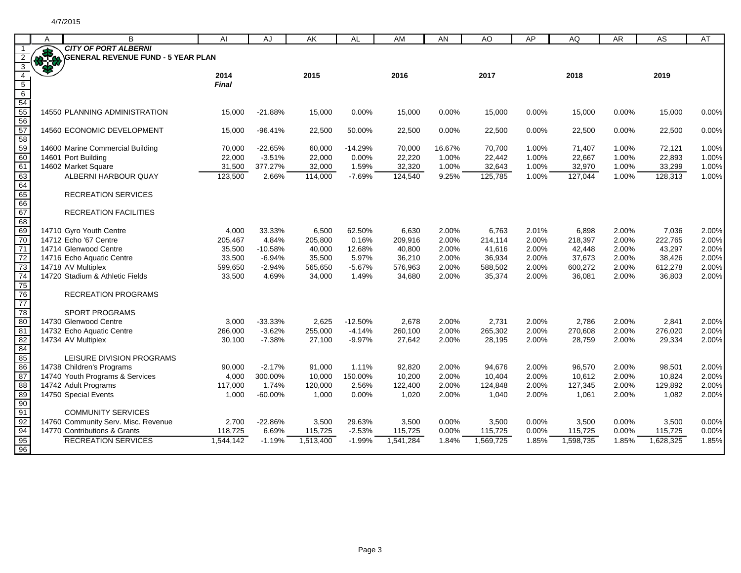4/7/2015

**CITY OF PORT ALBERNI**
**GENERAL REVENUE FUND - 5 YEAR PLAN**

| | 2014 Final | | 2015 | | 2016 | | 2017 | | 2018 | | 2019 | |
|---|---|---|---|---|---|---|---|---|---|---|---|---|
| 14550 PLANNING ADMINISTRATION | 15,000 | -21.88% | 15,000 | 0.00% | 15,000 | 0.00% | 15,000 | 0.00% | 15,000 | 0.00% | 15,000 | 0.00% |
| 14560 ECONOMIC DEVELOPMENT | 15,000 | -96.41% | 22,500 | 50.00% | 22,500 | 0.00% | 22,500 | 0.00% | 22,500 | 0.00% | 22,500 | 0.00% |
| 14600 Marine Commercial Building | 70,000 | -22.65% | 60,000 | -14.29% | 70,000 | 16.67% | 70,700 | 1.00% | 71,407 | 1.00% | 72,121 | 1.00% |
| 14601 Port Building | 22,000 | -3.51% | 22,000 | 0.00% | 22,220 | 1.00% | 22,442 | 1.00% | 22,667 | 1.00% | 22,893 | 1.00% |
| 14602 Market Square | 31,500 | 377.27% | 32,000 | 1.59% | 32,320 | 1.00% | 32,643 | 1.00% | 32,970 | 1.00% | 33,299 | 1.00% |
| ALBERNI HARBOUR QUAY | 123,500 | 2.66% | 114,000 | -7.69% | 124,540 | 9.25% | 125,785 | 1.00% | 127,044 | 1.00% | 128,313 | 1.00% |
| RECREATION SERVICES | | | | | | | | | | | | |
| RECREATION FACILITIES | | | | | | | | | | | | |
| 14710 Gyro Youth Centre | 4,000 | 33.33% | 6,500 | 62.50% | 6,630 | 2.00% | 6,763 | 2.01% | 6,898 | 2.00% | 7,036 | 2.00% |
| 14712 Echo '67 Centre | 205,467 | 4.84% | 205,800 | 0.16% | 209,916 | 2.00% | 214,114 | 2.00% | 218,397 | 2.00% | 222,765 | 2.00% |
| 14714 Glenwood Centre | 35,500 | -10.58% | 40,000 | 12.68% | 40,800 | 2.00% | 41,616 | 2.00% | 42,448 | 2.00% | 43,297 | 2.00% |
| 14716 Echo Aquatic Centre | 33,500 | -6.94% | 35,500 | 5.97% | 36,210 | 2.00% | 36,934 | 2.00% | 37,673 | 2.00% | 38,426 | 2.00% |
| 14718 AV Multiplex | 599,650 | -2.94% | 565,650 | -5.67% | 576,963 | 2.00% | 588,502 | 2.00% | 600,272 | 2.00% | 612,278 | 2.00% |
| 14720 Stadium & Athletic Fields | 33,500 | 4.69% | 34,000 | 1.49% | 34,680 | 2.00% | 35,374 | 2.00% | 36,081 | 2.00% | 36,803 | 2.00% |
| RECREATION PROGRAMS | | | | | | | | | | | | |
| SPORT PROGRAMS | | | | | | | | | | | | |
| 14730 Glenwood Centre | 3,000 | -33.33% | 2,625 | -12.50% | 2,678 | 2.00% | 2,731 | 2.00% | 2,786 | 2.00% | 2,841 | 2.00% |
| 14732 Echo Aquatic Centre | 266,000 | -3.62% | 255,000 | -4.14% | 260,100 | 2.00% | 265,302 | 2.00% | 270,608 | 2.00% | 276,020 | 2.00% |
| 14734 AV Multiplex | 30,100 | -7.38% | 27,100 | -9.97% | 27,642 | 2.00% | 28,195 | 2.00% | 28,759 | 2.00% | 29,334 | 2.00% |
| LEISURE DIVISION PROGRAMS | | | | | | | | | | | | |
| 14738 Children's Programs | 90,000 | -2.17% | 91,000 | 1.11% | 92,820 | 2.00% | 94,676 | 2.00% | 96,570 | 2.00% | 98,501 | 2.00% |
| 14740 Youth Programs & Services | 4,000 | 300.00% | 10,000 | 150.00% | 10,200 | 2.00% | 10,404 | 2.00% | 10,612 | 2.00% | 10,824 | 2.00% |
| 14742 Adult Programs | 117,000 | 1.74% | 120,000 | 2.56% | 122,400 | 2.00% | 124,848 | 2.00% | 127,345 | 2.00% | 129,892 | 2.00% |
| 14750 Special Events | 1,000 | -60.00% | 1,000 | 0.00% | 1,020 | 2.00% | 1,040 | 2.00% | 1,061 | 2.00% | 1,082 | 2.00% |
| COMMUNITY SERVICES | | | | | | | | | | | | |
| 14760 Community Serv. Misc. Revenue | 2,700 | -22.86% | 3,500 | 29.63% | 3,500 | 0.00% | 3,500 | 0.00% | 3,500 | 0.00% | 3,500 | 0.00% |
| 14770 Contributions & Grants | 118,725 | 6.69% | 115,725 | -2.53% | 115,725 | 0.00% | 115,725 | 0.00% | 115,725 | 0.00% | 115,725 | 0.00% |
| RECREATION SERVICES | 1,544,142 | -1.19% | 1,513,400 | -1.99% | 1,541,284 | 1.84% | 1,569,725 | 1.85% | 1,598,735 | 1.85% | 1,628,325 | 1.85% |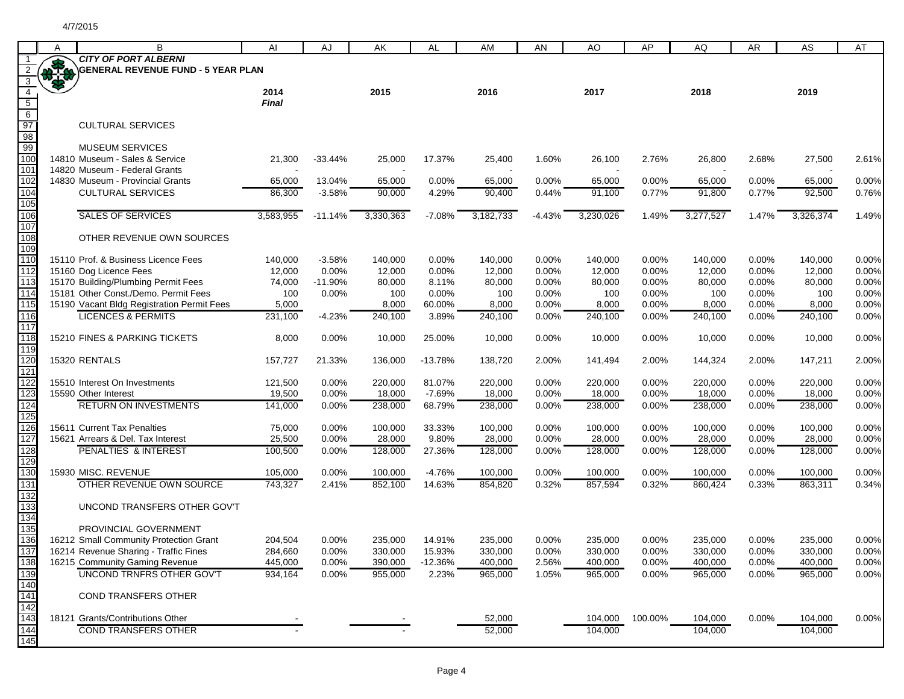# CITY OF PORT ALBERNI

## GENERAL REVENUE FUND - 5 YEAR PLAN

| | | 2014 *Final* | | 2015 | | 2016 | | 2017 | | 2018 | | 2019 | |
|---|---|---|---|---|---|---|---|---|---|---|---|---|---|
| | CULTURAL SERVICES | | | | | | | | | | | | |
| | MUSEUM SERVICES | | | | | | | | | | | | |
| 14810 | Museum - Sales & Service | 21,300 | -33.44% | 25,000 | 17.37% | 25,400 | 1.60% | 26,100 | 2.76% | 26,800 | 2.68% | 27,500 | 2.61% |
| 14820 | Museum - Federal Grants | - | | - | | - | | - | | - | | - | |
| 14830 | Museum - Provincial Grants | 65,000 | 13.04% | 65,000 | 0.00% | 65,000 | 0.00% | 65,000 | 0.00% | 65,000 | 0.00% | 65,000 | 0.00% |
| | CULTURAL SERVICES | 86,300 | -3.58% | 90,000 | 4.29% | 90,400 | 0.44% | 91,100 | 0.77% | 91,800 | 0.77% | 92,500 | 0.76% |
| | SALES OF SERVICES | 3,583,955 | -11.14% | 3,330,363 | -7.08% | 3,182,733 | -4.43% | 3,230,026 | 1.49% | 3,277,527 | 1.47% | 3,326,374 | 1.49% |
| | OTHER REVENUE OWN SOURCES | | | | | | | | | | | | |
| 15110 | Prof. & Business Licence Fees | 140,000 | -3.58% | 140,000 | 0.00% | 140,000 | 0.00% | 140,000 | 0.00% | 140,000 | 0.00% | 140,000 | 0.00% |
| 15160 | Dog Licence Fees | 12,000 | 0.00% | 12,000 | 0.00% | 12,000 | 0.00% | 12,000 | 0.00% | 12,000 | 0.00% | 12,000 | 0.00% |
| 15170 | Building/Plumbing Permit Fees | 74,000 | -11.90% | 80,000 | 8.11% | 80,000 | 0.00% | 80,000 | 0.00% | 80,000 | 0.00% | 80,000 | 0.00% |
| 15181 | Other Const./Demo. Permit Fees | 100 | 0.00% | 100 | 0.00% | 100 | 0.00% | 100 | 0.00% | 100 | 0.00% | 100 | 0.00% |
| 15190 | Vacant Bldg Registration Permit Fees | 5,000 | | 8,000 | 60.00% | 8,000 | 0.00% | 8,000 | 0.00% | 8,000 | 0.00% | 8,000 | 0.00% |
| | LICENCES & PERMITS | 231,100 | -4.23% | 240,100 | 3.89% | 240,100 | 0.00% | 240,100 | 0.00% | 240,100 | 0.00% | 240,100 | 0.00% |
| 15210 | FINES & PARKING TICKETS | 8,000 | 0.00% | 10,000 | 25.00% | 10,000 | 0.00% | 10,000 | 0.00% | 10,000 | 0.00% | 10,000 | 0.00% |
| 15320 | RENTALS | 157,727 | 21.33% | 136,000 | -13.78% | 138,720 | 2.00% | 141,494 | 2.00% | 144,324 | 2.00% | 147,211 | 2.00% |
| 15510 | Interest On Investments | 121,500 | 0.00% | 220,000 | 81.07% | 220,000 | 0.00% | 220,000 | 0.00% | 220,000 | 0.00% | 220,000 | 0.00% |
| 15590 | Other Interest | 19,500 | 0.00% | 18,000 | -7.69% | 18,000 | 0.00% | 18,000 | 0.00% | 18,000 | 0.00% | 18,000 | 0.00% |
| | RETURN ON INVESTMENTS | 141,000 | 0.00% | 238,000 | 68.79% | 238,000 | 0.00% | 238,000 | 0.00% | 238,000 | 0.00% | 238,000 | 0.00% |
| 15611 | Current Tax Penalties | 75,000 | 0.00% | 100,000 | 33.33% | 100,000 | 0.00% | 100,000 | 0.00% | 100,000 | 0.00% | 100,000 | 0.00% |
| 15621 | Arrears & Del. Tax Interest | 25,500 | 0.00% | 28,000 | 9.80% | 28,000 | 0.00% | 28,000 | 0.00% | 28,000 | 0.00% | 28,000 | 0.00% |
| | PENALTIES & INTEREST | 100,500 | 0.00% | 128,000 | 27.36% | 128,000 | 0.00% | 128,000 | 0.00% | 128,000 | 0.00% | 128,000 | 0.00% |
| 15930 | MISC. REVENUE | 105,000 | 0.00% | 100,000 | -4.76% | 100,000 | 0.00% | 100,000 | 0.00% | 100,000 | 0.00% | 100,000 | 0.00% |
| | OTHER REVENUE OWN SOURCE | 743,327 | 2.41% | 852,100 | 14.63% | 854,820 | 0.32% | 857,594 | 0.32% | 860,424 | 0.33% | 863,311 | 0.34% |
| | UNCOND TRANSFERS OTHER GOV'T | | | | | | | | | | | | |
| | PROVINCIAL GOVERNMENT | | | | | | | | | | | | |
| 16212 | Small Community Protection Grant | 204,504 | 0.00% | 235,000 | 14.91% | 235,000 | 0.00% | 235,000 | 0.00% | 235,000 | 0.00% | 235,000 | 0.00% |
| 16214 | Revenue Sharing - Traffic Fines | 284,660 | 0.00% | 330,000 | 15.93% | 330,000 | 0.00% | 330,000 | 0.00% | 330,000 | 0.00% | 330,000 | 0.00% |
| 16215 | Community Gaming Revenue | 445,000 | 0.00% | 390,000 | -12.36% | 400,000 | 2.56% | 400,000 | 0.00% | 400,000 | 0.00% | 400,000 | 0.00% |
| | UNCOND TRNFRS OTHER GOV'T | 934,164 | 0.00% | 955,000 | 2.23% | 965,000 | 1.05% | 965,000 | 0.00% | 965,000 | 0.00% | 965,000 | 0.00% |
| | COND TRANSFERS OTHER | | | | | | | | | | | | |
| 18121 | Grants/Contributions Other | - | | - | | 52,000 | | 104,000 | 100.00% | 104,000 | 0.00% | 104,000 | 0.00% |
| | COND TRANSFERS OTHER | - | | - | | 52,000 | | 104,000 | | 104,000 | | 104,000 | |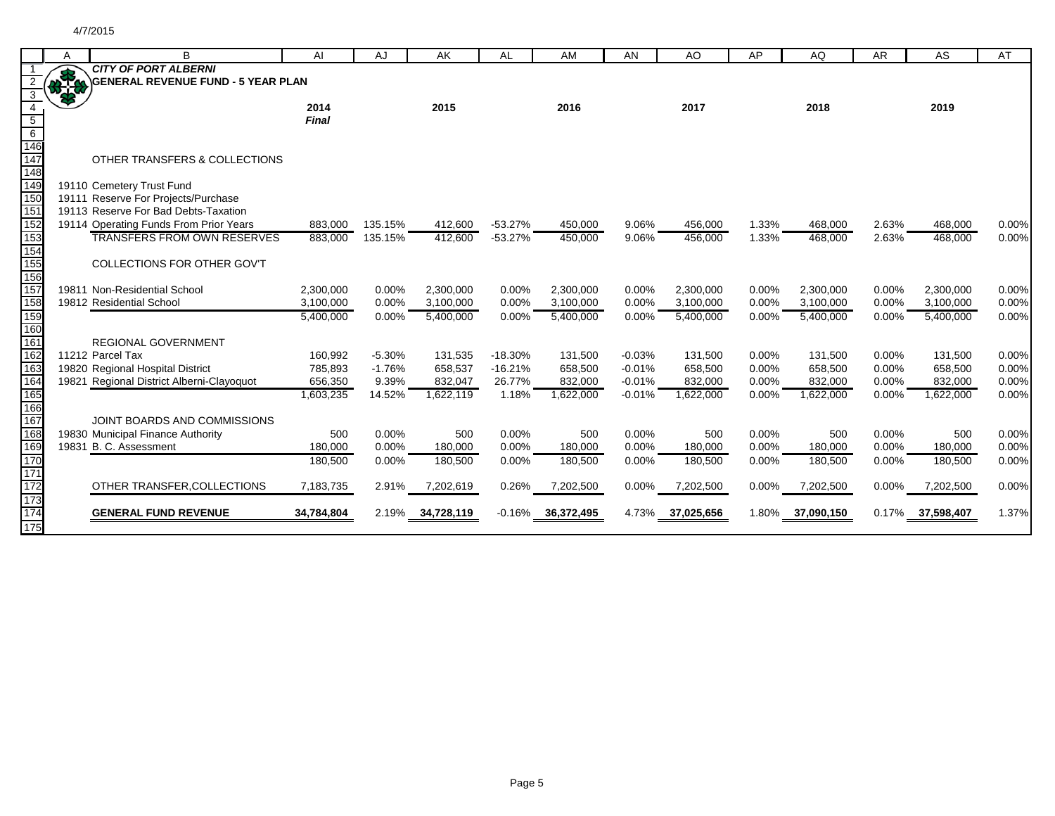4/7/2015

**CITY OF PORT ALBERNI**
**GENERAL REVENUE FUND - 5 YEAR PLAN**

| | 2014 Final | | 2015 | | 2016 | | 2017 | | 2018 | | 2019 | |
|---|---|---|---|---|---|---|---|---|---|---|---|---|
| OTHER TRANSFERS & COLLECTIONS | | | | | | | | | | | | |
| 19110 Cemetery Trust Fund | | | | | | | | | | | | |
| 19111 Reserve For Projects/Purchase | | | | | | | | | | | | |
| 19113 Reserve For Bad Debts-Taxation | | | | | | | | | | | | |
| 19114 Operating Funds From Prior Years | 883,000 | 135.15% | 412,600 | -53.27% | 450,000 | 9.06% | 456,000 | 1.33% | 468,000 | 2.63% | 468,000 | 0.00% |
| TRANSFERS FROM OWN RESERVES | 883,000 | 135.15% | 412,600 | -53.27% | 450,000 | 9.06% | 456,000 | 1.33% | 468,000 | 2.63% | 468,000 | 0.00% |
| COLLECTIONS FOR OTHER GOV'T | | | | | | | | | | | | |
| 19811 Non-Residential School | 2,300,000 | 0.00% | 2,300,000 | 0.00% | 2,300,000 | 0.00% | 2,300,000 | 0.00% | 2,300,000 | 0.00% | 2,300,000 | 0.00% |
| 19812 Residential School | 3,100,000 | 0.00% | 3,100,000 | 0.00% | 3,100,000 | 0.00% | 3,100,000 | 0.00% | 3,100,000 | 0.00% | 3,100,000 | 0.00% |
| | 5,400,000 | 0.00% | 5,400,000 | 0.00% | 5,400,000 | 0.00% | 5,400,000 | 0.00% | 5,400,000 | 0.00% | 5,400,000 | 0.00% |
| REGIONAL GOVERNMENT | | | | | | | | | | | | |
| 11212 Parcel Tax | 160,992 | -5.30% | 131,535 | -18.30% | 131,500 | -0.03% | 131,500 | 0.00% | 131,500 | 0.00% | 131,500 | 0.00% |
| 19820 Regional Hospital District | 785,893 | -1.76% | 658,537 | -16.21% | 658,500 | -0.01% | 658,500 | 0.00% | 658,500 | 0.00% | 658,500 | 0.00% |
| 19821 Regional District Alberni-Clayoquot | 656,350 | 9.39% | 832,047 | 26.77% | 832,000 | -0.01% | 832,000 | 0.00% | 832,000 | 0.00% | 832,000 | 0.00% |
| | 1,603,235 | 14.52% | 1,622,119 | 1.18% | 1,622,000 | -0.01% | 1,622,000 | 0.00% | 1,622,000 | 0.00% | 1,622,000 | 0.00% |
| JOINT BOARDS AND COMMISSIONS | | | | | | | | | | | | |
| 19830 Municipal Finance Authority | 500 | 0.00% | 500 | 0.00% | 500 | 0.00% | 500 | 0.00% | 500 | 0.00% | 500 | 0.00% |
| 19831 B. C. Assessment | 180,000 | 0.00% | 180,000 | 0.00% | 180,000 | 0.00% | 180,000 | 0.00% | 180,000 | 0.00% | 180,000 | 0.00% |
| | 180,500 | 0.00% | 180,500 | 0.00% | 180,500 | 0.00% | 180,500 | 0.00% | 180,500 | 0.00% | 180,500 | 0.00% |
| OTHER TRANSFER,COLLECTIONS | 7,183,735 | 2.91% | 7,202,619 | 0.26% | 7,202,500 | 0.00% | 7,202,500 | 0.00% | 7,202,500 | 0.00% | 7,202,500 | 0.00% |
| **GENERAL FUND REVENUE** | **34,784,804** | 2.19% | **34,728,119** | -0.16% | **36,372,495** | 4.73% | **37,025,656** | 1.80% | **37,090,150** | 0.17% | **37,598,407** | 1.37% |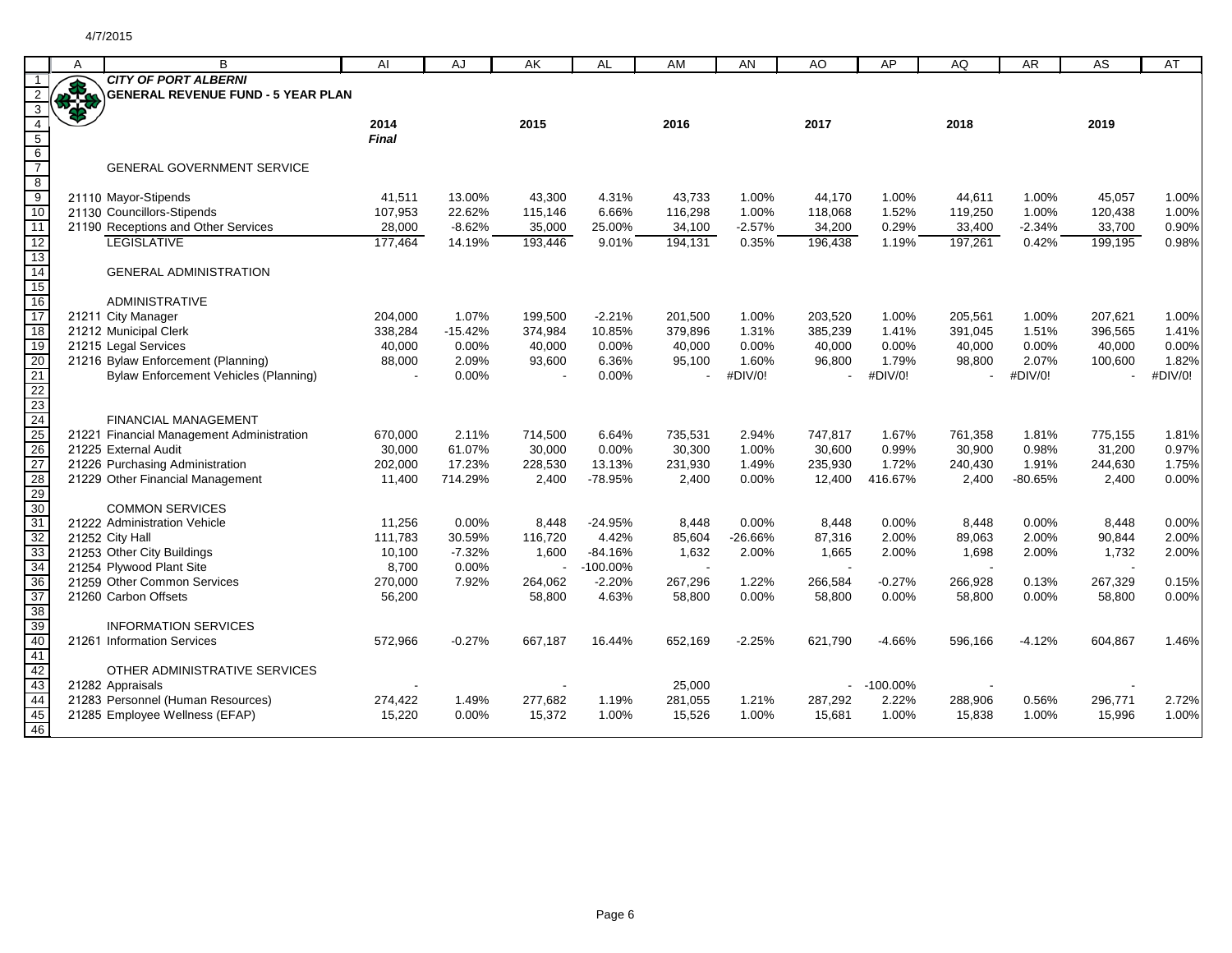4/7/2015

**CITY OF PORT ALBERNI**
**GENERAL REVENUE FUND - 5 YEAR PLAN**

| | | AI | AJ | AK | AL | AM | AN | AO | AP | AQ | AR | AS | AT |
|---|---|---|---|---|---|---|---|---|---|---|---|---|---|
| | | 2014 *Final* | | 2015 | | 2016 | | 2017 | | 2018 | | 2019 | |
| | GENERAL GOVERNMENT SERVICE | | | | | | | | | | | | |
| 21110 | Mayor-Stipends | 41,511 | 13.00% | 43,300 | 4.31% | 43,733 | 1.00% | 44,170 | 1.00% | 44,611 | 1.00% | 45,057 | 1.00% |
| 21130 | Councillors-Stipends | 107,953 | 22.62% | 115,146 | 6.66% | 116,298 | 1.00% | 118,068 | 1.52% | 119,250 | 1.00% | 120,438 | 1.00% |
| 21190 | Receptions and Other Services | 28,000 | -8.62% | 35,000 | 25.00% | 34,100 | -2.57% | 34,200 | 0.29% | 33,400 | -2.34% | 33,700 | 0.90% |
| | LEGISLATIVE | 177,464 | 14.19% | 193,446 | 9.01% | 194,131 | 0.35% | 196,438 | 1.19% | 197,261 | 0.42% | 199,195 | 0.98% |
| | GENERAL ADMINISTRATION | | | | | | | | | | | | |
| | ADMINISTRATIVE | | | | | | | | | | | | |
| 21211 | City Manager | 204,000 | 1.07% | 199,500 | -2.21% | 201,500 | 1.00% | 203,520 | 1.00% | 205,561 | 1.00% | 207,621 | 1.00% |
| 21212 | Municipal Clerk | 338,284 | -15.42% | 374,984 | 10.85% | 379,896 | 1.31% | 385,239 | 1.41% | 391,045 | 1.51% | 396,565 | 1.41% |
| 21215 | Legal Services | 40,000 | 0.00% | 40,000 | 0.00% | 40,000 | 0.00% | 40,000 | 0.00% | 40,000 | 0.00% | 40,000 | 0.00% |
| 21216 | Bylaw Enforcement (Planning) | 88,000 | 2.09% | 93,600 | 6.36% | 95,100 | 1.60% | 96,800 | 1.79% | 98,800 | 2.07% | 100,600 | 1.82% |
| | Bylaw Enforcement Vehicles (Planning) | - | 0.00% | - | 0.00% | - | #DIV/0! | - | #DIV/0! | - | #DIV/0! | - | #DIV/0! |
| | FINANCIAL MANAGEMENT | | | | | | | | | | | | |
| 21221 | Financial Management Administration | 670,000 | 2.11% | 714,500 | 6.64% | 735,531 | 2.94% | 747,817 | 1.67% | 761,358 | 1.81% | 775,155 | 1.81% |
| 21225 | External Audit | 30,000 | 61.07% | 30,000 | 0.00% | 30,300 | 1.00% | 30,600 | 0.99% | 30,900 | 0.98% | 31,200 | 0.97% |
| 21226 | Purchasing Administration | 202,000 | 17.23% | 228,530 | 13.13% | 231,930 | 1.49% | 235,930 | 1.72% | 240,430 | 1.91% | 244,630 | 1.75% |
| 21229 | Other Financial Management | 11,400 | 714.29% | 2,400 | -78.95% | 2,400 | 0.00% | 12,400 | 416.67% | 2,400 | -80.65% | 2,400 | 0.00% |
| | COMMON SERVICES | | | | | | | | | | | | |
| 21222 | Administration Vehicle | 11,256 | 0.00% | 8,448 | -24.95% | 8,448 | 0.00% | 8,448 | 0.00% | 8,448 | 0.00% | 8,448 | 0.00% |
| 21252 | City Hall | 111,783 | 30.59% | 116,720 | 4.42% | 85,604 | -26.66% | 87,316 | 2.00% | 89,063 | 2.00% | 90,844 | 2.00% |
| 21253 | Other City Buildings | 10,100 | -7.32% | 1,600 | -84.16% | 1,632 | 2.00% | 1,665 | 2.00% | 1,698 | 2.00% | 1,732 | 2.00% |
| 21254 | Plywood Plant Site | 8,700 | 0.00% | - | -100.00% | - | | - | | - | | - | |
| 21259 | Other Common Services | 270,000 | 7.92% | 264,062 | -2.20% | 267,296 | 1.22% | 266,584 | -0.27% | 266,928 | 0.13% | 267,329 | 0.15% |
| 21260 | Carbon Offsets | 56,200 | | 58,800 | 4.63% | 58,800 | 0.00% | 58,800 | 0.00% | 58,800 | 0.00% | 58,800 | 0.00% |
| | INFORMATION SERVICES | | | | | | | | | | | | |
| 21261 | Information Services | 572,966 | -0.27% | 667,187 | 16.44% | 652,169 | -2.25% | 621,790 | -4.66% | 596,166 | -4.12% | 604,867 | 1.46% |
| | OTHER ADMINISTRATIVE SERVICES | | | | | | | | | | | | |
| 21282 | Appraisals | - | | - | | 25,000 | | - | -100.00% | - | | - | |
| 21283 | Personnel (Human Resources) | 274,422 | 1.49% | 277,682 | 1.19% | 281,055 | 1.21% | 287,292 | 2.22% | 288,906 | 0.56% | 296,771 | 2.72% |
| 21285 | Employee Wellness (EFAP) | 15,220 | 0.00% | 15,372 | 1.00% | 15,526 | 1.00% | 15,681 | 1.00% | 15,838 | 1.00% | 15,996 | 1.00% |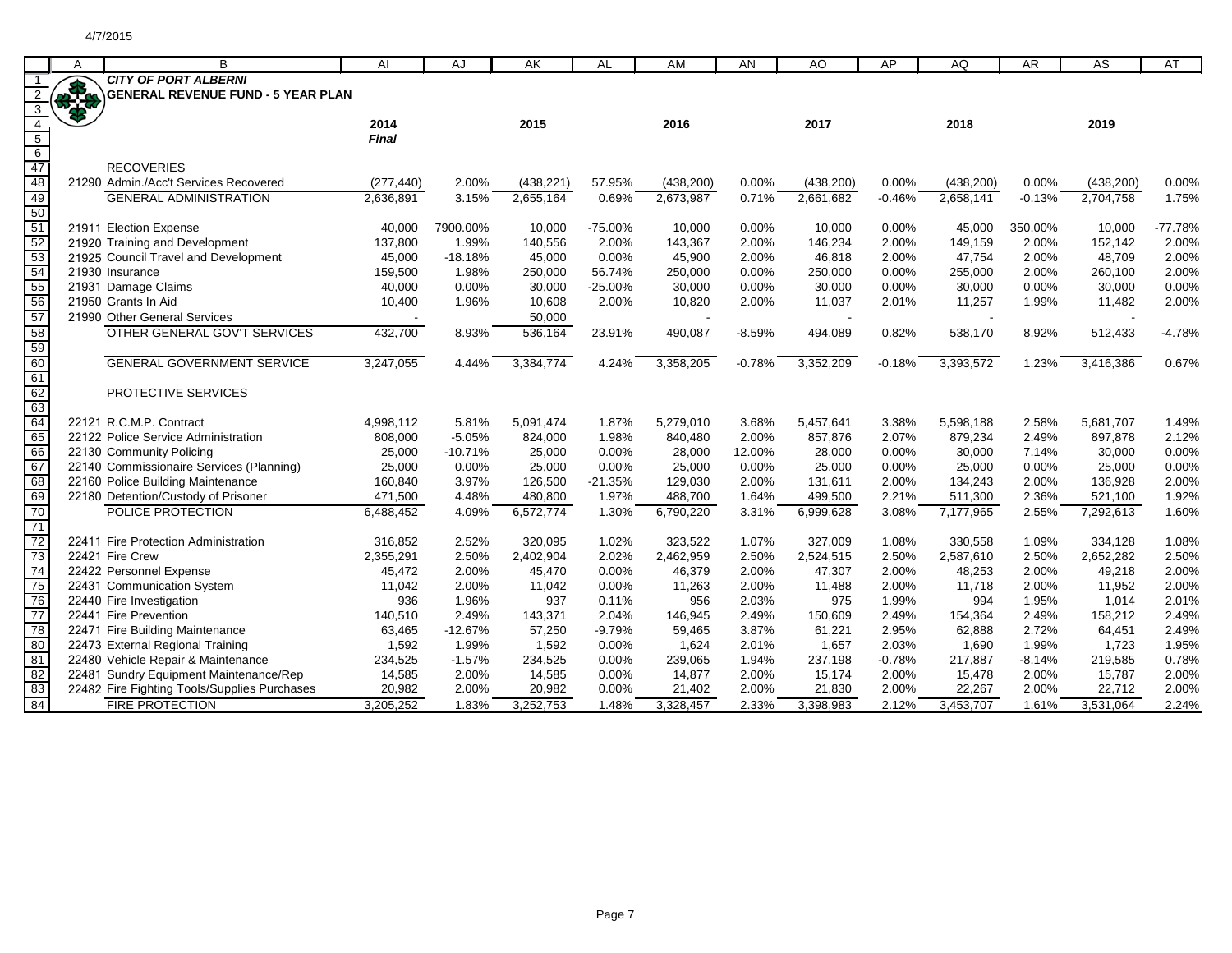4/7/2015

# CITY OF PORT ALBERNI
## GENERAL REVENUE FUND - 5 YEAR PLAN

| | A | B | AI | AJ | AK | AL | AM | AN | AO | AP | AQ | AR | AS | AT |
|---|---|---|---|---|---|---|---|---|---|---|---|---|---|---|
| 4 | | | 2014 | | 2015 | | 2016 | | 2017 | | 2018 | | 2019 | |
| 5 | | | *Final* | | | | | | | | | | | |
| 6 | | | | | | | | | | | | | | |
| 47 | | RECOVERIES | | | | | | | | | | | | |
| 48 | 21290 | Admin./Acc't Services Recovered | (277,440) | 2.00% | (438,221) | 57.95% | (438,200) | 0.00% | (438,200) | 0.00% | (438,200) | 0.00% | (438,200) | 0.00% |
| 49 | | GENERAL ADMINISTRATION | 2,636,891 | 3.15% | 2,655,164 | 0.69% | 2,673,987 | 0.71% | 2,661,682 | -0.46% | 2,658,141 | -0.13% | 2,704,758 | 1.75% |
| 50 | | | | | | | | | | | | | | |
| 51 | 21911 | Election Expense | 40,000 | 7900.00% | 10,000 | -75.00% | 10,000 | 0.00% | 10,000 | 0.00% | 45,000 | 350.00% | 10,000 | -77.78% |
| 52 | 21920 | Training and Development | 137,800 | 1.99% | 140,556 | 2.00% | 143,367 | 2.00% | 146,234 | 2.00% | 149,159 | 2.00% | 152,142 | 2.00% |
| 53 | 21925 | Council Travel and Development | 45,000 | -18.18% | 45,000 | 0.00% | 45,900 | 2.00% | 46,818 | 2.00% | 47,754 | 2.00% | 48,709 | 2.00% |
| 54 | 21930 | Insurance | 159,500 | 1.98% | 250,000 | 56.74% | 250,000 | 0.00% | 250,000 | 0.00% | 255,000 | 2.00% | 260,100 | 2.00% |
| 55 | 21931 | Damage Claims | 40,000 | 0.00% | 30,000 | -25.00% | 30,000 | 0.00% | 30,000 | 0.00% | 30,000 | 0.00% | 30,000 | 0.00% |
| 56 | 21950 | Grants In Aid | 10,400 | 1.96% | 10,608 | 2.00% | 10,820 | 2.00% | 11,037 | 2.01% | 11,257 | 1.99% | 11,482 | 2.00% |
| 57 | 21990 | Other General Services | - | | 50,000 | | - | | - | | - | | - | |
| 58 | | OTHER GENERAL GOV'T SERVICES | 432,700 | 8.93% | 536,164 | 23.91% | 490,087 | -8.59% | 494,089 | 0.82% | 538,170 | 8.92% | 512,433 | -4.78% |
| 59 | | | | | | | | | | | | | | |
| 60 | | GENERAL GOVERNMENT SERVICE | 3,247,055 | 4.44% | 3,384,774 | 4.24% | 3,358,205 | -0.78% | 3,352,209 | -0.18% | 3,393,572 | 1.23% | 3,416,386 | 0.67% |
| 61 | | | | | | | | | | | | | | |
| 62 | | PROTECTIVE SERVICES | | | | | | | | | | | | |
| 63 | | | | | | | | | | | | | | |
| 64 | 22121 | R.C.M.P. Contract | 4,998,112 | 5.81% | 5,091,474 | 1.87% | 5,279,010 | 3.68% | 5,457,641 | 3.38% | 5,598,188 | 2.58% | 5,681,707 | 1.49% |
| 65 | 22122 | Police Service Administration | 808,000 | -5.05% | 824,000 | 1.98% | 840,480 | 2.00% | 857,876 | 2.07% | 879,234 | 2.49% | 897,878 | 2.12% |
| 66 | 22130 | Community Policing | 25,000 | -10.71% | 25,000 | 0.00% | 28,000 | 12.00% | 28,000 | 0.00% | 30,000 | 7.14% | 30,000 | 0.00% |
| 67 | 22140 | Commissionaire Services (Planning) | 25,000 | 0.00% | 25,000 | 0.00% | 25,000 | 0.00% | 25,000 | 0.00% | 25,000 | 0.00% | 25,000 | 0.00% |
| 68 | 22160 | Police Building Maintenance | 160,840 | 3.97% | 126,500 | -21.35% | 129,030 | 2.00% | 131,611 | 2.00% | 134,243 | 2.00% | 136,928 | 2.00% |
| 69 | 22180 | Detention/Custody of Prisoner | 471,500 | 4.48% | 480,800 | 1.97% | 488,700 | 1.64% | 499,500 | 2.21% | 511,300 | 2.36% | 521,100 | 1.92% |
| 70 | | POLICE PROTECTION | 6,488,452 | 4.09% | 6,572,774 | 1.30% | 6,790,220 | 3.31% | 6,999,628 | 3.08% | 7,177,965 | 2.55% | 7,292,613 | 1.60% |
| 71 | | | | | | | | | | | | | | |
| 72 | 22411 | Fire Protection Administration | 316,852 | 2.52% | 320,095 | 1.02% | 323,522 | 1.07% | 327,009 | 1.08% | 330,558 | 1.09% | 334,128 | 1.08% |
| 73 | 22421 | Fire Crew | 2,355,291 | 2.50% | 2,402,904 | 2.02% | 2,462,959 | 2.50% | 2,524,515 | 2.50% | 2,587,610 | 2.50% | 2,652,282 | 2.50% |
| 74 | 22422 | Personnel Expense | 45,472 | 2.00% | 45,470 | 0.00% | 46,379 | 2.00% | 47,307 | 2.00% | 48,253 | 2.00% | 49,218 | 2.00% |
| 75 | 22431 | Communication System | 11,042 | 2.00% | 11,042 | 0.00% | 11,263 | 2.00% | 11,488 | 2.00% | 11,718 | 2.00% | 11,952 | 2.00% |
| 76 | 22440 | Fire Investigation | 936 | 1.96% | 937 | 0.11% | 956 | 2.03% | 975 | 1.99% | 994 | 1.95% | 1,014 | 2.01% |
| 77 | 22441 | Fire Prevention | 140,510 | 2.49% | 143,371 | 2.04% | 146,945 | 2.49% | 150,609 | 2.49% | 154,364 | 2.49% | 158,212 | 2.49% |
| 78 | 22471 | Fire Building Maintenance | 63,465 | -12.67% | 57,250 | -9.79% | 59,465 | 3.87% | 61,221 | 2.95% | 62,888 | 2.72% | 64,451 | 2.49% |
| 80 | 22473 | External Regional Training | 1,592 | 1.99% | 1,592 | 0.00% | 1,624 | 2.01% | 1,657 | 2.03% | 1,690 | 1.99% | 1,723 | 1.95% |
| 81 | 22480 | Vehicle Repair & Maintenance | 234,525 | -1.57% | 234,525 | 0.00% | 239,065 | 1.94% | 237,198 | -0.78% | 217,887 | -8.14% | 219,585 | 0.78% |
| 82 | 22481 | Sundry Equipment Maintenance/Rep | 14,585 | 2.00% | 14,585 | 0.00% | 14,877 | 2.00% | 15,174 | 2.00% | 15,478 | 2.00% | 15,787 | 2.00% |
| 83 | 22482 | Fire Fighting Tools/Supplies Purchases | 20,982 | 2.00% | 20,982 | 0.00% | 21,402 | 2.00% | 21,830 | 2.00% | 22,267 | 2.00% | 22,712 | 2.00% |
| 84 | | FIRE PROTECTION | 3,205,252 | 1.83% | 3,252,753 | 1.48% | 3,328,457 | 2.33% | 3,398,983 | 2.12% | 3,453,707 | 1.61% | 3,531,064 | 2.24% |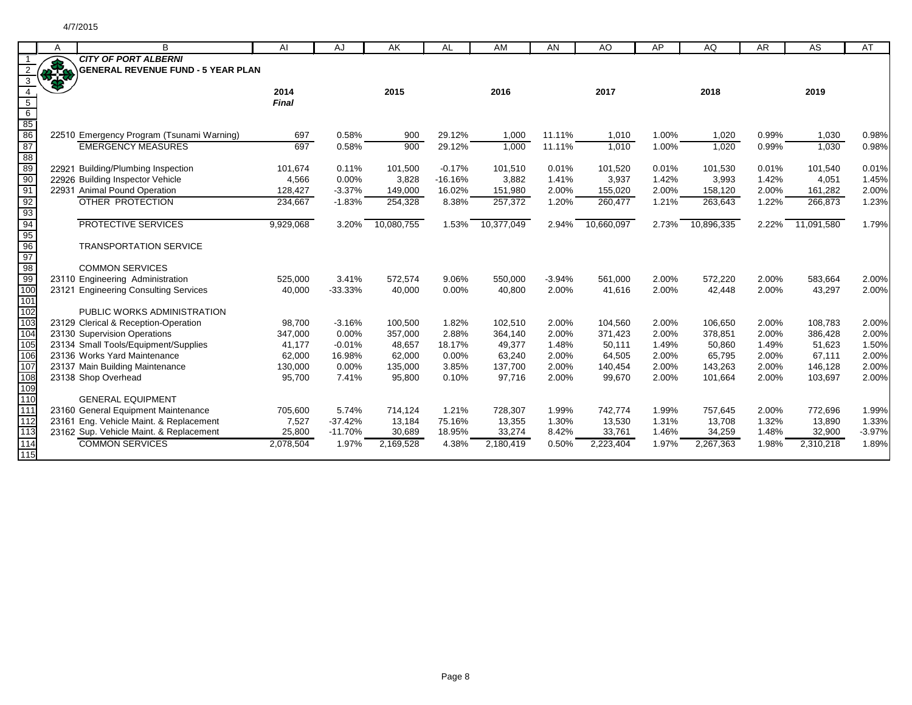4/7/2015

## CITY OF PORT ALBERNI
## GENERAL REVENUE FUND - 5 YEAR PLAN

| | 2014 Final | | 2015 | | 2016 | | 2017 | | 2018 | | 2019 | |
|---|---|---|---|---|---|---|---|---|---|---|---|---|
| 22510 Emergency Program (Tsunami Warning) | 697 | 0.58% | 900 | 29.12% | 1,000 | 11.11% | 1,010 | 1.00% | 1,020 | 0.99% | 1,030 | 0.98% |
| EMERGENCY MEASURES | 697 | 0.58% | 900 | 29.12% | 1,000 | 11.11% | 1,010 | 1.00% | 1,020 | 0.99% | 1,030 | 0.98% |
| | | | | | | | | | | | | |
| 22921 Building/Plumbing Inspection | 101,674 | 0.11% | 101,500 | -0.17% | 101,510 | 0.01% | 101,520 | 0.01% | 101,530 | 0.01% | 101,540 | 0.01% |
| 22926 Building Inspector Vehicle | 4,566 | 0.00% | 3,828 | -16.16% | 3,882 | 1.41% | 3,937 | 1.42% | 3,993 | 1.42% | 4,051 | 1.45% |
| 22931 Animal Pound Operation | 128,427 | -3.37% | 149,000 | 16.02% | 151,980 | 2.00% | 155,020 | 2.00% | 158,120 | 2.00% | 161,282 | 2.00% |
| OTHER PROTECTION | 234,667 | -1.83% | 254,328 | 8.38% | 257,372 | 1.20% | 260,477 | 1.21% | 263,643 | 1.22% | 266,873 | 1.23% |
| | | | | | | | | | | | | |
| PROTECTIVE SERVICES | 9,929,068 | 3.20% | 10,080,755 | 1.53% | 10,377,049 | 2.94% | 10,660,097 | 2.73% | 10,896,335 | 2.22% | 11,091,580 | 1.79% |
| | | | | | | | | | | | | |
| TRANSPORTATION SERVICE | | | | | | | | | | | | |
| | | | | | | | | | | | | |
| COMMON SERVICES | | | | | | | | | | | | |
| 23110 Engineering Administration | 525,000 | 3.41% | 572,574 | 9.06% | 550,000 | -3.94% | 561,000 | 2.00% | 572,220 | 2.00% | 583,664 | 2.00% |
| 23121 Engineering Consulting Services | 40,000 | -33.33% | 40,000 | 0.00% | 40,800 | 2.00% | 41,616 | 2.00% | 42,448 | 2.00% | 43,297 | 2.00% |
| | | | | | | | | | | | | |
| PUBLIC WORKS ADMINISTRATION | | | | | | | | | | | | |
| 23129 Clerical & Reception-Operation | 98,700 | -3.16% | 100,500 | 1.82% | 102,510 | 2.00% | 104,560 | 2.00% | 106,650 | 2.00% | 108,783 | 2.00% |
| 23130 Supervision Operations | 347,000 | 0.00% | 357,000 | 2.88% | 364,140 | 2.00% | 371,423 | 2.00% | 378,851 | 2.00% | 386,428 | 2.00% |
| 23134 Small Tools/Equipment/Supplies | 41,177 | -0.01% | 48,657 | 18.17% | 49,377 | 1.48% | 50,111 | 1.49% | 50,860 | 1.49% | 51,623 | 1.50% |
| 23136 Works Yard Maintenance | 62,000 | 16.98% | 62,000 | 0.00% | 63,240 | 2.00% | 64,505 | 2.00% | 65,795 | 2.00% | 67,111 | 2.00% |
| 23137 Main Building Maintenance | 130,000 | 0.00% | 135,000 | 3.85% | 137,700 | 2.00% | 140,454 | 2.00% | 143,263 | 2.00% | 146,128 | 2.00% |
| 23138 Shop Overhead | 95,700 | 7.41% | 95,800 | 0.10% | 97,716 | 2.00% | 99,670 | 2.00% | 101,664 | 2.00% | 103,697 | 2.00% |
| | | | | | | | | | | | | |
| GENERAL EQUIPMENT | | | | | | | | | | | | |
| 23160 General Equipment Maintenance | 705,600 | 5.74% | 714,124 | 1.21% | 728,307 | 1.99% | 742,774 | 1.99% | 757,645 | 2.00% | 772,696 | 1.99% |
| 23161 Eng. Vehicle Maint. & Replacement | 7,527 | -37.42% | 13,184 | 75.16% | 13,355 | 1.30% | 13,530 | 1.31% | 13,708 | 1.32% | 13,890 | 1.33% |
| 23162 Sup. Vehicle Maint. & Replacement | 25,800 | -11.70% | 30,689 | 18.95% | 33,274 | 8.42% | 33,761 | 1.46% | 34,259 | 1.48% | 32,900 | -3.97% |
| COMMON SERVICES | 2,078,504 | 1.97% | 2,169,528 | 4.38% | 2,180,419 | 0.50% | 2,223,404 | 1.97% | 2,267,363 | 1.98% | 2,310,218 | 1.89% |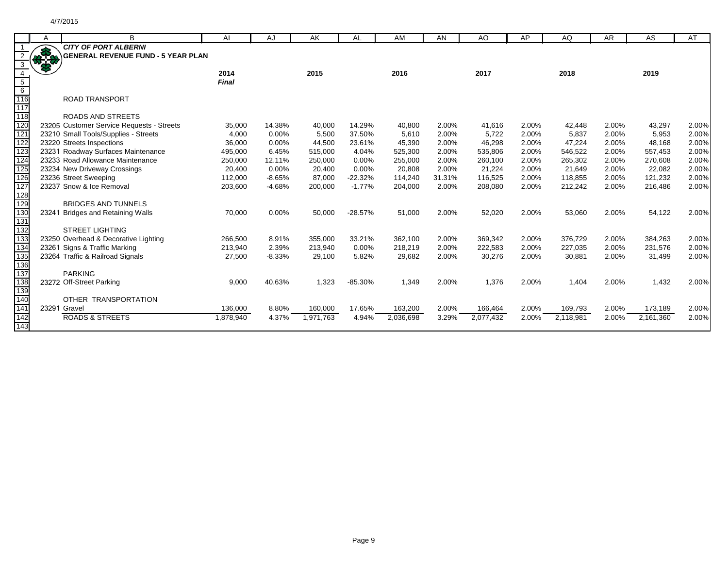**CITY OF PORT ALBERNI**
**GENERAL REVENUE FUND - 5 YEAR PLAN**

| | 2014 *Final* | | 2015 | | 2016 | | 2017 | | 2018 | | 2019 | |
|---|---|---|---|---|---|---|---|---|---|---|---|---|
| ROAD TRANSPORT | | | | | | | | | | | | |
| ROADS AND STREETS | | | | | | | | | | | | |
| 23205 Customer Service Requests - Streets | 35,000 | 14.38% | 40,000 | 14.29% | 40,800 | 2.00% | 41,616 | 2.00% | 42,448 | 2.00% | 43,297 | 2.00% |
| 23210 Small Tools/Supplies - Streets | 4,000 | 0.00% | 5,500 | 37.50% | 5,610 | 2.00% | 5,722 | 2.00% | 5,837 | 2.00% | 5,953 | 2.00% |
| 23220 Streets Inspections | 36,000 | 0.00% | 44,500 | 23.61% | 45,390 | 2.00% | 46,298 | 2.00% | 47,224 | 2.00% | 48,168 | 2.00% |
| 23231 Roadway Surfaces Maintenance | 495,000 | 6.45% | 515,000 | 4.04% | 525,300 | 2.00% | 535,806 | 2.00% | 546,522 | 2.00% | 557,453 | 2.00% |
| 23233 Road Allowance Maintenance | 250,000 | 12.11% | 250,000 | 0.00% | 255,000 | 2.00% | 260,100 | 2.00% | 265,302 | 2.00% | 270,608 | 2.00% |
| 23234 New Driveway Crossings | 20,400 | 0.00% | 20,400 | 0.00% | 20,808 | 2.00% | 21,224 | 2.00% | 21,649 | 2.00% | 22,082 | 2.00% |
| 23236 Street Sweeping | 112,000 | -8.65% | 87,000 | -22.32% | 114,240 | 31.31% | 116,525 | 2.00% | 118,855 | 2.00% | 121,232 | 2.00% |
| 23237 Snow & Ice Removal | 203,600 | -4.68% | 200,000 | -1.77% | 204,000 | 2.00% | 208,080 | 2.00% | 212,242 | 2.00% | 216,486 | 2.00% |
| BRIDGES AND TUNNELS | | | | | | | | | | | | |
| 23241 Bridges and Retaining Walls | 70,000 | 0.00% | 50,000 | -28.57% | 51,000 | 2.00% | 52,020 | 2.00% | 53,060 | 2.00% | 54,122 | 2.00% |
| STREET LIGHTING | | | | | | | | | | | | |
| 23250 Overhead & Decorative Lighting | 266,500 | 8.91% | 355,000 | 33.21% | 362,100 | 2.00% | 369,342 | 2.00% | 376,729 | 2.00% | 384,263 | 2.00% |
| 23261 Signs & Traffic Marking | 213,940 | 2.39% | 213,940 | 0.00% | 218,219 | 2.00% | 222,583 | 2.00% | 227,035 | 2.00% | 231,576 | 2.00% |
| 23264 Traffic & Railroad Signals | 27,500 | -8.33% | 29,100 | 5.82% | 29,682 | 2.00% | 30,276 | 2.00% | 30,881 | 2.00% | 31,499 | 2.00% |
| PARKING | | | | | | | | | | | | |
| 23272 Off-Street Parking | 9,000 | 40.63% | 1,323 | -85.30% | 1,349 | 2.00% | 1,376 | 2.00% | 1,404 | 2.00% | 1,432 | 2.00% |
| OTHER TRANSPORTATION | | | | | | | | | | | | |
| 23291 Gravel | 136,000 | 8.80% | 160,000 | 17.65% | 163,200 | 2.00% | 166,464 | 2.00% | 169,793 | 2.00% | 173,189 | 2.00% |
| ROADS & STREETS | 1,878,940 | 4.37% | 1,971,763 | 4.94% | 2,036,698 | 3.29% | 2,077,432 | 2.00% | 2,118,981 | 2.00% | 2,161,360 | 2.00% |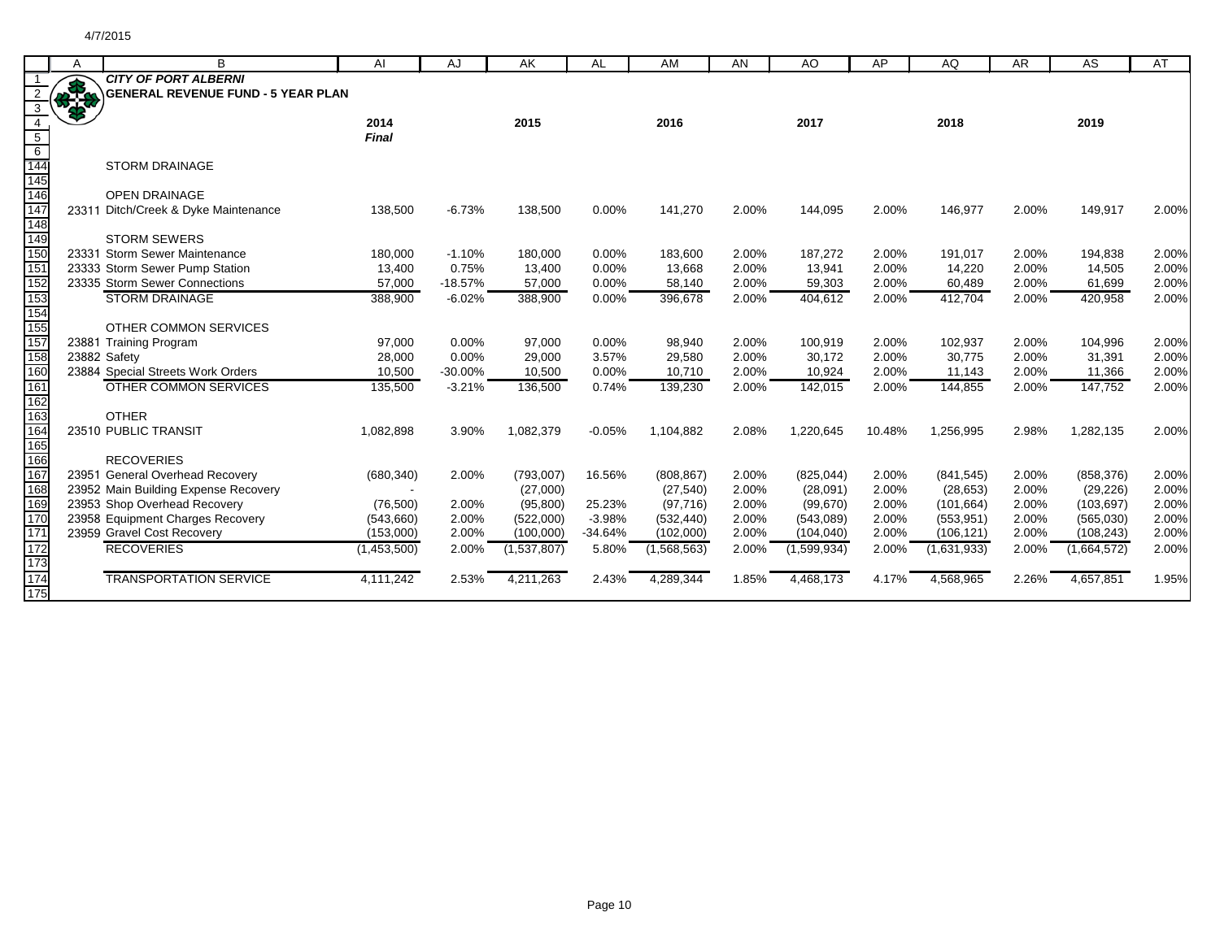4/7/2015

## CITY OF PORT ALBERNI
## GENERAL REVENUE FUND - 5 YEAR PLAN

| | | 2014 *Final* | | 2015 | | 2016 | | 2017 | | 2018 | | 2019 | |
|---|---|---|---|---|---|---|---|---|---|---|---|---|---|
| | STORM DRAINAGE | | | | | | | | | | | | |
| | OPEN DRAINAGE | | | | | | | | | | | | |
| 23311 | Ditch/Creek & Dyke Maintenance | 138,500 | -6.73% | 138,500 | 0.00% | 141,270 | 2.00% | 144,095 | 2.00% | 146,977 | 2.00% | 149,917 | 2.00% |
| | STORM SEWERS | | | | | | | | | | | | |
| 23331 | Storm Sewer Maintenance | 180,000 | -1.10% | 180,000 | 0.00% | 183,600 | 2.00% | 187,272 | 2.00% | 191,017 | 2.00% | 194,838 | 2.00% |
| 23333 | Storm Sewer Pump Station | 13,400 | 0.75% | 13,400 | 0.00% | 13,668 | 2.00% | 13,941 | 2.00% | 14,220 | 2.00% | 14,505 | 2.00% |
| 23335 | Storm Sewer Connections | 57,000 | -18.57% | 57,000 | 0.00% | 58,140 | 2.00% | 59,303 | 2.00% | 60,489 | 2.00% | 61,699 | 2.00% |
| | STORM DRAINAGE | 388,900 | -6.02% | 388,900 | 0.00% | 396,678 | 2.00% | 404,612 | 2.00% | 412,704 | 2.00% | 420,958 | 2.00% |
| | OTHER COMMON SERVICES | | | | | | | | | | | | |
| 23881 | Training Program | 97,000 | 0.00% | 97,000 | 0.00% | 98,940 | 2.00% | 100,919 | 2.00% | 102,937 | 2.00% | 104,996 | 2.00% |
| 23882 | Safety | 28,000 | 0.00% | 29,000 | 3.57% | 29,580 | 2.00% | 30,172 | 2.00% | 30,775 | 2.00% | 31,391 | 2.00% |
| 23884 | Special Streets Work Orders | 10,500 | -30.00% | 10,500 | 0.00% | 10,710 | 2.00% | 10,924 | 2.00% | 11,143 | 2.00% | 11,366 | 2.00% |
| | OTHER COMMON SERVICES | 135,500 | -3.21% | 136,500 | 0.74% | 139,230 | 2.00% | 142,015 | 2.00% | 144,855 | 2.00% | 147,752 | 2.00% |
| | OTHER | | | | | | | | | | | | |
| 23510 | PUBLIC TRANSIT | 1,082,898 | 3.90% | 1,082,379 | -0.05% | 1,104,882 | 2.08% | 1,220,645 | 10.48% | 1,256,995 | 2.98% | 1,282,135 | 2.00% |
| | RECOVERIES | | | | | | | | | | | | |
| 23951 | General Overhead Recovery | (680,340) | 2.00% | (793,007) | 16.56% | (808,867) | 2.00% | (825,044) | 2.00% | (841,545) | 2.00% | (858,376) | 2.00% |
| 23952 | Main Building Expense Recovery | - | | (27,000) | | (27,540) | 2.00% | (28,091) | 2.00% | (28,653) | 2.00% | (29,226) | 2.00% |
| 23953 | Shop Overhead Recovery | (76,500) | 2.00% | (95,800) | 25.23% | (97,716) | 2.00% | (99,670) | 2.00% | (101,664) | 2.00% | (103,697) | 2.00% |
| 23958 | Equipment Charges Recovery | (543,660) | 2.00% | (522,000) | -3.98% | (532,440) | 2.00% | (543,089) | 2.00% | (553,951) | 2.00% | (565,030) | 2.00% |
| 23959 | Gravel Cost Recovery | (153,000) | 2.00% | (100,000) | -34.64% | (102,000) | 2.00% | (104,040) | 2.00% | (106,121) | 2.00% | (108,243) | 2.00% |
| | RECOVERIES | (1,453,500) | 2.00% | (1,537,807) | 5.80% | (1,568,563) | 2.00% | (1,599,934) | 2.00% | (1,631,933) | 2.00% | (1,664,572) | 2.00% |
| | TRANSPORTATION SERVICE | 4,111,242 | 2.53% | 4,211,263 | 2.43% | 4,289,344 | 1.85% | 4,468,173 | 4.17% | 4,568,965 | 2.26% | 4,657,851 | 1.95% |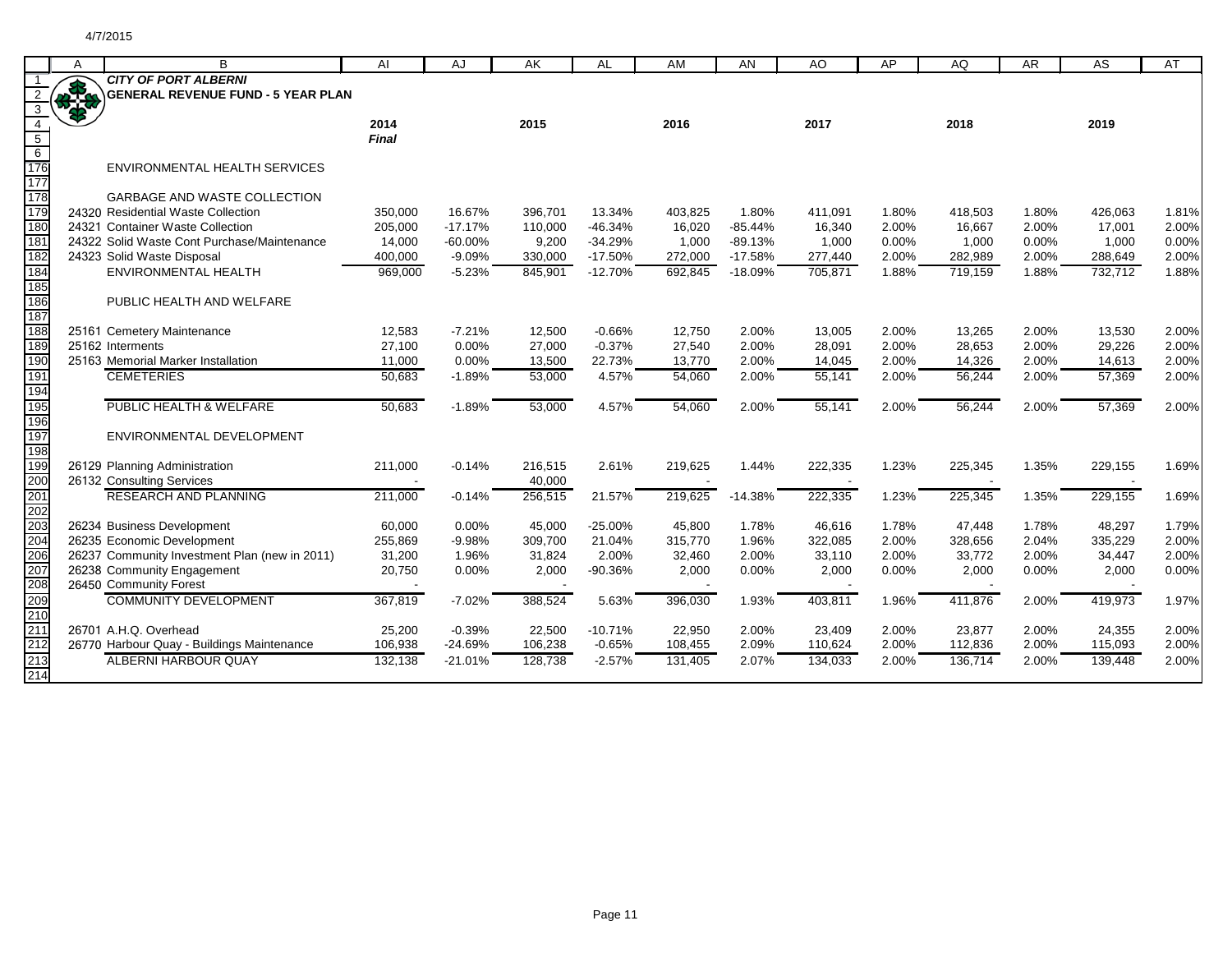# CITY OF PORT ALBERNI

## GENERAL REVENUE FUND - 5 YEAR PLAN

| | 2014 Final | | 2015 | | 2016 | | 2017 | | 2018 | | 2019 | |
|---|---|---|---|---|---|---|---|---|---|---|---|---|
| ENVIRONMENTAL HEALTH SERVICES | | | | | | | | | | | | |
| GARBAGE AND WASTE COLLECTION | | | | | | | | | | | | |
| 24320 Residential Waste Collection | 350,000 | 16.67% | 396,701 | 13.34% | 403,825 | 1.80% | 411,091 | 1.80% | 418,503 | 1.80% | 426,063 | 1.81% |
| 24321 Container Waste Collection | 205,000 | -17.17% | 110,000 | -46.34% | 16,020 | -85.44% | 16,340 | 2.00% | 16,667 | 2.00% | 17,001 | 2.00% |
| 24322 Solid Waste Cont Purchase/Maintenance | 14,000 | -60.00% | 9,200 | -34.29% | 1,000 | -89.13% | 1,000 | 0.00% | 1,000 | 0.00% | 1,000 | 0.00% |
| 24323 Solid Waste Disposal | 400,000 | -9.09% | 330,000 | -17.50% | 272,000 | -17.58% | 277,440 | 2.00% | 282,989 | 2.00% | 288,649 | 2.00% |
| ENVIRONMENTAL HEALTH | 969,000 | -5.23% | 845,901 | -12.70% | 692,845 | -18.09% | 705,871 | 1.88% | 719,159 | 1.88% | 732,712 | 1.88% |
| PUBLIC HEALTH AND WELFARE | | | | | | | | | | | | |
| 25161 Cemetery Maintenance | 12,583 | -7.21% | 12,500 | -0.66% | 12,750 | 2.00% | 13,005 | 2.00% | 13,265 | 2.00% | 13,530 | 2.00% |
| 25162 Interments | 27,100 | 0.00% | 27,000 | -0.37% | 27,540 | 2.00% | 28,091 | 2.00% | 28,653 | 2.00% | 29,226 | 2.00% |
| 25163 Memorial Marker Installation | 11,000 | 0.00% | 13,500 | 22.73% | 13,770 | 2.00% | 14,045 | 2.00% | 14,326 | 2.00% | 14,613 | 2.00% |
| CEMETERIES | 50,683 | -1.89% | 53,000 | 4.57% | 54,060 | 2.00% | 55,141 | 2.00% | 56,244 | 2.00% | 57,369 | 2.00% |
| PUBLIC HEALTH & WELFARE | 50,683 | -1.89% | 53,000 | 4.57% | 54,060 | 2.00% | 55,141 | 2.00% | 56,244 | 2.00% | 57,369 | 2.00% |
| ENVIRONMENTAL DEVELOPMENT | | | | | | | | | | | | |
| 26129 Planning Administration | 211,000 | -0.14% | 216,515 | 2.61% | 219,625 | 1.44% | 222,335 | 1.23% | 225,345 | 1.35% | 229,155 | 1.69% |
| 26132 Consulting Services | - | | 40,000 | | - | | - | | - | | - | |
| RESEARCH AND PLANNING | 211,000 | -0.14% | 256,515 | 21.57% | 219,625 | -14.38% | 222,335 | 1.23% | 225,345 | 1.35% | 229,155 | 1.69% |
| 26234 Business Development | 60,000 | 0.00% | 45,000 | -25.00% | 45,800 | 1.78% | 46,616 | 1.78% | 47,448 | 1.78% | 48,297 | 1.79% |
| 26235 Economic Development | 255,869 | -9.98% | 309,700 | 21.04% | 315,770 | 1.96% | 322,085 | 2.00% | 328,656 | 2.04% | 335,229 | 2.00% |
| 26237 Community Investment Plan (new in 2011) | 31,200 | 1.96% | 31,824 | 2.00% | 32,460 | 2.00% | 33,110 | 2.00% | 33,772 | 2.00% | 34,447 | 2.00% |
| 26238 Community Engagement | 20,750 | 0.00% | 2,000 | -90.36% | 2,000 | 0.00% | 2,000 | 0.00% | 2,000 | 0.00% | 2,000 | 0.00% |
| 26450 Community Forest | - | | - | | - | | - | | - | | - | |
| COMMUNITY DEVELOPMENT | 367,819 | -7.02% | 388,524 | 5.63% | 396,030 | 1.93% | 403,811 | 1.96% | 411,876 | 2.00% | 419,973 | 1.97% |
| 26701 A.H.Q. Overhead | 25,200 | -0.39% | 22,500 | -10.71% | 22,950 | 2.00% | 23,409 | 2.00% | 23,877 | 2.00% | 24,355 | 2.00% |
| 26770 Harbour Quay - Buildings Maintenance | 106,938 | -24.69% | 106,238 | -0.65% | 108,455 | 2.09% | 110,624 | 2.00% | 112,836 | 2.00% | 115,093 | 2.00% |
| ALBERNI HARBOUR QUAY | 132,138 | -21.01% | 128,738 | -2.57% | 131,405 | 2.07% | 134,033 | 2.00% | 136,714 | 2.00% | 139,448 | 2.00% |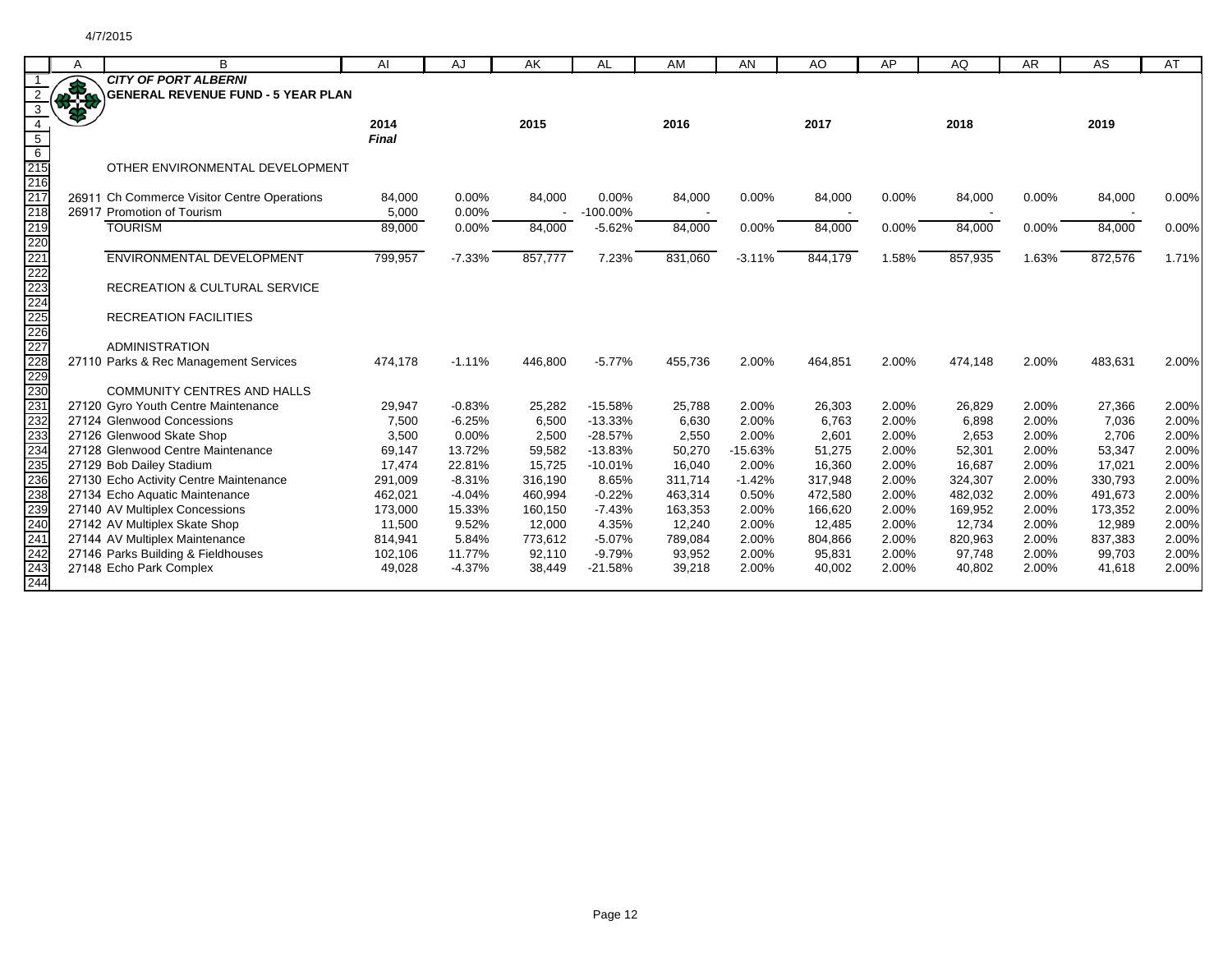4/7/2015

**CITY OF PORT ALBERNI**
**GENERAL REVENUE FUND - 5 YEAR PLAN**

| | | 2014 *Final* | | 2015 | | 2016 | | 2017 | | 2018 | | 2019 | |
|---|---|---|---|---|---|---|---|---|---|---|---|---|---|
| | OTHER ENVIRONMENTAL DEVELOPMENT | | | | | | | | | | | | |
| 26911 | Ch Commerce Visitor Centre Operations | 84,000 | 0.00% | 84,000 | 0.00% | 84,000 | 0.00% | 84,000 | 0.00% | 84,000 | 0.00% | 84,000 | 0.00% |
| 26917 | Promotion of Tourism | 5,000 | 0.00% | - | -100.00% | - | | - | | - | | - | |
| | TOURISM | 89,000 | 0.00% | 84,000 | -5.62% | 84,000 | 0.00% | 84,000 | 0.00% | 84,000 | 0.00% | 84,000 | 0.00% |
| | ENVIRONMENTAL DEVELOPMENT | 799,957 | -7.33% | 857,777 | 7.23% | 831,060 | -3.11% | 844,179 | 1.58% | 857,935 | 1.63% | 872,576 | 1.71% |
| | RECREATION & CULTURAL SERVICE | | | | | | | | | | | | |
| | RECREATION FACILITIES | | | | | | | | | | | | |
| | ADMINISTRATION | | | | | | | | | | | | |
| 27110 | Parks & Rec Management Services | 474,178 | -1.11% | 446,800 | -5.77% | 455,736 | 2.00% | 464,851 | 2.00% | 474,148 | 2.00% | 483,631 | 2.00% |
| | COMMUNITY CENTRES AND HALLS | | | | | | | | | | | | |
| 27120 | Gyro Youth Centre Maintenance | 29,947 | -0.83% | 25,282 | -15.58% | 25,788 | 2.00% | 26,303 | 2.00% | 26,829 | 2.00% | 27,366 | 2.00% |
| 27124 | Glenwood Concessions | 7,500 | -6.25% | 6,500 | -13.33% | 6,630 | 2.00% | 6,763 | 2.00% | 6,898 | 2.00% | 7,036 | 2.00% |
| 27126 | Glenwood Skate Shop | 3,500 | 0.00% | 2,500 | -28.57% | 2,550 | 2.00% | 2,601 | 2.00% | 2,653 | 2.00% | 2,706 | 2.00% |
| 27128 | Glenwood Centre Maintenance | 69,147 | 13.72% | 59,582 | -13.83% | 50,270 | -15.63% | 51,275 | 2.00% | 52,301 | 2.00% | 53,347 | 2.00% |
| 27129 | Bob Dailey Stadium | 17,474 | 22.81% | 15,725 | -10.01% | 16,040 | 2.00% | 16,360 | 2.00% | 16,687 | 2.00% | 17,021 | 2.00% |
| 27130 | Echo Activity Centre Maintenance | 291,009 | -8.31% | 316,190 | 8.65% | 311,714 | -1.42% | 317,948 | 2.00% | 324,307 | 2.00% | 330,793 | 2.00% |
| 27134 | Echo Aquatic Maintenance | 462,021 | -4.04% | 460,994 | -0.22% | 463,314 | 0.50% | 472,580 | 2.00% | 482,032 | 2.00% | 491,673 | 2.00% |
| 27140 | AV Multiplex Concessions | 173,000 | 15.33% | 160,150 | -7.43% | 163,353 | 2.00% | 166,620 | 2.00% | 169,952 | 2.00% | 173,352 | 2.00% |
| 27142 | AV Multiplex Skate Shop | 11,500 | 9.52% | 12,000 | 4.35% | 12,240 | 2.00% | 12,485 | 2.00% | 12,734 | 2.00% | 12,989 | 2.00% |
| 27144 | AV Multiplex Maintenance | 814,941 | 5.84% | 773,612 | -5.07% | 789,084 | 2.00% | 804,866 | 2.00% | 820,963 | 2.00% | 837,383 | 2.00% |
| 27146 | Parks Building & Fieldhouses | 102,106 | 11.77% | 92,110 | -9.79% | 93,952 | 2.00% | 95,831 | 2.00% | 97,748 | 2.00% | 99,703 | 2.00% |
| 27148 | Echo Park Complex | 49,028 | -4.37% | 38,449 | -21.58% | 39,218 | 2.00% | 40,002 | 2.00% | 40,802 | 2.00% | 41,618 | 2.00% |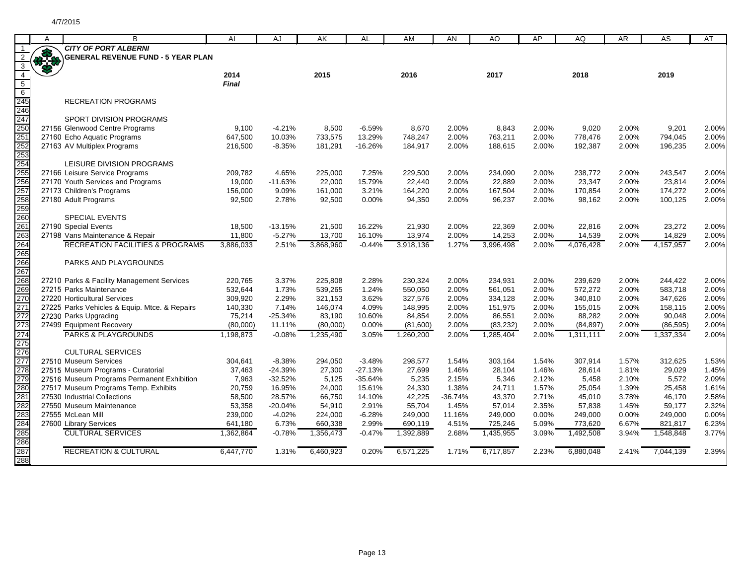4/7/2015

# CITY OF PORT ALBERNI
## GENERAL REVENUE FUND - 5 YEAR PLAN

| | 2014 Final | | 2015 | | 2016 | | 2017 | | 2018 | | 2019 | |
|---|---|---|---|---|---|---|---|---|---|---|---|---|
| **RECREATION PROGRAMS** | | | | | | | | | | | | |
| SPORT DIVISION PROGRAMS | | | | | | | | | | | | |
| 27156 Glenwood Centre Programs | 9,100 | -4.21% | 8,500 | -6.59% | 8,670 | 2.00% | 8,843 | 2.00% | 9,020 | 2.00% | 9,201 | 2.00% |
| 27160 Echo Aquatic Programs | 647,500 | 10.03% | 733,575 | 13.29% | 748,247 | 2.00% | 763,211 | 2.00% | 778,476 | 2.00% | 794,045 | 2.00% |
| 27163 AV Multiplex Programs | 216,500 | -8.35% | 181,291 | -16.26% | 184,917 | 2.00% | 188,615 | 2.00% | 192,387 | 2.00% | 196,235 | 2.00% |
| LEISURE DIVISION PROGRAMS | | | | | | | | | | | | |
| 27166 Leisure Service Programs | 209,782 | 4.65% | 225,000 | 7.25% | 229,500 | 2.00% | 234,090 | 2.00% | 238,772 | 2.00% | 243,547 | 2.00% |
| 27170 Youth Services and Programs | 19,000 | -11.63% | 22,000 | 15.79% | 22,440 | 2.00% | 22,889 | 2.00% | 23,347 | 2.00% | 23,814 | 2.00% |
| 27173 Children's Programs | 156,000 | 9.09% | 161,000 | 3.21% | 164,220 | 2.00% | 167,504 | 2.00% | 170,854 | 2.00% | 174,272 | 2.00% |
| 27180 Adult Programs | 92,500 | 2.78% | 92,500 | 0.00% | 94,350 | 2.00% | 96,237 | 2.00% | 98,162 | 2.00% | 100,125 | 2.00% |
| SPECIAL EVENTS | | | | | | | | | | | | |
| 27190 Special Events | 18,500 | -13.15% | 21,500 | 16.22% | 21,930 | 2.00% | 22,369 | 2.00% | 22,816 | 2.00% | 23,272 | 2.00% |
| 27198 Vans Maintenance & Repair | 11,800 | -5.27% | 13,700 | 16.10% | 13,974 | 2.00% | 14,253 | 2.00% | 14,539 | 2.00% | 14,829 | 2.00% |
| RECREATION FACILITIES & PROGRAMS | 3,886,033 | 2.51% | 3,868,960 | -0.44% | 3,918,136 | 1.27% | 3,996,498 | 2.00% | 4,076,428 | 2.00% | 4,157,957 | 2.00% |
| **PARKS AND PLAYGROUNDS** | | | | | | | | | | | | |
| 27210 Parks & Facility Management Services | 220,765 | 3.37% | 225,808 | 2.28% | 230,324 | 2.00% | 234,931 | 2.00% | 239,629 | 2.00% | 244,422 | 2.00% |
| 27215 Parks Maintenance | 532,644 | 1.73% | 539,265 | 1.24% | 550,050 | 2.00% | 561,051 | 2.00% | 572,272 | 2.00% | 583,718 | 2.00% |
| 27220 Horticultural Services | 309,920 | 2.29% | 321,153 | 3.62% | 327,576 | 2.00% | 334,128 | 2.00% | 340,810 | 2.00% | 347,626 | 2.00% |
| 27225 Parks Vehicles & Equip. Mtce. & Repairs | 140,330 | 7.14% | 146,074 | 4.09% | 148,995 | 2.00% | 151,975 | 2.00% | 155,015 | 2.00% | 158,115 | 2.00% |
| 27230 Parks Upgrading | 75,214 | -25.34% | 83,190 | 10.60% | 84,854 | 2.00% | 86,551 | 2.00% | 88,282 | 2.00% | 90,048 | 2.00% |
| 27499 Equipment Recovery | (80,000) | 11.11% | (80,000) | 0.00% | (81,600) | 2.00% | (83,232) | 2.00% | (84,897) | 2.00% | (86,595) | 2.00% |
| PARKS & PLAYGROUNDS | 1,198,873 | -0.08% | 1,235,490 | 3.05% | 1,260,200 | 2.00% | 1,285,404 | 2.00% | 1,311,111 | 2.00% | 1,337,334 | 2.00% |
| **CULTURAL SERVICES** | | | | | | | | | | | | |
| 27510 Museum Services | 304,641 | -8.38% | 294,050 | -3.48% | 298,577 | 1.54% | 303,164 | 1.54% | 307,914 | 1.57% | 312,625 | 1.53% |
| 27515 Museum Programs - Curatorial | 37,463 | -24.39% | 27,300 | -27.13% | 27,699 | 1.46% | 28,104 | 1.46% | 28,614 | 1.81% | 29,029 | 1.45% |
| 27516 Museum Programs Permanent Exhibition | 7,963 | -32.52% | 5,125 | -35.64% | 5,235 | 2.15% | 5,346 | 2.12% | 5,458 | 2.10% | 5,572 | 2.09% |
| 27517 Museum Programs Temp. Exhibits | 20,759 | 16.95% | 24,000 | 15.61% | 24,330 | 1.38% | 24,711 | 1.57% | 25,054 | 1.39% | 25,458 | 1.61% |
| 27530 Industrial Collections | 58,500 | 28.57% | 66,750 | 14.10% | 42,225 | -36.74% | 43,370 | 2.71% | 45,010 | 3.78% | 46,170 | 2.58% |
| 27550 Museum Maintenance | 53,358 | -20.04% | 54,910 | 2.91% | 55,704 | 1.45% | 57,014 | 2.35% | 57,838 | 1.45% | 59,177 | 2.32% |
| 27555 McLean Mill | 239,000 | -4.02% | 224,000 | -6.28% | 249,000 | 11.16% | 249,000 | 0.00% | 249,000 | 0.00% | 249,000 | 0.00% |
| 27600 Library Services | 641,180 | 6.73% | 660,338 | 2.99% | 690,119 | 4.51% | 725,246 | 5.09% | 773,620 | 6.67% | 821,817 | 6.23% |
| CULTURAL SERVICES | 1,362,864 | -0.78% | 1,356,473 | -0.47% | 1,392,889 | 2.68% | 1,435,955 | 3.09% | 1,492,508 | 3.94% | 1,548,848 | 3.77% |
| RECREATION & CULTURAL | 6,447,770 | 1.31% | 6,460,923 | 0.20% | 6,571,225 | 1.71% | 6,717,857 | 2.23% | 6,880,048 | 2.41% | 7,044,139 | 2.39% |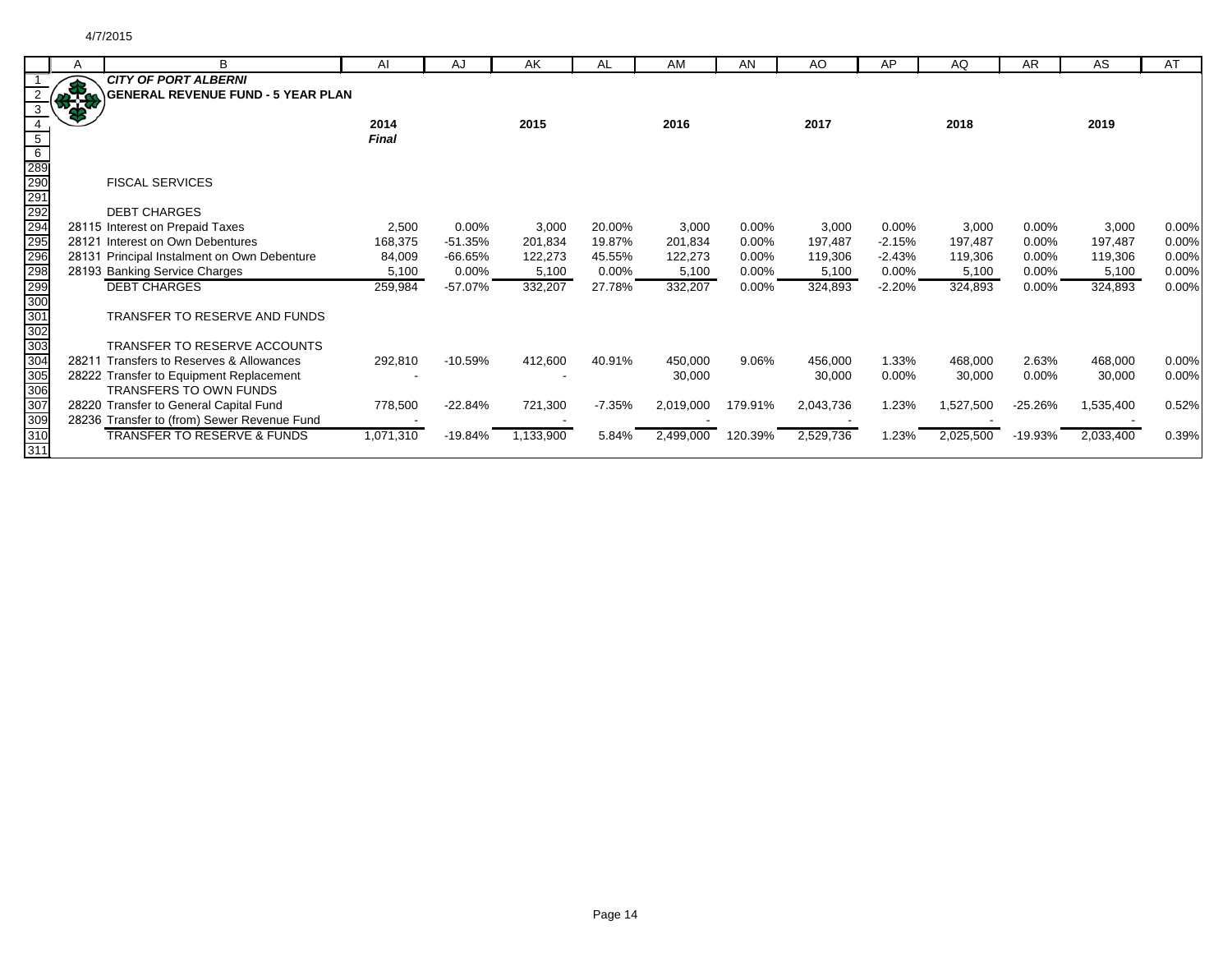4/7/2015

**CITY OF PORT ALBERNI**
**GENERAL REVENUE FUND - 5 YEAR PLAN**

| | A | B | AI | AJ | AK | AL | AM | AN | AO | AP | AQ | AR | AS | AT |
|---|---|---|---|---|---|---|---|---|---|---|---|---|---|---|
| 4 | | | 2014 | | 2015 | | 2016 | | 2017 | | 2018 | | 2019 | |
| 5 | | | *Final* | | | | | | | | | | | |
| 290 | | FISCAL SERVICES | | | | | | | | | | | | |
| 292 | | DEBT CHARGES | | | | | | | | | | | | |
| 294 | 28115 | Interest on Prepaid Taxes | 2,500 | 0.00% | 3,000 | 20.00% | 3,000 | 0.00% | 3,000 | 0.00% | 3,000 | 0.00% | 3,000 | 0.00% |
| 295 | 28121 | Interest on Own Debentures | 168,375 | -51.35% | 201,834 | 19.87% | 201,834 | 0.00% | 197,487 | -2.15% | 197,487 | 0.00% | 197,487 | 0.00% |
| 296 | 28131 | Principal Instalment on Own Debenture | 84,009 | -66.65% | 122,273 | 45.55% | 122,273 | 0.00% | 119,306 | -2.43% | 119,306 | 0.00% | 119,306 | 0.00% |
| 298 | 28193 | Banking Service Charges | 5,100 | 0.00% | 5,100 | 0.00% | 5,100 | 0.00% | 5,100 | 0.00% | 5,100 | 0.00% | 5,100 | 0.00% |
| 299 | | DEBT CHARGES | 259,984 | -57.07% | 332,207 | 27.78% | 332,207 | 0.00% | 324,893 | -2.20% | 324,893 | 0.00% | 324,893 | 0.00% |
| 301 | | TRANSFER TO RESERVE AND FUNDS | | | | | | | | | | | | |
| 303 | | TRANSFER TO RESERVE ACCOUNTS | | | | | | | | | | | | |
| 304 | 28211 | Transfers to Reserves & Allowances | 292,810 | -10.59% | 412,600 | 40.91% | 450,000 | 9.06% | 456,000 | 1.33% | 468,000 | 2.63% | 468,000 | 0.00% |
| 305 | 28222 | Transfer to Equipment Replacement | - | | - | | 30,000 | | 30,000 | 0.00% | 30,000 | 0.00% | 30,000 | 0.00% |
| 306 | | TRANSFERS TO OWN FUNDS | | | | | | | | | | | | |
| 307 | 28220 | Transfer to General Capital Fund | 778,500 | -22.84% | 721,300 | -7.35% | 2,019,000 | 179.91% | 2,043,736 | 1.23% | 1,527,500 | -25.26% | 1,535,400 | 0.52% |
| 309 | 28236 | Transfer to (from) Sewer Revenue Fund | - | | - | | - | | - | | - | | - | |
| 310 | | TRANSFER TO RESERVE & FUNDS | 1,071,310 | -19.84% | 1,133,900 | 5.84% | 2,499,000 | 120.39% | 2,529,736 | 1.23% | 2,025,500 | -19.93% | 2,033,400 | 0.39% |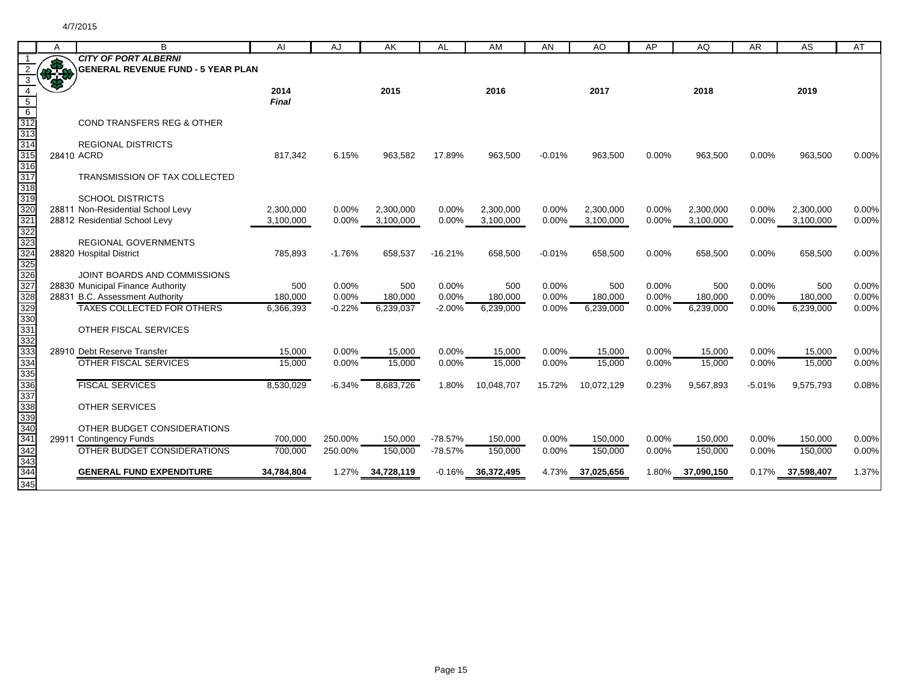4/7/2015

**CITY OF PORT ALBERNI**
**GENERAL REVENUE FUND - 5 YEAR PLAN**

| | A | B | AI | AJ | AK | AL | AM | AN | AO | AP | AQ | AR | AS | AT |
|---|---|---|---|---|---|---|---|---|---|---|---|---|---|---|
| 4 | | | 2014 | | 2015 | | 2016 | | 2017 | | 2018 | | 2019 | |
| 5 | | | *Final* | | | | | | | | | | | |
| 312 | | COND TRANSFERS REG & OTHER | | | | | | | | | | | | |
| 314 | | REGIONAL DISTRICTS | | | | | | | | | | | | |
| 315 | 28410 | ACRD | 817,342 | 6.15% | 963,582 | 17.89% | 963,500 | -0.01% | 963,500 | 0.00% | 963,500 | 0.00% | 963,500 | 0.00% |
| 317 | | TRANSMISSION OF TAX COLLECTED | | | | | | | | | | | | |
| 319 | | SCHOOL DISTRICTS | | | | | | | | | | | | |
| 320 | 28811 | Non-Residential School Levy | 2,300,000 | 0.00% | 2,300,000 | 0.00% | 2,300,000 | 0.00% | 2,300,000 | 0.00% | 2,300,000 | 0.00% | 2,300,000 | 0.00% |
| 321 | 28812 | Residential School Levy | 3,100,000 | 0.00% | 3,100,000 | 0.00% | 3,100,000 | 0.00% | 3,100,000 | 0.00% | 3,100,000 | 0.00% | 3,100,000 | 0.00% |
| 323 | | REGIONAL GOVERNMENTS | | | | | | | | | | | | |
| 324 | 28820 | Hospital District | 785,893 | -1.76% | 658,537 | -16.21% | 658,500 | -0.01% | 658,500 | 0.00% | 658,500 | 0.00% | 658,500 | 0.00% |
| 326 | | JOINT BOARDS AND COMMISSIONS | | | | | | | | | | | | |
| 327 | 28830 | Municipal Finance Authority | 500 | 0.00% | 500 | 0.00% | 500 | 0.00% | 500 | 0.00% | 500 | 0.00% | 500 | 0.00% |
| 328 | 28831 | B.C. Assessment Authority | 180,000 | 0.00% | 180,000 | 0.00% | 180,000 | 0.00% | 180,000 | 0.00% | 180,000 | 0.00% | 180,000 | 0.00% |
| 329 | | TAXES COLLECTED FOR OTHERS | 6,366,393 | -0.22% | 6,239,037 | -2.00% | 6,239,000 | 0.00% | 6,239,000 | 0.00% | 6,239,000 | 0.00% | 6,239,000 | 0.00% |
| 331 | | OTHER FISCAL SERVICES | | | | | | | | | | | | |
| 333 | 28910 | Debt Reserve Transfer | 15,000 | 0.00% | 15,000 | 0.00% | 15,000 | 0.00% | 15,000 | 0.00% | 15,000 | 0.00% | 15,000 | 0.00% |
| 334 | | OTHER FISCAL SERVICES | 15,000 | 0.00% | 15,000 | 0.00% | 15,000 | 0.00% | 15,000 | 0.00% | 15,000 | 0.00% | 15,000 | 0.00% |
| 336 | | FISCAL SERVICES | 8,530,029 | -6.34% | 8,683,726 | 1.80% | 10,048,707 | 15.72% | 10,072,129 | 0.23% | 9,567,893 | -5.01% | 9,575,793 | 0.08% |
| 338 | | OTHER SERVICES | | | | | | | | | | | | |
| 340 | | OTHER BUDGET CONSIDERATIONS | | | | | | | | | | | | |
| 341 | 29911 | Contingency Funds | 700,000 | 250.00% | 150,000 | -78.57% | 150,000 | 0.00% | 150,000 | 0.00% | 150,000 | 0.00% | 150,000 | 0.00% |
| 342 | | OTHER BUDGET CONSIDERATIONS | 700,000 | 250.00% | 150,000 | -78.57% | 150,000 | 0.00% | 150,000 | 0.00% | 150,000 | 0.00% | 150,000 | 0.00% |
| 344 | | **GENERAL FUND EXPENDITURE** | **34,784,804** | 1.27% | **34,728,119** | -0.16% | **36,372,495** | 4.73% | **37,025,656** | 1.80% | **37,090,150** | 0.17% | **37,598,407** | 1.37% |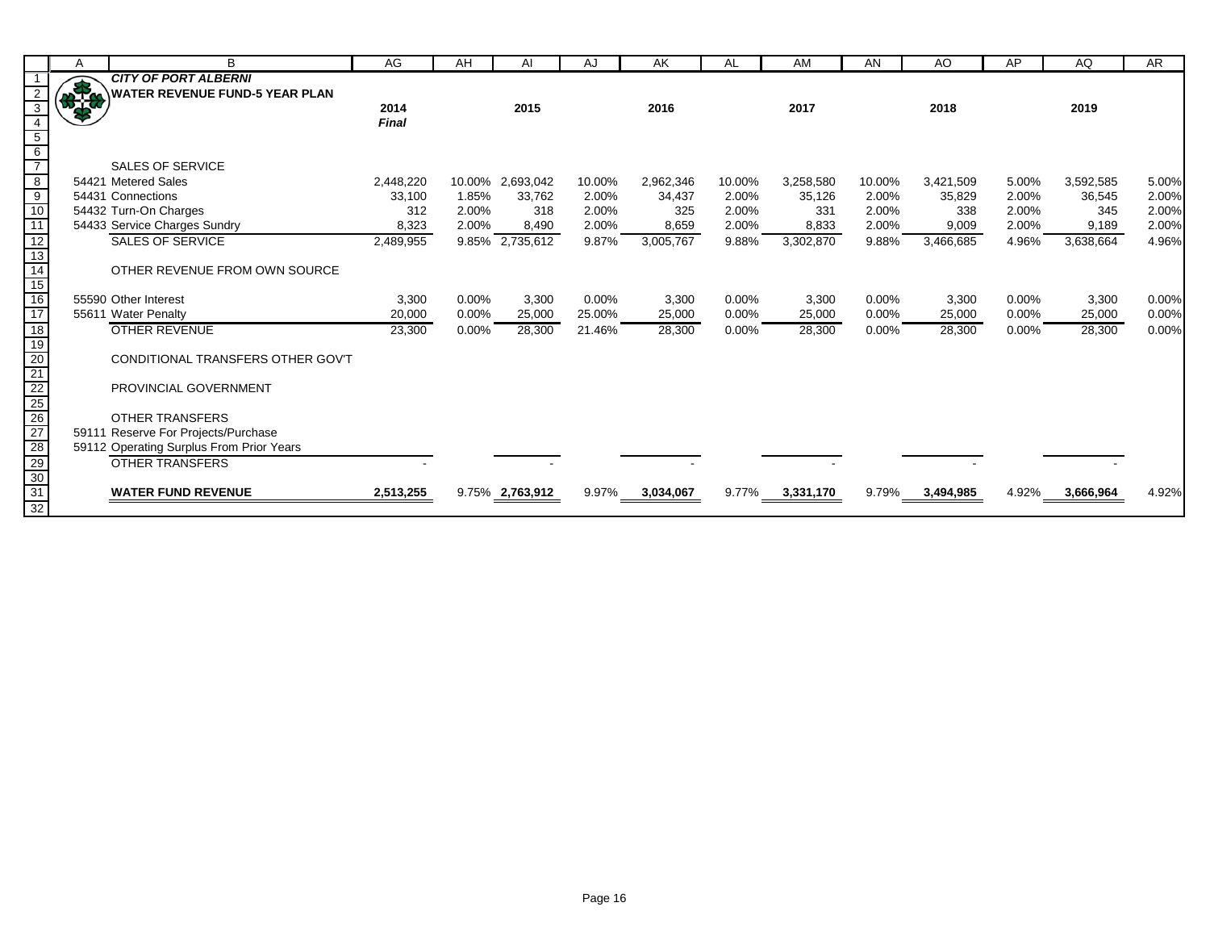# CITY OF PORT ALBERNI

## WATER REVENUE FUND-5 YEAR PLAN

| | 2014 Final | | 2015 | | 2016 | | 2017 | | 2018 | | 2019 | |
|---|---|---|---|---|---|---|---|---|---|---|---|---|
| **SALES OF SERVICE** | | | | | | | | | | | | |
| 54421 Metered Sales | 2,448,220 | 10.00% | 2,693,042 | 10.00% | 2,962,346 | 10.00% | 3,258,580 | 10.00% | 3,421,509 | 5.00% | 3,592,585 | 5.00% |
| 54431 Connections | 33,100 | 1.85% | 33,762 | 2.00% | 34,437 | 2.00% | 35,126 | 2.00% | 35,829 | 2.00% | 36,545 | 2.00% |
| 54432 Turn-On Charges | 312 | 2.00% | 318 | 2.00% | 325 | 2.00% | 331 | 2.00% | 338 | 2.00% | 345 | 2.00% |
| 54433 Service Charges Sundry | 8,323 | 2.00% | 8,490 | 2.00% | 8,659 | 2.00% | 8,833 | 2.00% | 9,009 | 2.00% | 9,189 | 2.00% |
| SALES OF SERVICE | 2,489,955 | 9.85% | 2,735,612 | 9.87% | 3,005,767 | 9.88% | 3,302,870 | 9.88% | 3,466,685 | 4.96% | 3,638,664 | 4.96% |
| **OTHER REVENUE FROM OWN SOURCE** | | | | | | | | | | | | |
| 55590 Other Interest | 3,300 | 0.00% | 3,300 | 0.00% | 3,300 | 0.00% | 3,300 | 0.00% | 3,300 | 0.00% | 3,300 | 0.00% |
| 55611 Water Penalty | 20,000 | 0.00% | 25,000 | 25.00% | 25,000 | 0.00% | 25,000 | 0.00% | 25,000 | 0.00% | 25,000 | 0.00% |
| OTHER REVENUE | 23,300 | 0.00% | 28,300 | 21.46% | 28,300 | 0.00% | 28,300 | 0.00% | 28,300 | 0.00% | 28,300 | 0.00% |
| **CONDITIONAL TRANSFERS OTHER GOV'T** | | | | | | | | | | | | |
| **PROVINCIAL GOVERNMENT** | | | | | | | | | | | | |
| **OTHER TRANSFERS** | | | | | | | | | | | | |
| 59111 Reserve For Projects/Purchase | | | | | | | | | | | | |
| 59112 Operating Surplus From Prior Years | | | | | | | | | | | | |
| OTHER TRANSFERS | - | | - | | - | | - | | - | | - | |
| **WATER FUND REVENUE** | **2,513,255** | 9.75% | **2,763,912** | 9.97% | **3,034,067** | 9.77% | **3,331,170** | 9.79% | **3,494,985** | 4.92% | **3,666,964** | 4.92% |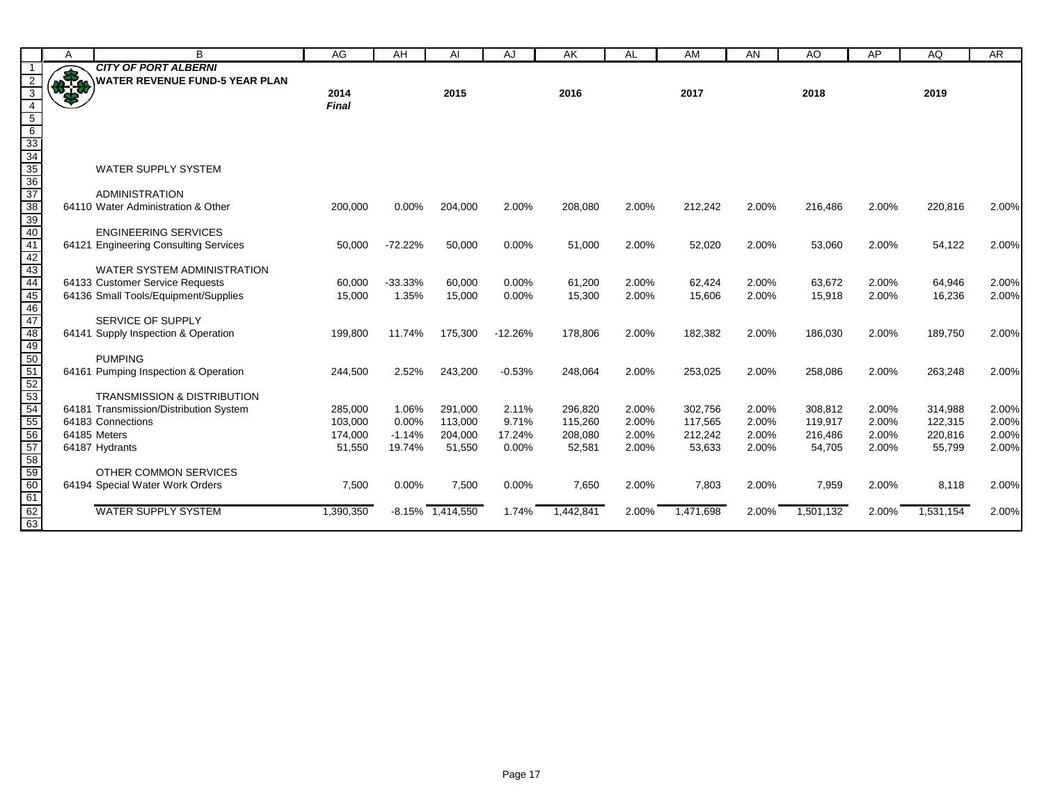**CITY OF PORT ALBERNI**

**WATER REVENUE FUND-5 YEAR PLAN**

| | 2014 *Final* | | 2015 | | 2016 | | 2017 | | 2018 | | 2019 | |
|---|---|---|---|---|---|---|---|---|---|---|---|---|
| WATER SUPPLY SYSTEM | | | | | | | | | | | | |
| ADMINISTRATION | | | | | | | | | | | | |
| 64110 Water Administration & Other | 200,000 | 0.00% | 204,000 | 2.00% | 208,080 | 2.00% | 212,242 | 2.00% | 216,486 | 2.00% | 220,816 | 2.00% |
| ENGINEERING SERVICES | | | | | | | | | | | | |
| 64121 Engineering Consulting Services | 50,000 | -72.22% | 50,000 | 0.00% | 51,000 | 2.00% | 52,020 | 2.00% | 53,060 | 2.00% | 54,122 | 2.00% |
| WATER SYSTEM ADMINISTRATION | | | | | | | | | | | | |
| 64133 Customer Service Requests | 60,000 | -33.33% | 60,000 | 0.00% | 61,200 | 2.00% | 62,424 | 2.00% | 63,672 | 2.00% | 64,946 | 2.00% |
| 64136 Small Tools/Equipment/Supplies | 15,000 | 1.35% | 15,000 | 0.00% | 15,300 | 2.00% | 15,606 | 2.00% | 15,918 | 2.00% | 16,236 | 2.00% |
| SERVICE OF SUPPLY | | | | | | | | | | | | |
| 64141 Supply Inspection & Operation | 199,800 | 11.74% | 175,300 | -12.26% | 178,806 | 2.00% | 182,382 | 2.00% | 186,030 | 2.00% | 189,750 | 2.00% |
| PUMPING | | | | | | | | | | | | |
| 64161 Pumping Inspection & Operation | 244,500 | 2.52% | 243,200 | -0.53% | 248,064 | 2.00% | 253,025 | 2.00% | 258,086 | 2.00% | 263,248 | 2.00% |
| TRANSMISSION & DISTRIBUTION | | | | | | | | | | | | |
| 64181 Transmission/Distribution System | 285,000 | 1.06% | 291,000 | 2.11% | 296,820 | 2.00% | 302,756 | 2.00% | 308,812 | 2.00% | 314,988 | 2.00% |
| 64183 Connections | 103,000 | 0.00% | 113,000 | 9.71% | 115,260 | 2.00% | 117,565 | 2.00% | 119,917 | 2.00% | 122,315 | 2.00% |
| 64185 Meters | 174,000 | -1.14% | 204,000 | 17.24% | 208,080 | 2.00% | 212,242 | 2.00% | 216,486 | 2.00% | 220,816 | 2.00% |
| 64187 Hydrants | 51,550 | 19.74% | 51,550 | 0.00% | 52,581 | 2.00% | 53,633 | 2.00% | 54,705 | 2.00% | 55,799 | 2.00% |
| OTHER COMMON SERVICES | | | | | | | | | | | | |
| 64194 Special Water Work Orders | 7,500 | 0.00% | 7,500 | 0.00% | 7,650 | 2.00% | 7,803 | 2.00% | 7,959 | 2.00% | 8,118 | 2.00% |
| WATER SUPPLY SYSTEM | 1,390,350 | -8.15% | 1,414,550 | 1.74% | 1,442,841 | 2.00% | 1,471,698 | 2.00% | 1,501,132 | 2.00% | 1,531,154 | 2.00% |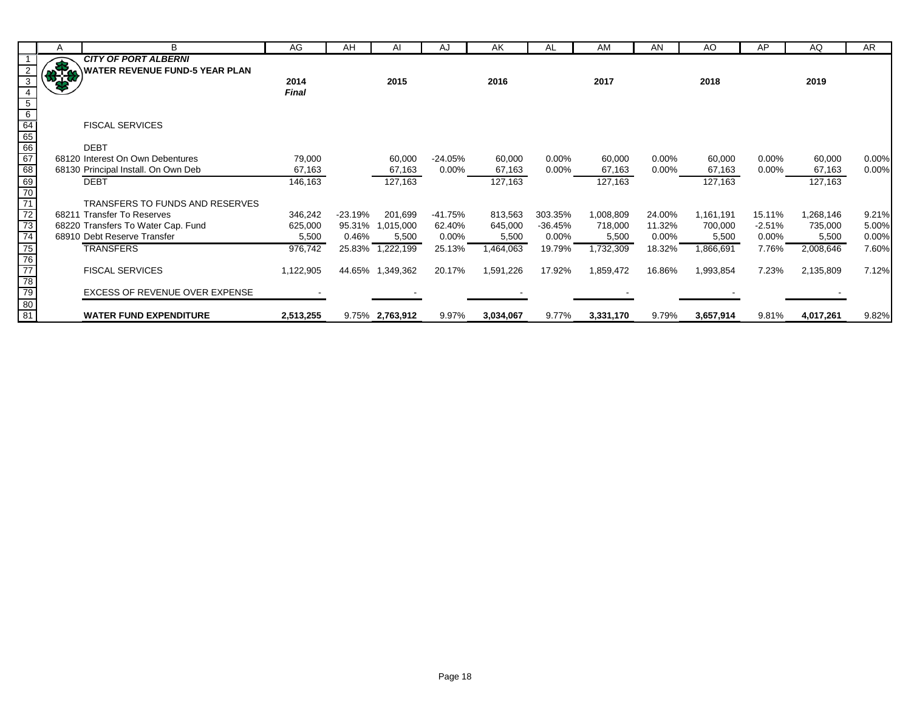**CITY OF PORT ALBERNI**

**WATER REVENUE FUND-5 YEAR PLAN**

| | | 2014 *Final* | | 2015 | | 2016 | | 2017 | | 2018 | | 2019 | |
|---|---|---|---|---|---|---|---|---|---|---|---|---|---|
| | FISCAL SERVICES | | | | | | | | | | | | |
| | DEBT | | | | | | | | | | | | |
| 68120 | Interest On Own Debentures | 79,000 | | 60,000 | -24.05% | 60,000 | 0.00% | 60,000 | 0.00% | 60,000 | 0.00% | 60,000 | 0.00% |
| 68130 | Principal Install. On Own Deb | 67,163 | | 67,163 | 0.00% | 67,163 | 0.00% | 67,163 | 0.00% | 67,163 | 0.00% | 67,163 | 0.00% |
| | DEBT | 146,163 | | 127,163 | | 127,163 | | 127,163 | | 127,163 | | 127,163 | |
| | TRANSFERS TO FUNDS AND RESERVES | | | | | | | | | | | | |
| 68211 | Transfer To Reserves | 346,242 | -23.19% | 201,699 | -41.75% | 813,563 | 303.35% | 1,008,809 | 24.00% | 1,161,191 | 15.11% | 1,268,146 | 9.21% |
| 68220 | Transfers To Water Cap. Fund | 625,000 | 95.31% | 1,015,000 | 62.40% | 645,000 | -36.45% | 718,000 | 11.32% | 700,000 | -2.51% | 735,000 | 5.00% |
| 68910 | Debt Reserve Transfer | 5,500 | 0.46% | 5,500 | 0.00% | 5,500 | 0.00% | 5,500 | 0.00% | 5,500 | 0.00% | 5,500 | 0.00% |
| | TRANSFERS | 976,742 | 25.83% | 1,222,199 | 25.13% | 1,464,063 | 19.79% | 1,732,309 | 18.32% | 1,866,691 | 7.76% | 2,008,646 | 7.60% |
| | FISCAL SERVICES | 1,122,905 | 44.65% | 1,349,362 | 20.17% | 1,591,226 | 17.92% | 1,859,472 | 16.86% | 1,993,854 | 7.23% | 2,135,809 | 7.12% |
| | EXCESS OF REVENUE OVER EXPENSE | - | | - | | - | | - | | - | | - | |
| | **WATER FUND EXPENDITURE** | **2,513,255** | 9.75% | **2,763,912** | 9.97% | **3,034,067** | 9.77% | **3,331,170** | 9.79% | **3,657,914** | 9.81% | **4,017,261** | 9.82% |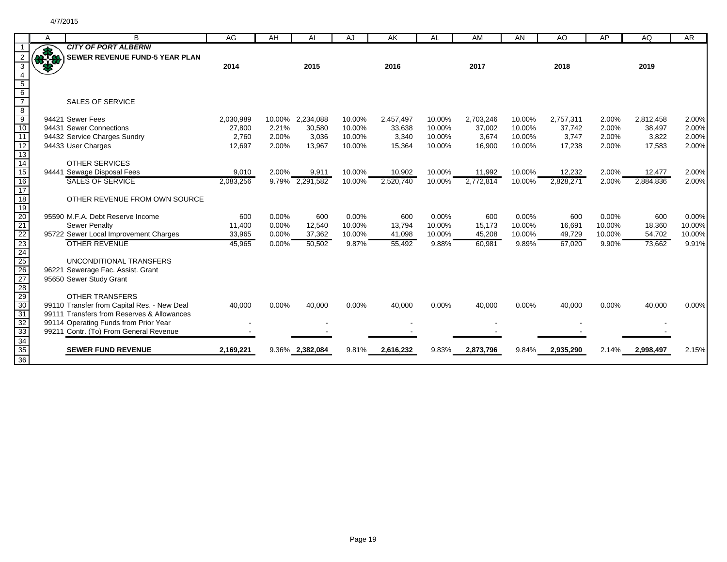4/7/2015

**CITY OF PORT ALBERNI**

**SEWER REVENUE FUND-5 YEAR PLAN**

| | 2014 | | 2015 | | 2016 | | 2017 | | 2018 | | 2019 | |
|---|---|---|---|---|---|---|---|---|---|---|---|---|
| SALES OF SERVICE | | | | | | | | | | | | |
| 94421 Sewer Fees | 2,030,989 | 10.00% | 2,234,088 | 10.00% | 2,457,497 | 10.00% | 2,703,246 | 10.00% | 2,757,311 | 2.00% | 2,812,458 | 2.00% |
| 94431 Sewer Connections | 27,800 | 2.21% | 30,580 | 10.00% | 33,638 | 10.00% | 37,002 | 10.00% | 37,742 | 2.00% | 38,497 | 2.00% |
| 94432 Service Charges Sundry | 2,760 | 2.00% | 3,036 | 10.00% | 3,340 | 10.00% | 3,674 | 10.00% | 3,747 | 2.00% | 3,822 | 2.00% |
| 94433 User Charges | 12,697 | 2.00% | 13,967 | 10.00% | 15,364 | 10.00% | 16,900 | 10.00% | 17,238 | 2.00% | 17,583 | 2.00% |
| OTHER SERVICES | | | | | | | | | | | | |
| 94441 Sewage Disposal Fees | 9,010 | 2.00% | 9,911 | 10.00% | 10,902 | 10.00% | 11,992 | 10.00% | 12,232 | 2.00% | 12,477 | 2.00% |
| SALES OF SERVICE | 2,083,256 | 9.79% | 2,291,582 | 10.00% | 2,520,740 | 10.00% | 2,772,814 | 10.00% | 2,828,271 | 2.00% | 2,884,836 | 2.00% |
| OTHER REVENUE FROM OWN SOURCE | | | | | | | | | | | | |
| 95590 M.F.A. Debt Reserve Income | 600 | 0.00% | 600 | 0.00% | 600 | 0.00% | 600 | 0.00% | 600 | 0.00% | 600 | 0.00% |
| Sewer Penalty | 11,400 | 0.00% | 12,540 | 10.00% | 13,794 | 10.00% | 15,173 | 10.00% | 16,691 | 10.00% | 18,360 | 10.00% |
| 95722 Sewer Local Improvement Charges | 33,965 | 0.00% | 37,362 | 10.00% | 41,098 | 10.00% | 45,208 | 10.00% | 49,729 | 10.00% | 54,702 | 10.00% |
| OTHER REVENUE | 45,965 | 0.00% | 50,502 | 9.87% | 55,492 | 9.88% | 60,981 | 9.89% | 67,020 | 9.90% | 73,662 | 9.91% |
| UNCONDITIONAL TRANSFERS | | | | | | | | | | | | |
| 96221 Sewerage Fac. Assist. Grant | | | | | | | | | | | | |
| 95650 Sewer Study Grant | | | | | | | | | | | | |
| OTHER TRANSFERS | | | | | | | | | | | | |
| 99110 Transfer from Capital Res. - New Deal | 40,000 | 0.00% | 40,000 | 0.00% | 40,000 | 0.00% | 40,000 | 0.00% | 40,000 | 0.00% | 40,000 | 0.00% |
| 99111 Transfers from Reserves & Allowances | | | | | | | | | | | | |
| 99114 Operating Funds from Prior Year | - | | - | | - | | - | | - | | - | |
| 99211 Contr. (To) From General Revenue | - | | - | | - | | - | | - | | - | |
| **SEWER FUND REVENUE** | **2,169,221** | 9.36% | **2,382,084** | 9.81% | **2,616,232** | 9.83% | **2,873,796** | 9.84% | **2,935,290** | 2.14% | **2,998,497** | 2.15% |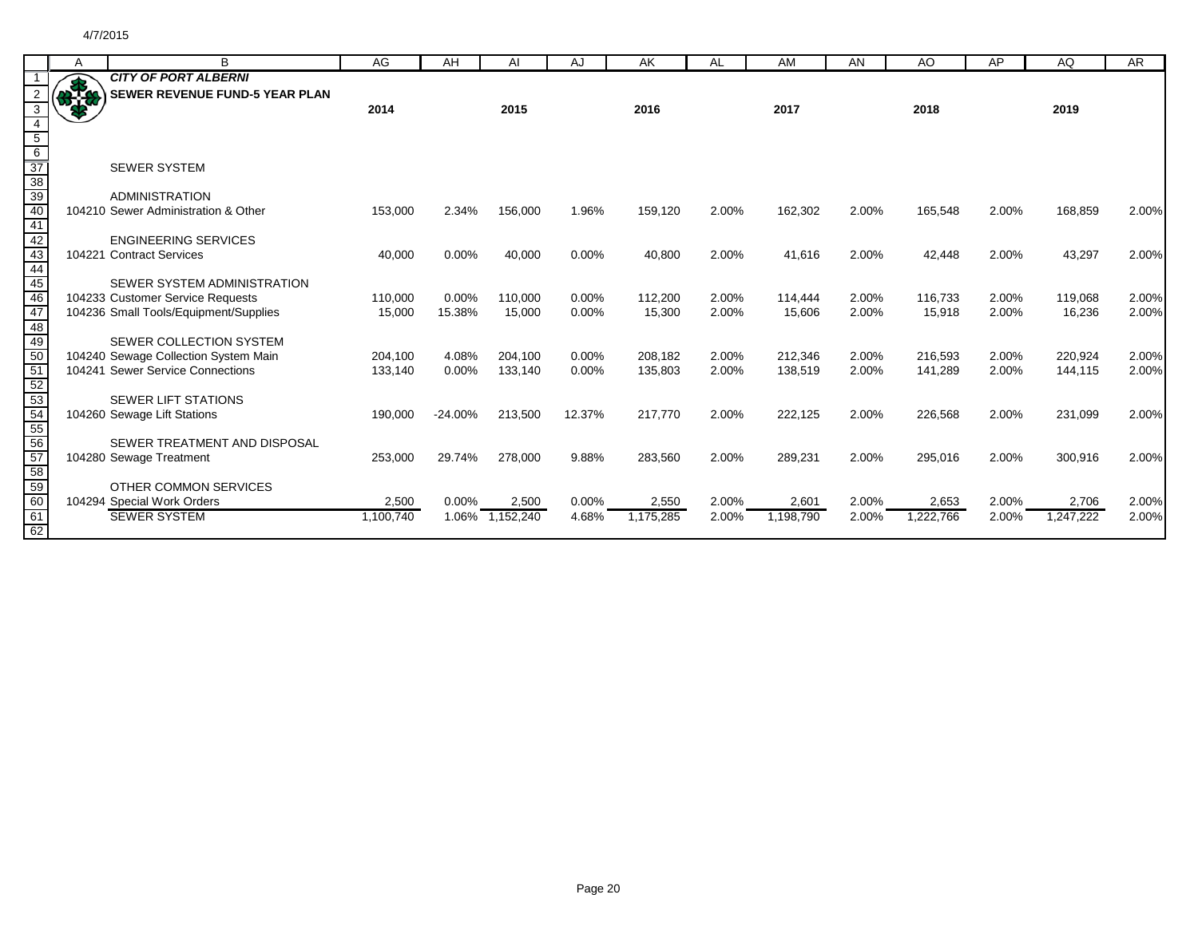4/7/2015

**CITY OF PORT ALBERNI**
**SEWER REVENUE FUND-5 YEAR PLAN**

| | | 2014 | | 2015 | | 2016 | | 2017 | | 2018 | | 2019 | |
|---|---|---|---|---|---|---|---|---|---|---|---|---|---|
| | SEWER SYSTEM | | | | | | | | | | | | |
| | ADMINISTRATION | | | | | | | | | | | | |
| 104210 | Sewer Administration & Other | 153,000 | 2.34% | 156,000 | 1.96% | 159,120 | 2.00% | 162,302 | 2.00% | 165,548 | 2.00% | 168,859 | 2.00% |
| | ENGINEERING SERVICES | | | | | | | | | | | | |
| 104221 | Contract Services | 40,000 | 0.00% | 40,000 | 0.00% | 40,800 | 2.00% | 41,616 | 2.00% | 42,448 | 2.00% | 43,297 | 2.00% |
| | SEWER SYSTEM ADMINISTRATION | | | | | | | | | | | | |
| 104233 | Customer Service Requests | 110,000 | 0.00% | 110,000 | 0.00% | 112,200 | 2.00% | 114,444 | 2.00% | 116,733 | 2.00% | 119,068 | 2.00% |
| 104236 | Small Tools/Equipment/Supplies | 15,000 | 15.38% | 15,000 | 0.00% | 15,300 | 2.00% | 15,606 | 2.00% | 15,918 | 2.00% | 16,236 | 2.00% |
| | SEWER COLLECTION SYSTEM | | | | | | | | | | | | |
| 104240 | Sewage Collection System Main | 204,100 | 4.08% | 204,100 | 0.00% | 208,182 | 2.00% | 212,346 | 2.00% | 216,593 | 2.00% | 220,924 | 2.00% |
| 104241 | Sewer Service Connections | 133,140 | 0.00% | 133,140 | 0.00% | 135,803 | 2.00% | 138,519 | 2.00% | 141,289 | 2.00% | 144,115 | 2.00% |
| | SEWER LIFT STATIONS | | | | | | | | | | | | |
| 104260 | Sewage Lift Stations | 190,000 | -24.00% | 213,500 | 12.37% | 217,770 | 2.00% | 222,125 | 2.00% | 226,568 | 2.00% | 231,099 | 2.00% |
| | SEWER TREATMENT AND DISPOSAL | | | | | | | | | | | | |
| 104280 | Sewage Treatment | 253,000 | 29.74% | 278,000 | 9.88% | 283,560 | 2.00% | 289,231 | 2.00% | 295,016 | 2.00% | 300,916 | 2.00% |
| | OTHER COMMON SERVICES | | | | | | | | | | | | |
| 104294 | Special Work Orders | 2,500 | 0.00% | 2,500 | 0.00% | 2,550 | 2.00% | 2,601 | 2.00% | 2,653 | 2.00% | 2,706 | 2.00% |
| | SEWER SYSTEM | 1,100,740 | 1.06% | 1,152,240 | 4.68% | 1,175,285 | 2.00% | 1,198,790 | 2.00% | 1,222,766 | 2.00% | 1,247,222 | 2.00% |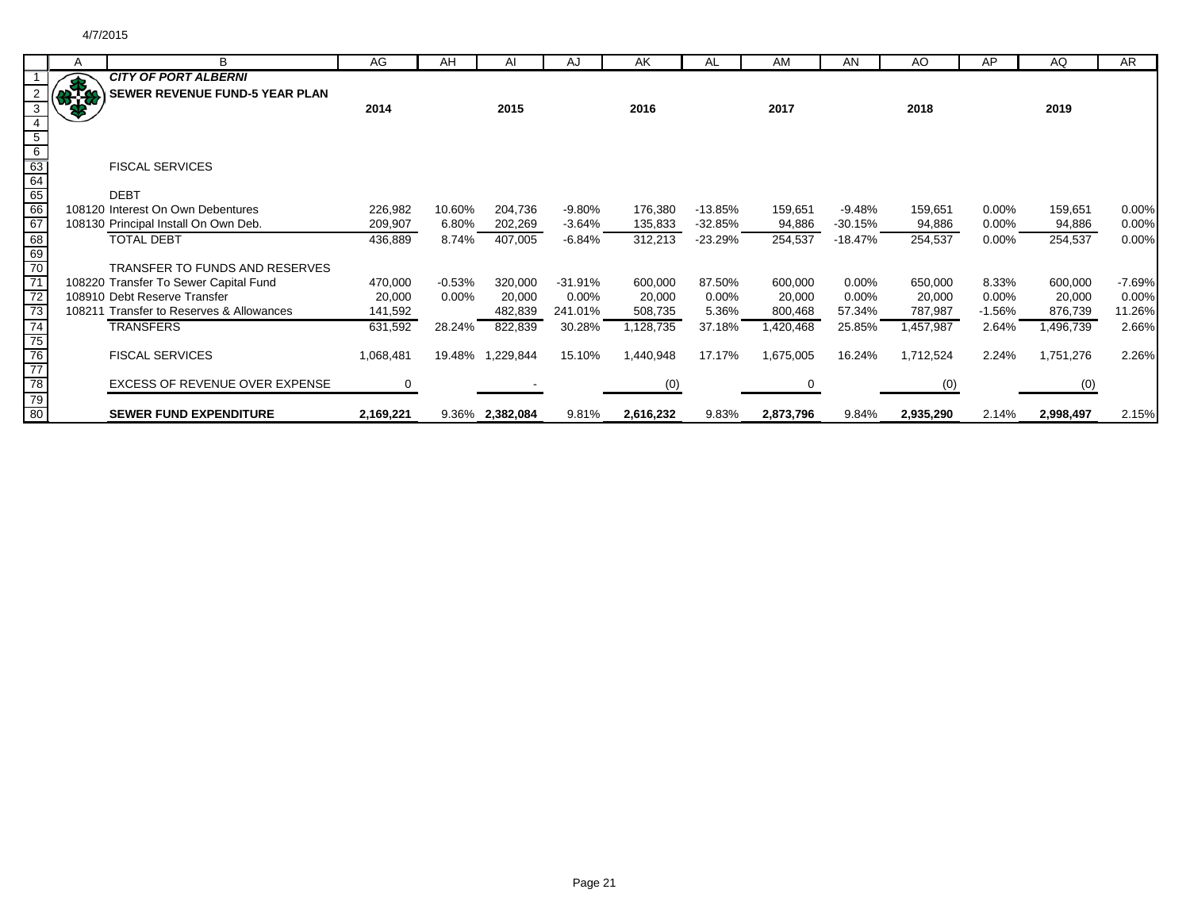4/7/2015

**CITY OF PORT ALBERNI**

**SEWER REVENUE FUND-5 YEAR PLAN**

| | 2014 | | 2015 | | 2016 | | 2017 | | 2018 | | 2019 | |
|---|---|---|---|---|---|---|---|---|---|---|---|---|
| FISCAL SERVICES | | | | | | | | | | | | |
| DEBT | | | | | | | | | | | | |
| 108120 Interest On Own Debentures | 226,982 | 10.60% | 204,736 | -9.80% | 176,380 | -13.85% | 159,651 | -9.48% | 159,651 | 0.00% | 159,651 | 0.00% |
| 108130 Principal Install On Own Deb. | 209,907 | 6.80% | 202,269 | -3.64% | 135,833 | -32.85% | 94,886 | -30.15% | 94,886 | 0.00% | 94,886 | 0.00% |
| TOTAL DEBT | 436,889 | 8.74% | 407,005 | -6.84% | 312,213 | -23.29% | 254,537 | -18.47% | 254,537 | 0.00% | 254,537 | 0.00% |
| TRANSFER TO FUNDS AND RESERVES | | | | | | | | | | | | |
| 108220 Transfer To Sewer Capital Fund | 470,000 | -0.53% | 320,000 | -31.91% | 600,000 | 87.50% | 600,000 | 0.00% | 650,000 | 8.33% | 600,000 | -7.69% |
| 108910 Debt Reserve Transfer | 20,000 | 0.00% | 20,000 | 0.00% | 20,000 | 0.00% | 20,000 | 0.00% | 20,000 | 0.00% | 20,000 | 0.00% |
| 108211 Transfer to Reserves & Allowances | 141,592 | | 482,839 | 241.01% | 508,735 | 5.36% | 800,468 | 57.34% | 787,987 | -1.56% | 876,739 | 11.26% |
| TRANSFERS | 631,592 | 28.24% | 822,839 | 30.28% | 1,128,735 | 37.18% | 1,420,468 | 25.85% | 1,457,987 | 2.64% | 1,496,739 | 2.66% |
| FISCAL SERVICES | 1,068,481 | 19.48% | 1,229,844 | 15.10% | 1,440,948 | 17.17% | 1,675,005 | 16.24% | 1,712,524 | 2.24% | 1,751,276 | 2.26% |
| EXCESS OF REVENUE OVER EXPENSE | 0 | | - | | (0) | | 0 | | (0) | | (0) | |
| **SEWER FUND EXPENDITURE** | **2,169,221** | 9.36% | **2,382,084** | 9.81% | **2,616,232** | 9.83% | **2,873,796** | 9.84% | **2,935,290** | 2.14% | **2,998,497** | 2.15% |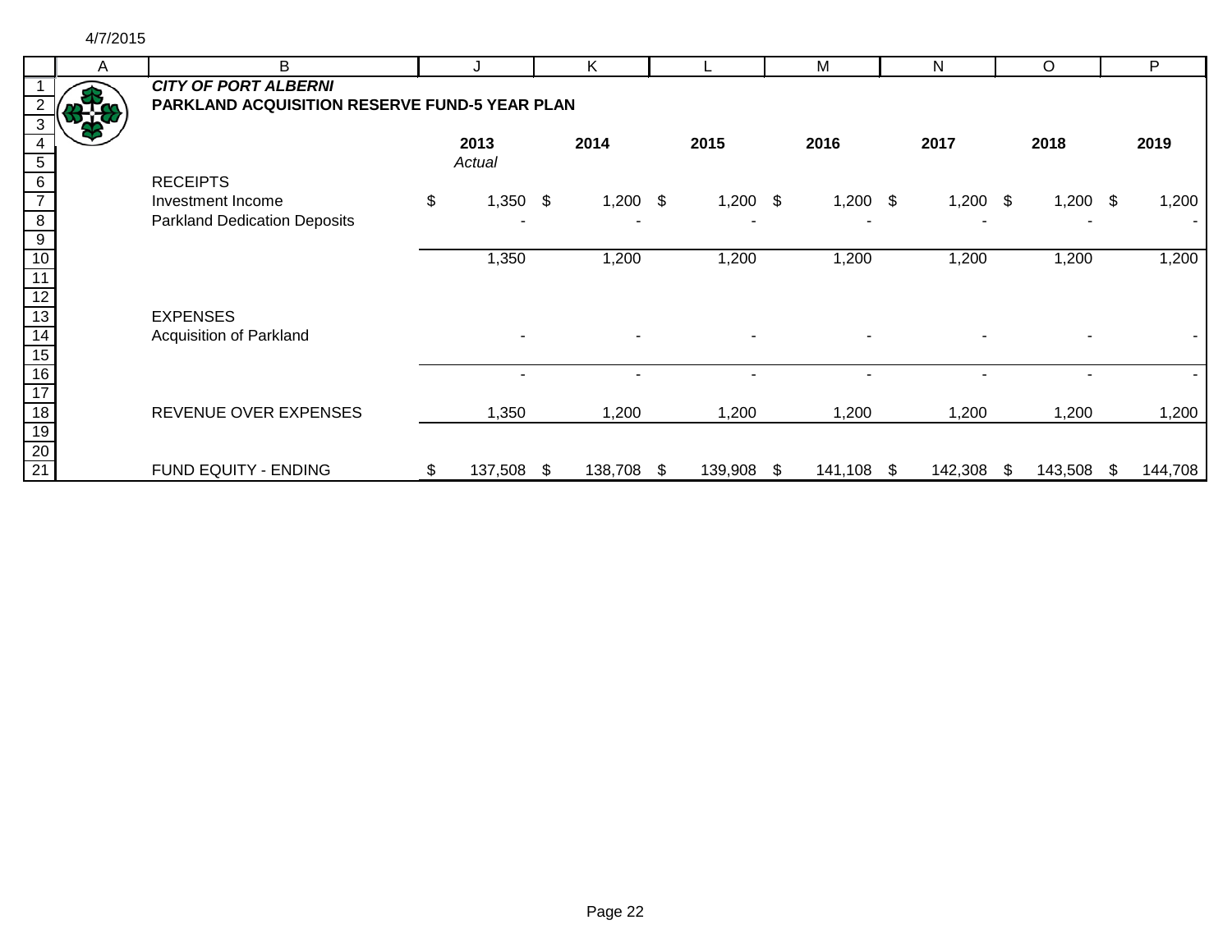4/7/2015

***CITY OF PORT ALBERNI***

**PARKLAND ACQUISITION RESERVE FUND-5 YEAR PLAN**

| | **2013** *Actual* | **2014** | **2015** | **2016** | **2017** | **2018** | **2019** |
|---|---|---|---|---|---|---|---|
| RECEIPTS | | | | | | | |
| Investment Income | $ 1,350 | $ 1,200 | $ 1,200 | $ 1,200 | $ 1,200 | $ 1,200 | $ 1,200 |
| Parkland Dedication Deposits | - | - | - | - | - | - | - |
| | 1,350 | 1,200 | 1,200 | 1,200 | 1,200 | 1,200 | 1,200 |
| EXPENSES | | | | | | | |
| Acquisition of Parkland | - | - | - | - | - | - | - |
| | - | - | - | - | - | - | - |
| REVENUE OVER EXPENSES | 1,350 | 1,200 | 1,200 | 1,200 | 1,200 | 1,200 | 1,200 |
| FUND EQUITY - ENDING | $ 137,508 | $ 138,708 | $ 139,908 | $ 141,108 | $ 142,308 | $ 143,508 | $ 144,708 |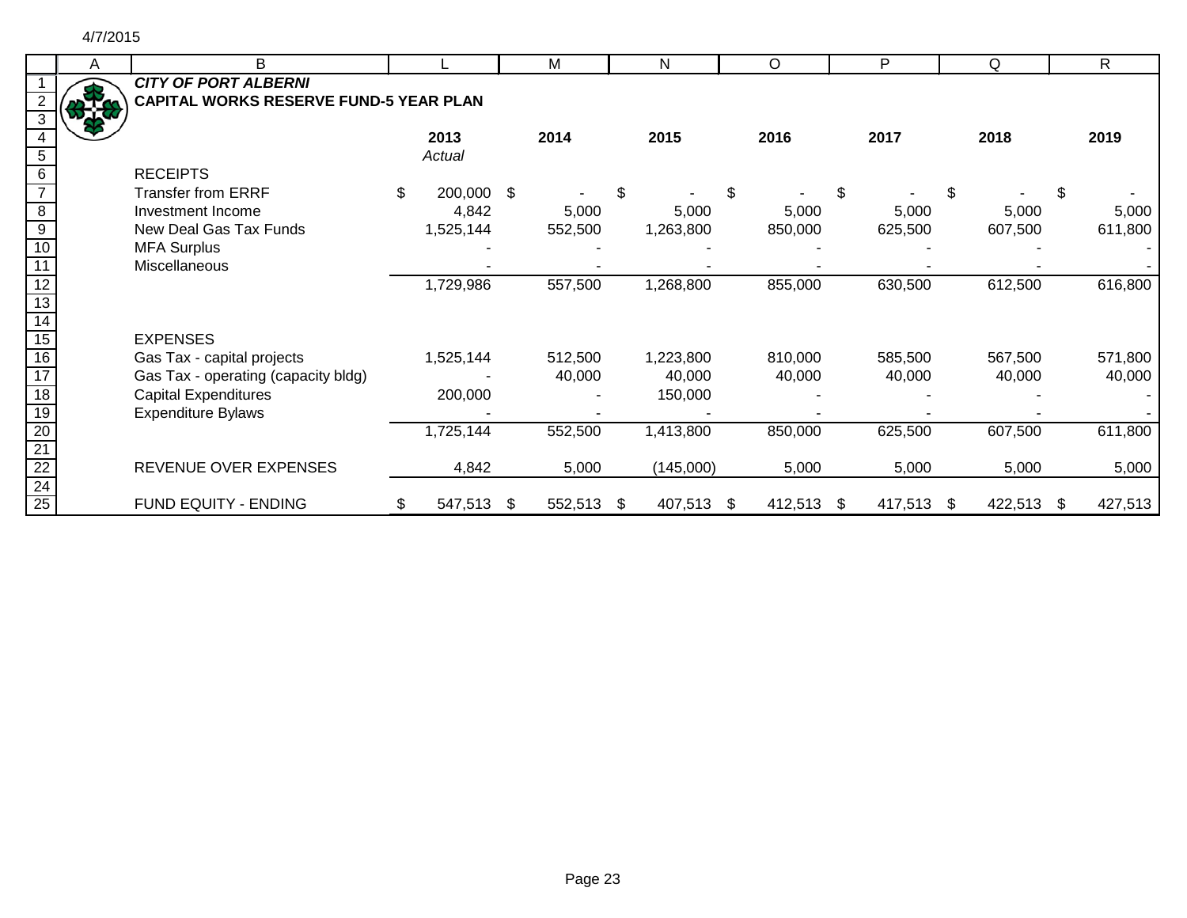4/7/2015

## *CITY OF PORT ALBERNI*

## CAPITAL WORKS RESERVE FUND-5 YEAR PLAN

| | 2013 *Actual* | 2014 | 2015 | 2016 | 2017 | 2018 | 2019 |
|---|---|---|---|---|---|---|---|
| RECEIPTS | | | | | | | |
| Transfer from ERRF | $ 200,000 | $ - | $ - | $ - | $ - | $ - | $ - |
| Investment Income | 4,842 | 5,000 | 5,000 | 5,000 | 5,000 | 5,000 | 5,000 |
| New Deal Gas Tax Funds | 1,525,144 | 552,500 | 1,263,800 | 850,000 | 625,500 | 607,500 | 611,800 |
| MFA Surplus | - | - | - | - | - | - | - |
| Miscellaneous | - | - | - | - | - | - | - |
| | 1,729,986 | 557,500 | 1,268,800 | 855,000 | 630,500 | 612,500 | 616,800 |
| EXPENSES | | | | | | | |
| Gas Tax - capital projects | 1,525,144 | 512,500 | 1,223,800 | 810,000 | 585,500 | 567,500 | 571,800 |
| Gas Tax - operating (capacity bldg) | - | 40,000 | 40,000 | 40,000 | 40,000 | 40,000 | 40,000 |
| Capital Expenditures | 200,000 | - | 150,000 | - | - | - | - |
| Expenditure Bylaws | - | - | - | - | - | - | - |
| | 1,725,144 | 552,500 | 1,413,800 | 850,000 | 625,500 | 607,500 | 611,800 |
| REVENUE OVER EXPENSES | 4,842 | 5,000 | (145,000) | 5,000 | 5,000 | 5,000 | 5,000 |
| FUND EQUITY - ENDING | $ 547,513 | $ 552,513 | $ 407,513 | $ 412,513 | $ 417,513 | $ 422,513 | $ 427,513 |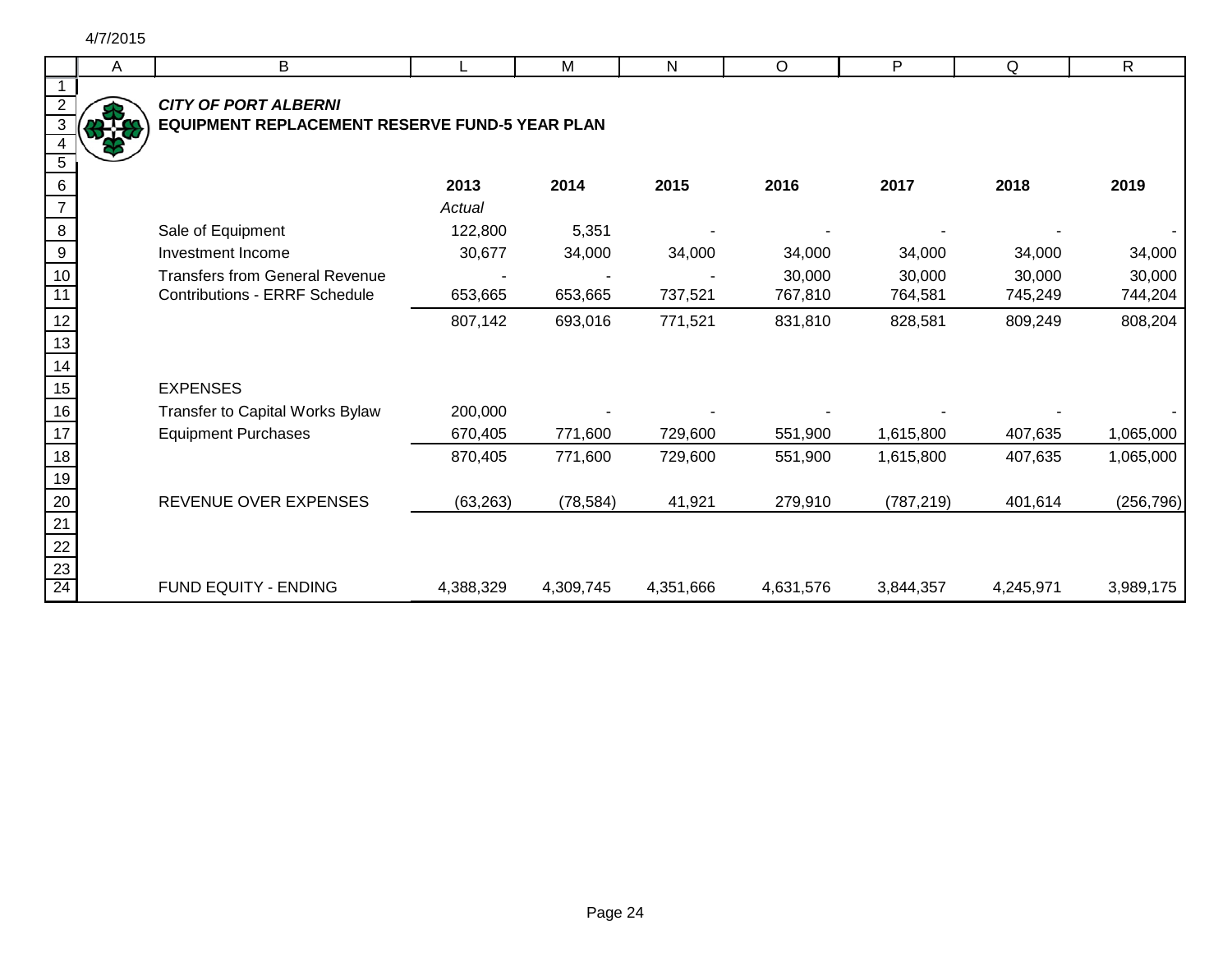4/7/2015

***CITY OF PORT ALBERNI***
**EQUIPMENT REPLACEMENT RESERVE FUND-5 YEAR PLAN**

| | 2013 | 2014 | 2015 | 2016 | 2017 | 2018 | 2019 |
|---|---|---|---|---|---|---|---|
| | *Actual* | | | | | | |
| Sale of Equipment | 122,800 | 5,351 | - | - | - | - | - |
| Investment Income | 30,677 | 34,000 | 34,000 | 34,000 | 34,000 | 34,000 | 34,000 |
| Transfers from General Revenue | - | - | - | 30,000 | 30,000 | 30,000 | 30,000 |
| Contributions - ERRF Schedule | 653,665 | 653,665 | 737,521 | 767,810 | 764,581 | 745,249 | 744,204 |
| | 807,142 | 693,016 | 771,521 | 831,810 | 828,581 | 809,249 | 808,204 |
| | | | | | | | |
| EXPENSES | | | | | | | |
| Transfer to Capital Works Bylaw | 200,000 | - | - | - | - | - | - |
| Equipment Purchases | 670,405 | 771,600 | 729,600 | 551,900 | 1,615,800 | 407,635 | 1,065,000 |
| | 870,405 | 771,600 | 729,600 | 551,900 | 1,615,800 | 407,635 | 1,065,000 |
| | | | | | | | |
| REVENUE OVER EXPENSES | (63,263) | (78,584) | 41,921 | 279,910 | (787,219) | 401,614 | (256,796) |
| | | | | | | | |
| FUND EQUITY - ENDING | 4,388,329 | 4,309,745 | 4,351,666 | 4,631,576 | 3,844,357 | 4,245,971 | 3,989,175 |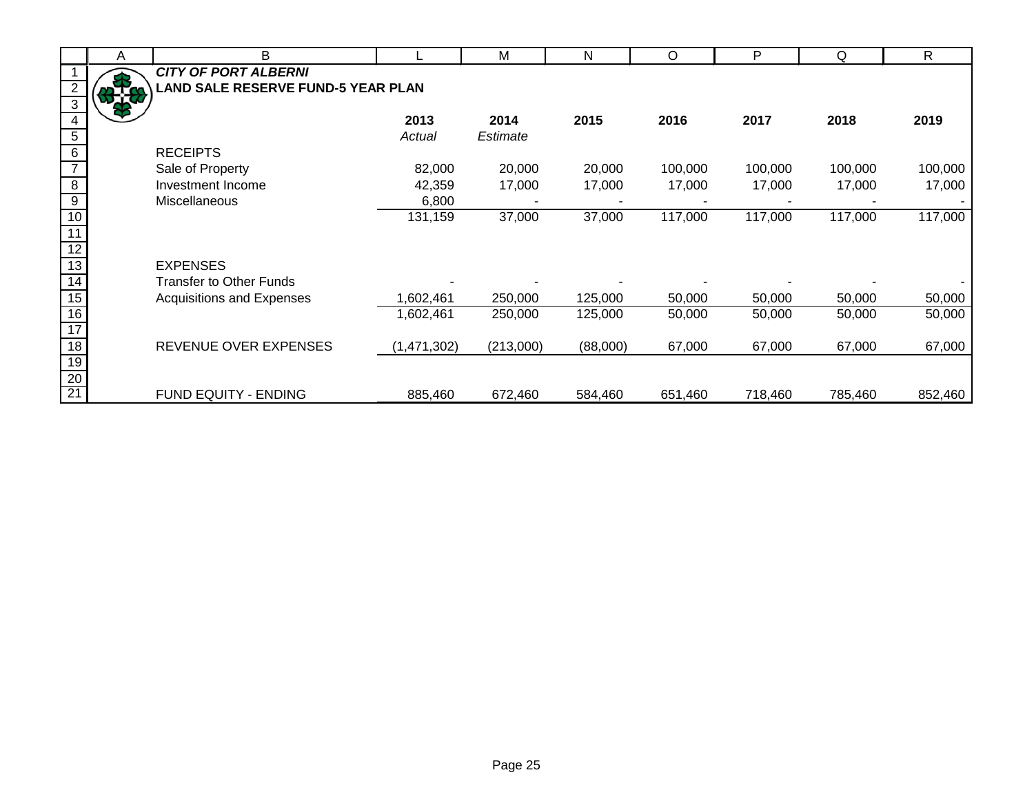***CITY OF PORT ALBERNI***

**LAND SALE RESERVE FUND-5 YEAR PLAN**

| | 2013 | 2014 | 2015 | 2016 | 2017 | 2018 | 2019 |
|---|---|---|---|---|---|---|---|
| | *Actual* | *Estimate* | | | | | |
| RECEIPTS | | | | | | | |
| Sale of Property | 82,000 | 20,000 | 20,000 | 100,000 | 100,000 | 100,000 | 100,000 |
| Investment Income | 42,359 | 17,000 | 17,000 | 17,000 | 17,000 | 17,000 | 17,000 |
| Miscellaneous | 6,800 | - | - | - | - | - | - |
| | 131,159 | 37,000 | 37,000 | 117,000 | 117,000 | 117,000 | 117,000 |
| | | | | | | | |
| EXPENSES | | | | | | | |
| Transfer to Other Funds | - | - | - | - | - | - | - |
| Acquisitions and Expenses | 1,602,461 | 250,000 | 125,000 | 50,000 | 50,000 | 50,000 | 50,000 |
| | 1,602,461 | 250,000 | 125,000 | 50,000 | 50,000 | 50,000 | 50,000 |
| | | | | | | | |
| REVENUE OVER EXPENSES | (1,471,302) | (213,000) | (88,000) | 67,000 | 67,000 | 67,000 | 67,000 |
| | | | | | | | |
| FUND EQUITY - ENDING | 885,460 | 672,460 | 584,460 | 651,460 | 718,460 | 785,460 | 852,460 |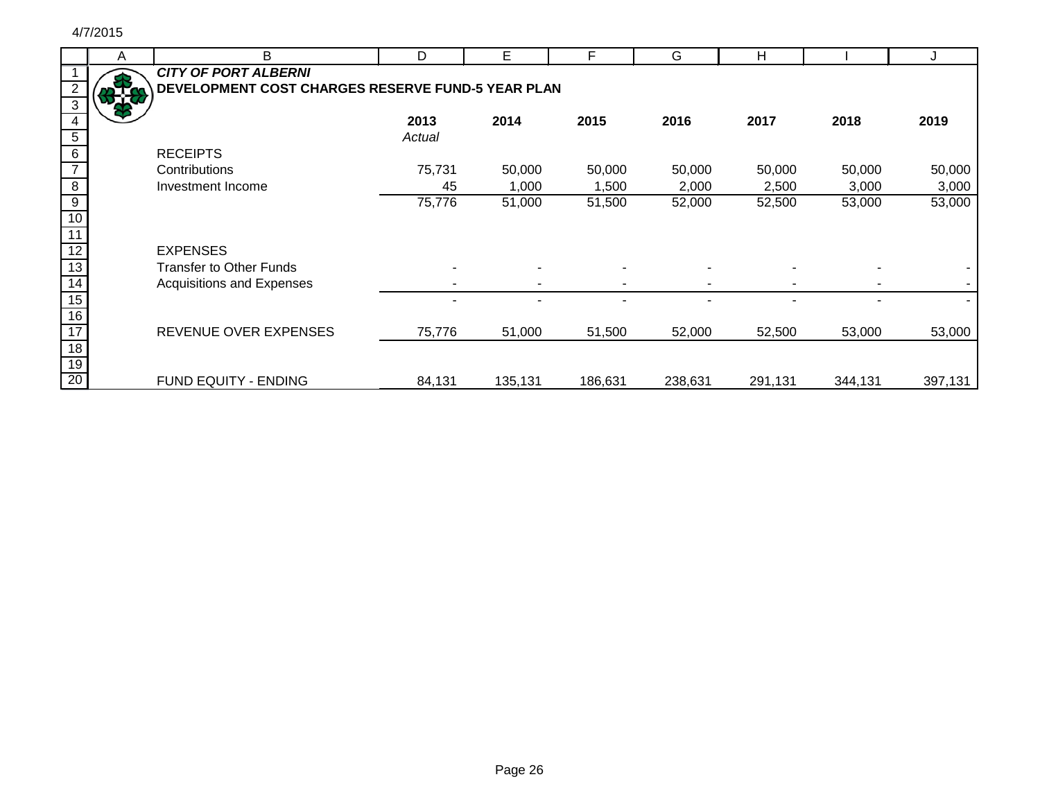4/7/2015

***CITY OF PORT ALBERNI***

**DEVELOPMENT COST CHARGES RESERVE FUND-5 YEAR PLAN**

| | **2013** *Actual* | **2014** | **2015** | **2016** | **2017** | **2018** | **2019** |
|---|---|---|---|---|---|---|---|
| RECEIPTS | | | | | | | |
| Contributions | 75,731 | 50,000 | 50,000 | 50,000 | 50,000 | 50,000 | 50,000 |
| Investment Income | 45 | 1,000 | 1,500 | 2,000 | 2,500 | 3,000 | 3,000 |
| | 75,776 | 51,000 | 51,500 | 52,000 | 52,500 | 53,000 | 53,000 |
| EXPENSES | | | | | | | |
| Transfer to Other Funds | - | - | - | - | - | - | - |
| Acquisitions and Expenses | - | - | - | - | - | - | - |
| | - | - | - | - | - | - | - |
| REVENUE OVER EXPENSES | 75,776 | 51,000 | 51,500 | 52,000 | 52,500 | 53,000 | 53,000 |
| FUND EQUITY - ENDING | 84,131 | 135,131 | 186,631 | 238,631 | 291,131 | 344,131 | 397,131 |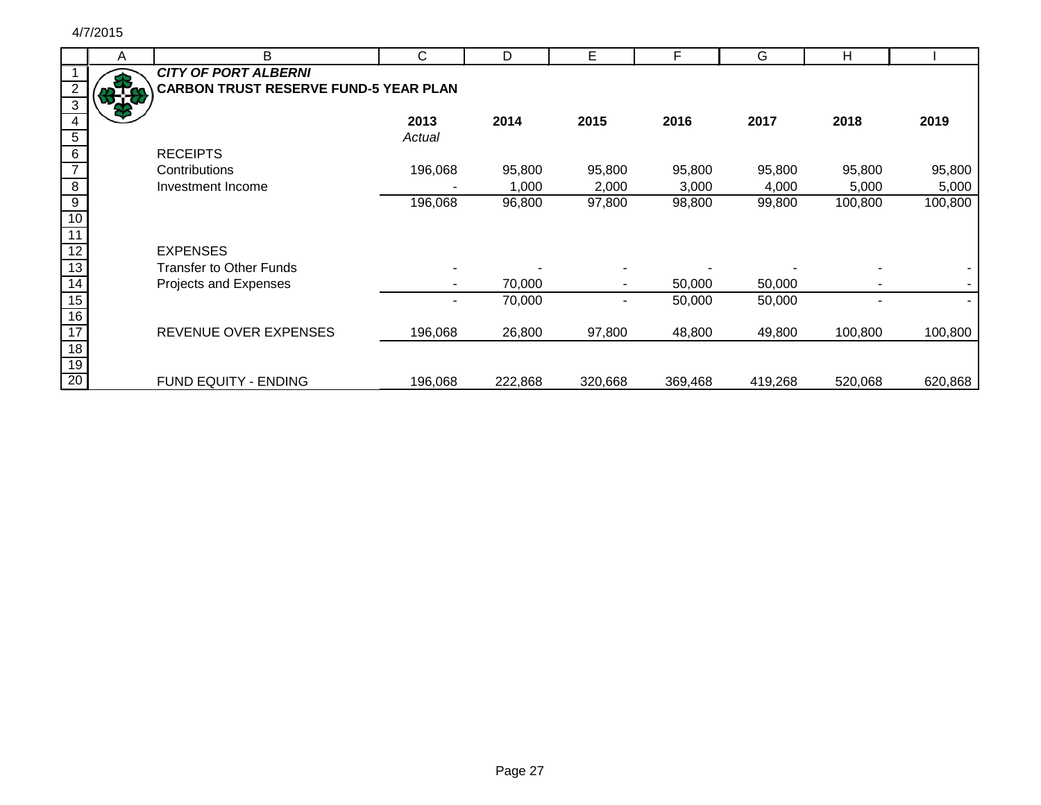4/7/2015

***CITY OF PORT ALBERNI***

**CARBON TRUST RESERVE FUND-5 YEAR PLAN**

| | 2013 | 2014 | 2015 | 2016 | 2017 | 2018 | 2019 |
|---|---|---|---|---|---|---|---|
| | *Actual* | | | | | | |
| RECEIPTS | | | | | | | |
| Contributions | 196,068 | 95,800 | 95,800 | 95,800 | 95,800 | 95,800 | 95,800 |
| Investment Income | - | 1,000 | 2,000 | 3,000 | 4,000 | 5,000 | 5,000 |
| | 196,068 | 96,800 | 97,800 | 98,800 | 99,800 | 100,800 | 100,800 |
| EXPENSES | | | | | | | |
| Transfer to Other Funds | - | - | - | - | - | - | - |
| Projects and Expenses | - | 70,000 | - | 50,000 | 50,000 | - | - |
| | - | 70,000 | - | 50,000 | 50,000 | - | - |
| REVENUE OVER EXPENSES | 196,068 | 26,800 | 97,800 | 48,800 | 49,800 | 100,800 | 100,800 |
| FUND EQUITY - ENDING | 196,068 | 222,868 | 320,668 | 369,468 | 419,268 | 520,068 | 620,868 |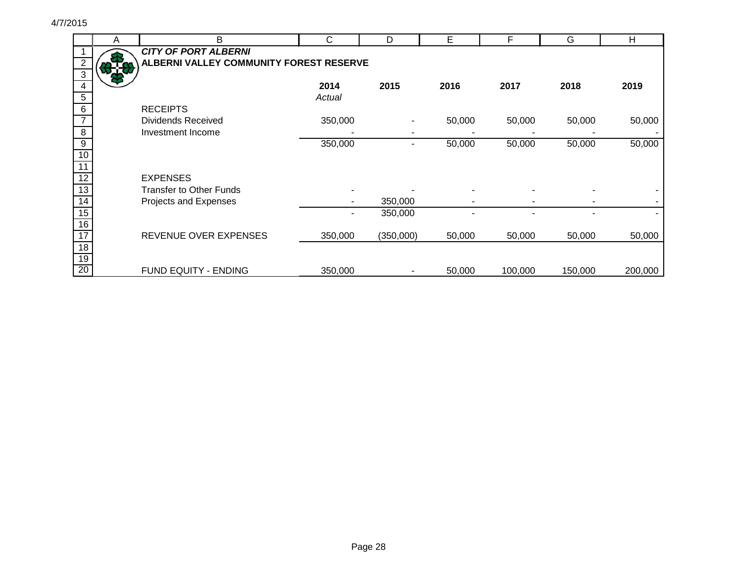***CITY OF PORT ALBERNI***

**ALBERNI VALLEY COMMUNITY FOREST RESERVE**

| | **2014** *Actual* | **2015** | **2016** | **2017** | **2018** | **2019** |
|---|---|---|---|---|---|---|
| RECEIPTS | | | | | | |
| Dividends Received | 350,000 | - | 50,000 | 50,000 | 50,000 | 50,000 |
| Investment Income | - | - | - | - | - | - |
| | 350,000 | - | 50,000 | 50,000 | 50,000 | 50,000 |
| EXPENSES | | | | | | |
| Transfer to Other Funds | - | - | - | - | - | - |
| Projects and Expenses | - | 350,000 | - | - | - | - |
| | - | 350,000 | - | - | - | - |
| REVENUE OVER EXPENSES | 350,000 | (350,000) | 50,000 | 50,000 | 50,000 | 50,000 |
| FUND EQUITY - ENDING | 350,000 | - | 50,000 | 100,000 | 150,000 | 200,000 |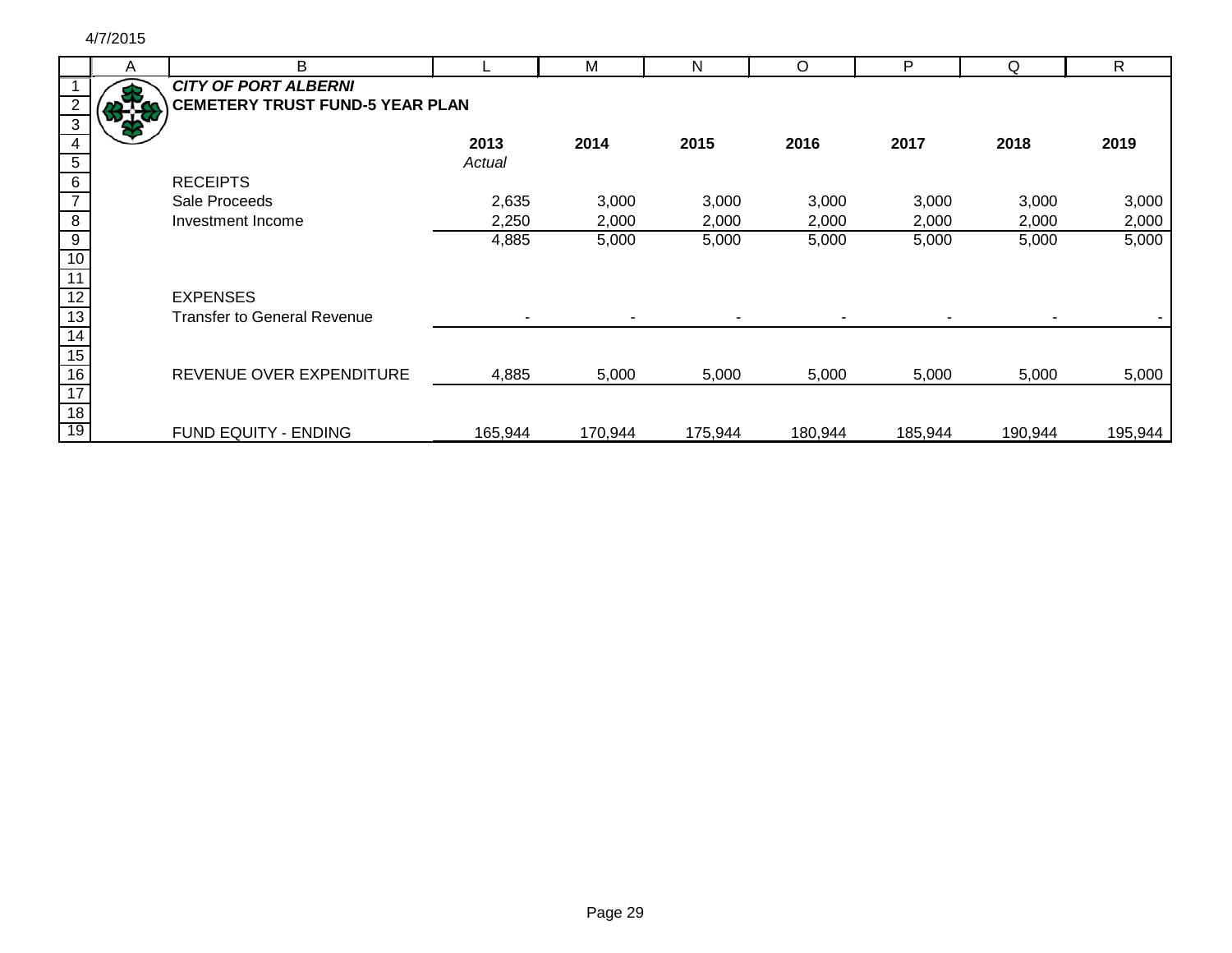4/7/2015

***CITY OF PORT ALBERNI***

**CEMETERY TRUST FUND-5 YEAR PLAN**

| | 2013<br>*Actual* | 2014 | 2015 | 2016 | 2017 | 2018 | 2019 |
|---|---|---|---|---|---|---|---|
| RECEIPTS | | | | | | | |
| Sale Proceeds | 2,635 | 3,000 | 3,000 | 3,000 | 3,000 | 3,000 | 3,000 |
| Investment Income | 2,250 | 2,000 | 2,000 | 2,000 | 2,000 | 2,000 | 2,000 |
| | 4,885 | 5,000 | 5,000 | 5,000 | 5,000 | 5,000 | 5,000 |
| EXPENSES | | | | | | | |
| Transfer to General Revenue | - | - | - | - | - | - | - |
| REVENUE OVER EXPENDITURE | 4,885 | 5,000 | 5,000 | 5,000 | 5,000 | 5,000 | 5,000 |
| FUND EQUITY - ENDING | 165,944 | 170,944 | 175,944 | 180,944 | 185,944 | 190,944 | 195,944 |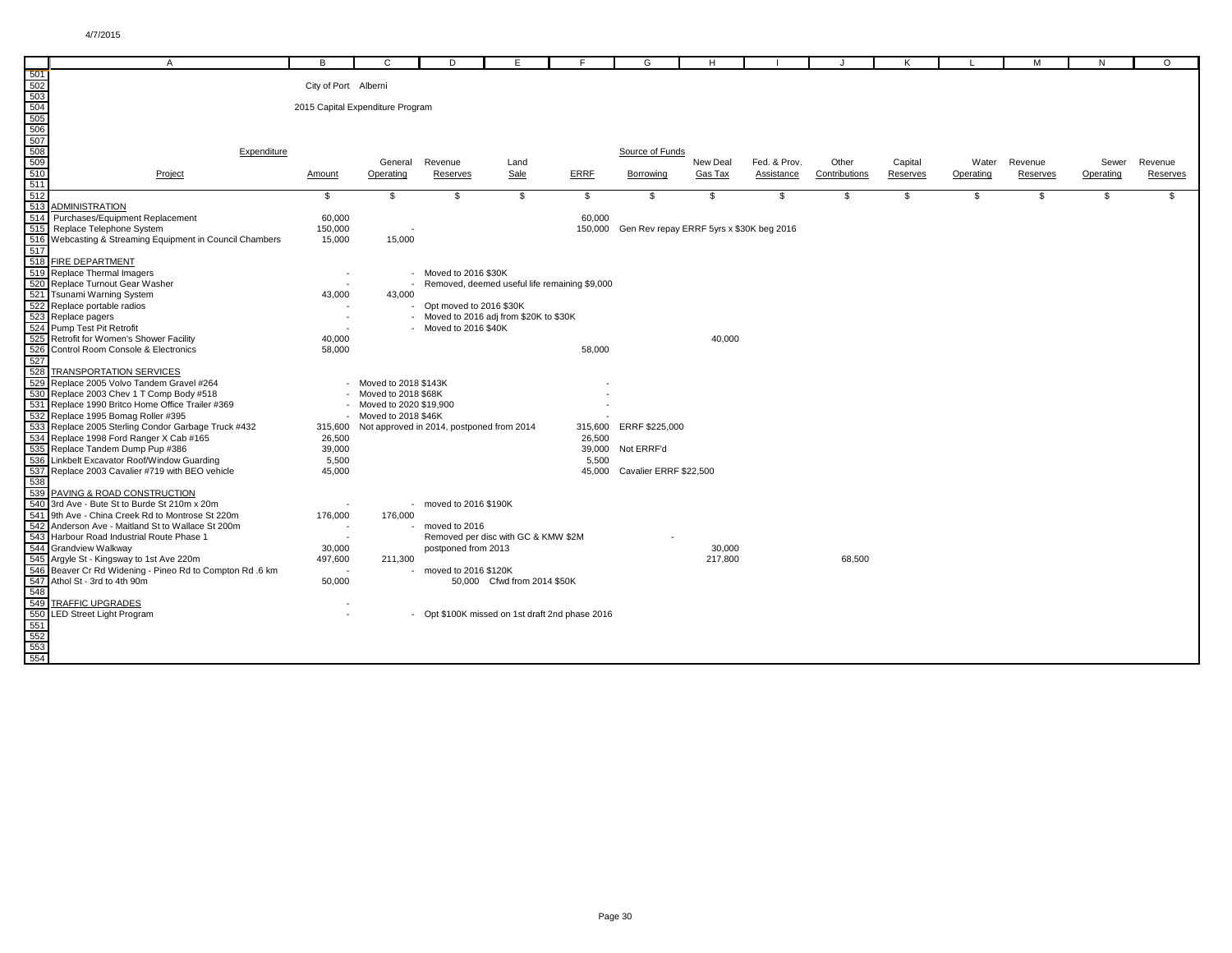City of Port Alberni

2015 Capital Expenditure Program

| Project | Expenditure Amount | General Operating | Revenue Reserves | Land Sale | ERRF | Borrowing | New Deal Gas Tax | Fed. & Prov. Assistance | Other Contributions | Capital Reserves | Water Operating | Revenue Reserves | Sewer Operating | Revenue Reserves |
|---|---|---|---|---|---|---|---|---|---|---|---|---|---|---|
| | $ | $ | $ | $ | $ | $ | $ | $ | $ | $ | $ | $ | $ | $ |
| ADMINISTRATION | | | | | | | | | | | | | | |
| Purchases/Equipment Replacement | 60,000 | | | | 60,000 | | | | | | | | | |
| Replace Telephone System | 150,000 | - | | | 150,000 | Gen Rev repay ERRF 5yrs x $30K beg 2016 | | | | | | | | |
| Webcasting & Streaming Equipment in Council Chambers | 15,000 | 15,000 | | | | | | | | | | | | |
| FIRE DEPARTMENT | | | | | | | | | | | | | | |
| Replace Thermal Imagers | - | - | Moved to 2016 $30K | | | | | | | | | | | |
| Replace Turnout Gear Washer | - | - | Removed, deemed useful life remaining $9,000 | | | | | | | | | | | |
| Tsunami Warning System | 43,000 | 43,000 | | | | | | | | | | | | |
| Replace portable radios | - | - | Opt moved to 2016 $30K | | | | | | | | | | | |
| Replace pagers | - | - | Moved to 2016 adj from $20K to $30K | | | | | | | | | | | |
| Pump Test Pit Retrofit | - | - | Moved to 2016 $40K | | | | | | | | | | | |
| Retrofit for Women's Shower Facility | 40,000 | | | | | | 40,000 | | | | | | | |
| Control Room Console & Electronics | 58,000 | | | | 58,000 | | | | | | | | | |
| TRANSPORTATION SERVICES | | | | | | | | | | | | | | |
| Replace 2005 Volvo Tandem Gravel #264 | - | Moved to 2018 $143K | | | - | | | | | | | | | |
| Replace 2003 Chev 1 T Comp Body #518 | - | Moved to 2018 $68K | | | - | | | | | | | | | |
| Replace 1990 Britco Home Office Trailer #369 | - | Moved to 2020 $19,900 | | | - | | | | | | | | | |
| Replace 1995 Bomag Roller #395 | - | Moved to 2018 $46K | | | - | | | | | | | | | |
| Replace 2005 Sterling Condor Garbage Truck #432 | 315,600 | Not approved in 2014, postponed from 2014 | | | 315,600 | ERRF $225,000 | | | | | | | | |
| Replace 1998 Ford Ranger X Cab #165 | 26,500 | | | | 26,500 | | | | | | | | | |
| Replace Tandem Dump Pup #386 | 39,000 | | | | 39,000 | Not ERRF'd | | | | | | | | |
| Linkbelt Excavator Roof/Window Guarding | 5,500 | | | | 5,500 | | | | | | | | | |
| Replace 2003 Cavalier #719 with BEO vehicle | 45,000 | | | | 45,000 | Cavalier ERRF $22,500 | | | | | | | | |
| PAVING & ROAD CONSTRUCTION | | | | | | | | | | | | | | |
| 3rd Ave - Bute St to Burde St 210m x 20m | - | - | moved to 2016 $190K | | | | | | | | | | | |
| 9th Ave - China Creek Rd to Montrose St 220m | 176,000 | 176,000 | | | | | | | | | | | | |
| Anderson Ave - Maitland St to Wallace St 200m | - | - | moved to 2016 | | | | | | | | | | | |
| Harbour Road Industrial Route Phase 1 | - | | Removed per disc with GC & KMW $2M | | | - | | | | | | | | |
| Grandview Walkway | 30,000 | | postponed from 2013 | | | | 30,000 | | | | | | | |
| Argyle St - Kingsway to 1st Ave 220m | 497,600 | 211,300 | | | | | 217,800 | | 68,500 | | | | | |
| Beaver Cr Rd Widening - Pineo Rd to Compton Rd .6 km | - | - | moved to 2016 $120K | | | | | | | | | | | |
| Athol St - 3rd to 4th 90m | 50,000 | | 50,000 | Cfwd from 2014 $50K | | | | | | | | | | |
| TRAFFIC UPGRADES | - | | | | | | | | | | | | | |
| LED Street Light Program | - | - | Opt $100K missed on 1st draft 2nd phase 2016 | | | | | | | | | | | |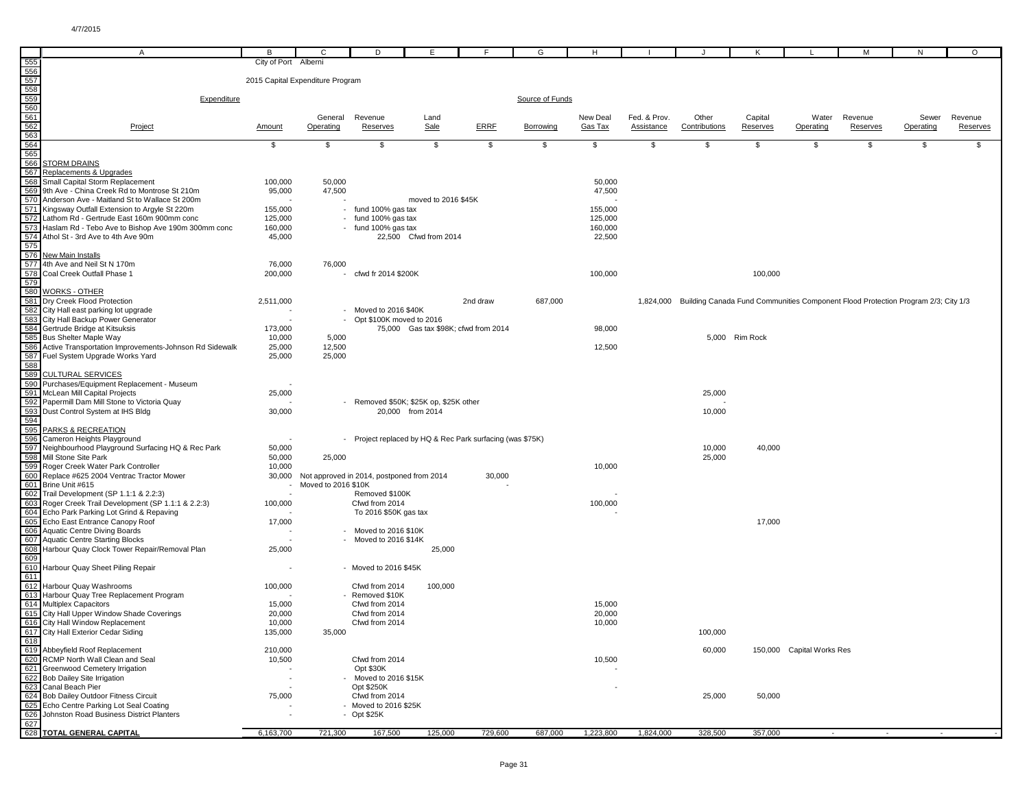City of Port Alberni

2015 Capital Expenditure Program

| Project | Amount | General Operating | Revenue Reserves | Land Sale | ERRF | Borrowing | New Deal Gas Tax | Fed. & Prov. Assistance | Other Contributions | Capital Reserves | Water Operating | Revenue Reserves | Sewer Operating | Revenue Reserves |
|---|---|---|---|---|---|---|---|---|---|---|---|---|---|---|
| *Expenditure* | | | | | | *Source of Funds* | | | | | | | | |
| | $ | $ | $ | $ | $ | $ | $ | $ | $ | $ | $ | $ | $ | $ |
| **STORM DRAINS** | | | | | | | | | | | | | | |
| Replacements & Upgrades | | | | | | | | | | | | | | |
| Small Capital Storm Replacement | 100,000 | 50,000 | | | | | 50,000 | | | | | | | |
| 9th Ave - China Creek Rd to Montrose St 210m | 95,000 | 47,500 | | | | | 47,500 | | | | | | | |
| Anderson Ave - Maitland St to Wallace St 200m | - | - | | moved to 2016 $45K | | | - | | | | | | | |
| Kingsway Outfall Extension to Argyle St 220m | 155,000 | - | fund 100% gas tax | | | | 155,000 | | | | | | | |
| Lathom Rd - Gertrude East 160m 900mm conc | 125,000 | - | fund 100% gas tax | | | | 125,000 | | | | | | | |
| Haslam Rd - Tebo Ave to Bishop Ave 190m 300mm conc | 160,000 | - | fund 100% gas tax | | | | 160,000 | | | | | | | |
| Athol St - 3rd Ave to 4th Ave 90m | 45,000 | | 22,500 | Cfwd from 2014 | | | 22,500 | | | | | | | |
| New Main Installs | | | | | | | | | | | | | | |
| 4th Ave and Neil St N 170m | 76,000 | 76,000 | | | | | | | | | | | | |
| Coal Creek Outfall Phase 1 | 200,000 | - | cfwd fr 2014 $200K | | | | 100,000 | | | 100,000 | | | | |
| **WORKS - OTHER** | | | | | | | | | | | | | | |
| Dry Creek Flood Protection | 2,511,000 | | | | 2nd draw | 687,000 | | 1,824,000 | Building Canada Fund Communities Component Flood Protection Program 2/3; City 1/3 | | | | | |
| City Hall east parking lot upgrade | - | | - Moved to 2016 $40K | | | | | | | | | | | |
| City Hall Backup Power Generator | - | | - Opt $100K moved to 2016 | | | | | | | | | | | |
| Gertrude Bridge at Kitsuksis | 173,000 | | 75,000 | Gas tax $98K; cfwd from 2014 | | | 98,000 | | | | | | | |
| Bus Shelter Maple Way | 10,000 | 5,000 | | | | | | | 5,000 | Rim Rock | | | | |
| Active Transportation Improvements-Johnson Rd Sidewalk | 25,000 | 12,500 | | | | | 12,500 | | | | | | | |
| Fuel System Upgrade Works Yard | 25,000 | 25,000 | | | | | | | | | | | | |
| **CULTURAL SERVICES** | | | | | | | | | | | | | | |
| Purchases/Equipment Replacement - Museum | - | | | | | | | | | | | | | |
| McLean Mill Capital Projects | 25,000 | | | | | | | | 25,000 | | | | | |
| Papermill Dam Mill Stone to Victoria Quay | - | | - Removed $50K; $25K op, $25K other | | | | | | - | | | | | |
| Dust Control System at IHS Bldg | 30,000 | | 20,000 | from 2014 | | | | | 10,000 | | | | | |
| **PARKS & RECREATION** | | | | | | | | | | | | | | |
| Cameron Heights Playground | - | | - Project replaced by HQ & Rec Park surfacing (was $75K) | | | | | | | | | | | |
| Neighbourhood Playground Surfacing HQ & Rec Park | 50,000 | | | | | | | | 10,000 | 40,000 | | | | |
| Mill Stone Site Park | 50,000 | 25,000 | | | | | | | 25,000 | | | | | |
| Roger Creek Water Park Controller | 10,000 | | | | | | 10,000 | | | | | | | |
| Replace #625 2004 Ventrac Tractor Mower | 30,000 | Not approved in 2014, postponed from 2014 | | | 30,000 | | | | | | | | | |
| Brine Unit #615 | - | Moved to 2016 $10K | | | - | | | | | | | | | |
| Trail Development (SP 1.1:1 & 2.2:3) | - | | Removed $100K | | | | - | | | | | | | |
| Roger Creek Trail Development (SP 1.1:1 & 2.2:3) | 100,000 | | Cfwd from 2014 | | | | 100,000 | | | | | | | |
| Echo Park Parking Lot Grind & Repaving | - | | To 2016 $50K gas tax | | | | - | | | | | | | |
| Echo East Entrance Canopy Roof | 17,000 | | | | | | | | | 17,000 | | | | |
| Aquatic Centre Diving Boards | - | | - Moved to 2016 $10K | | | | | | | | | | | |
| Aquatic Centre Starting Blocks | - | | - Moved to 2016 $14K | | | | | | | | | | | |
| Harbour Quay Clock Tower Repair/Removal Plan | 25,000 | | | 25,000 | | | | | | | | | | |
| Harbour Quay Sheet Piling Repair | - | | - Moved to 2016 $45K | | | | | | | | | | | |
| Harbour Quay Washrooms | 100,000 | | Cfwd from 2014 | 100,000 | | | | | | | | | | |
| Harbour Quay Tree Replacement Program | - | | - Removed $10K | | | | | | | | | | | |
| Multiplex Capacitors | 15,000 | | Cfwd from 2014 | | | | 15,000 | | | | | | | |
| City Hall Upper Window Shade Coverings | 20,000 | | Cfwd from 2014 | | | | 20,000 | | | | | | | |
| City Hall Window Replacement | 10,000 | | Cfwd from 2014 | | | | 10,000 | | | | | | | |
| City Hall Exterior Cedar Siding | 135,000 | 35,000 | | | | | | | 100,000 | | | | | |
| Abbeyfield Roof Replacement | 210,000 | | | | | | | | 60,000 | 150,000 | Capital Works Res | | | |
| RCMP North Wall Clean and Seal | 10,500 | | Cfwd from 2014 | | | | 10,500 | | | | | | | |
| Greenwood Cemetery Irrigation | - | | Opt $30K | | | | - | | | | | | | |
| Bob Dailey Site Irrigation | - | | - Moved to 2016 $15K | | | | | | | | | | | |
| Canal Beach Pier | - | | Opt $250K | | | | - | | | | | | | |
| Bob Dailey Outdoor Fitness Circuit | 75,000 | | Cfwd from 2014 | | | | | | 25,000 | 50,000 | | | | |
| Echo Centre Parking Lot Seal Coating | - | | - Moved to 2016 $25K | | | | | | | | | | | |
| Johnston Road Business District Planters | - | | - Opt $25K | | | | | | | | | | | |
| **TOTAL GENERAL CAPITAL** | 6,163,700 | 721,300 | 167,500 | 125,000 | 729,600 | 687,000 | 1,223,800 | 1,824,000 | 328,500 | 357,000 | - | - | - | - |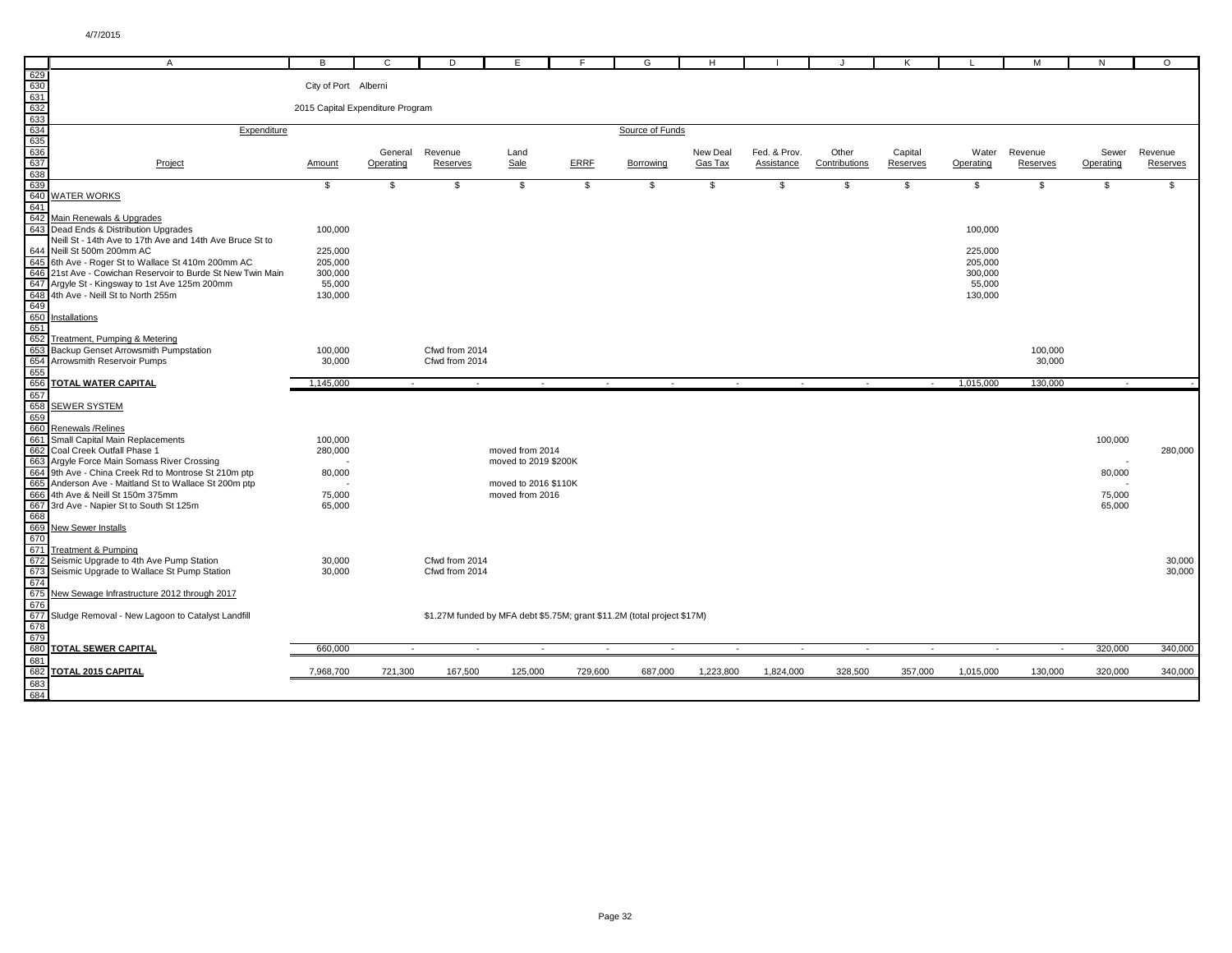City of Port Alberni

2015 Capital Expenditure Program

| Expenditure | | Source of Funds | | | | | | | | | | | | |
|---|---|---|---|---|---|---|---|---|---|---|---|---|---|---|
| Project | Amount | General Operating | Revenue Reserves | Land Sale | ERRF | Borrowing | New Deal Gas Tax | Fed. & Prov. Assistance | Other Contributions | Capital Reserves | Water Operating | Revenue Reserves | Sewer Operating | Revenue Reserves |
| | $ | $ | $ | $ | $ | $ | $ | $ | $ | $ | $ | $ | $ | $ |
| **WATER WORKS** | | | | | | | | | | | | | | |
| Main Renewals & Upgrades | | | | | | | | | | | | | | |
| Dead Ends & Distribution Upgrades | 100,000 | | | | | | | | | | 100,000 | | | |
| Neill St - 14th Ave to 17th Ave and 14th Ave Bruce St to Neill St 500m 200mm AC | 225,000 | | | | | | | | | | 225,000 | | | |
| 6th Ave - Roger St to Wallace St 410m 200mm AC | 205,000 | | | | | | | | | | 205,000 | | | |
| 21st Ave - Cowichan Reservoir to Burde St New Twin Main | 300,000 | | | | | | | | | | 300,000 | | | |
| Argyle St - Kingsway to 1st Ave 125m 200mm | 55,000 | | | | | | | | | | 55,000 | | | |
| 4th Ave - Neill St to North 255m | 130,000 | | | | | | | | | | 130,000 | | | |
| Installations | | | | | | | | | | | | | | |
| Treatment, Pumping & Metering | | | | | | | | | | | | | | |
| Backup Genset Arrowsmith Pumpstation | 100,000 | | Cfwd from 2014 | | | | | | | | | 100,000 | | |
| Arrowsmith Reservoir Pumps | 30,000 | | Cfwd from 2014 | | | | | | | | | 30,000 | | |
| **TOTAL WATER CAPITAL** | 1,145,000 | - | - | - | - | - | - | - | - | - | 1,015,000 | 130,000 | - | - |
| **SEWER SYSTEM** | | | | | | | | | | | | | | |
| Renewals /Relines | | | | | | | | | | | | | | |
| Small Capital Main Replacements | 100,000 | | | | | | | | | | | | 100,000 | |
| Coal Creek Outfall Phase 1 | 280,000 | | | moved from 2014 | | | | | | | | | | 280,000 |
| Argyle Force Main Somass River Crossing | - | | | moved to 2019 $200K | | | | | | | | | - | |
| 9th Ave - China Creek Rd to Montrose St 210m ptp | 80,000 | | | | | | | | | | | | 80,000 | |
| Anderson Ave - Maitland St to Wallace St 200m ptp | - | | | moved to 2016 $110K | | | | | | | | | - | |
| 4th Ave & Neill St 150m 375mm | 75,000 | | | moved from 2016 | | | | | | | | | 75,000 | |
| 3rd Ave - Napier St to South St 125m | 65,000 | | | | | | | | | | | | 65,000 | |
| New Sewer Installs | | | | | | | | | | | | | | |
| Treatment & Pumping | | | | | | | | | | | | | | |
| Seismic Upgrade to 4th Ave Pump Station | 30,000 | | Cfwd from 2014 | | | | | | | | | | | 30,000 |
| Seismic Upgrade to Wallace St Pump Station | 30,000 | | Cfwd from 2014 | | | | | | | | | | | 30,000 |
| New Sewage Infrastructure 2012 through 2017 | | | | | | | | | | | | | | |
| Sludge Removal - New Lagoon to Catalyst Landfill | | | $1.27M funded by MFA debt $5.75M; grant $11.2M (total project $17M) | | | | | | | | | | | |
| **TOTAL SEWER CAPITAL** | 660,000 | - | - | - | - | - | - | - | - | - | - | - | 320,000 | 340,000 |
| **TOTAL 2015 CAPITAL** | 7,968,700 | 721,300 | 167,500 | 125,000 | 729,600 | 687,000 | 1,223,800 | 1,824,000 | 328,500 | 357,000 | 1,015,000 | 130,000 | 320,000 | 340,000 |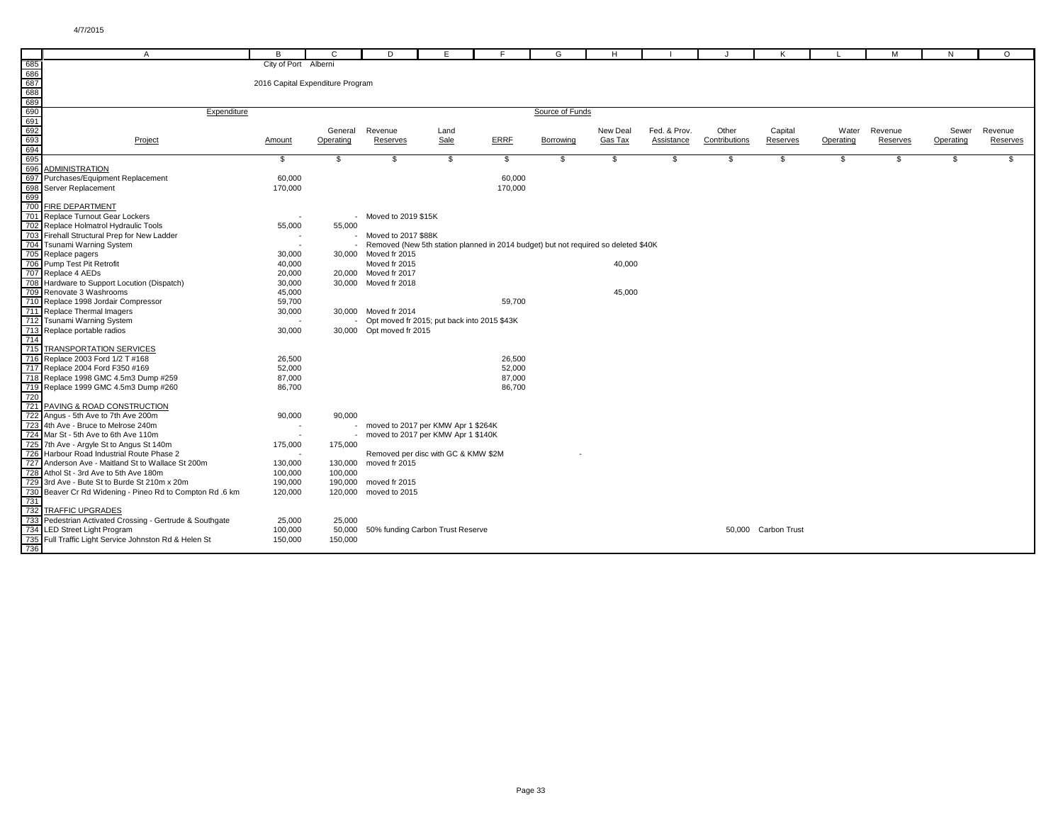4/7/2015

City of Port Alberni

2016 Capital Expenditure Program

| Expenditure | | | | | | Source of Funds | | | | | | | | |
|---|---|---|---|---|---|---|---|---|---|---|---|---|---|---|
| Project | Amount | General Operating | Revenue Reserves | Land Sale | ERRF | Borrowing | New Deal Gas Tax | Fed. & Prov. Assistance | Other Contributions | Capital Reserves | Water Operating | Revenue Reserves | Sewer Operating | Revenue Reserves |
| | $ | $ | $ | $ | $ | $ | $ | $ | $ | $ | $ | $ | $ | $ |
| ADMINISTRATION | | | | | | | | | | | | | | |
| Purchases/Equipment Replacement | 60,000 | | | | 60,000 | | | | | | | | | |
| Server Replacement | 170,000 | | | | 170,000 | | | | | | | | | |
| FIRE DEPARTMENT | | | | | | | | | | | | | | |
| Replace Turnout Gear Lockers | - | - | Moved to 2019 $15K | | | | | | | | | | | |
| Replace Holmatrol Hydraulic Tools | 55,000 | 55,000 | | | | | | | | | | | | |
| Firehall Structural Prep for New Ladder | - | - | Moved to 2017 $88K | | | | | | | | | | | |
| Tsunami Warning System | - | - | Removed (New 5th station planned in 2014 budget) but not required so deleted $40K | | | | | | | | | | | |
| Replace pagers | 30,000 | 30,000 | Moved fr 2015 | | | | | | | | | | | |
| Pump Test Pit Retrofit | 40,000 | | Moved fr 2015 | | | | 40,000 | | | | | | | |
| Replace 4 AEDs | 20,000 | 20,000 | Moved fr 2017 | | | | | | | | | | | |
| Hardware to Support Locution (Dispatch) | 30,000 | 30,000 | Moved fr 2018 | | | | | | | | | | | |
| Renovate 3 Washrooms | 45,000 | | | | | | 45,000 | | | | | | | |
| Replace 1998 Jordair Compressor | 59,700 | | | | 59,700 | | | | | | | | | |
| Replace Thermal Imagers | 30,000 | 30,000 | Moved fr 2014 | | | | | | | | | | | |
| Tsunami Warning System | - | - | Opt moved fr 2015; put back into 2015 $43K | | | | | | | | | | | |
| Replace portable radios | 30,000 | 30,000 | Opt moved fr 2015 | | | | | | | | | | | |
| TRANSPORTATION SERVICES | | | | | | | | | | | | | | |
| Replace 2003 Ford 1/2 T #168 | 26,500 | | | | 26,500 | | | | | | | | | |
| Replace 2004 Ford F350 #169 | 52,000 | | | | 52,000 | | | | | | | | | |
| Replace 1998 GMC 4.5m3 Dump #259 | 87,000 | | | | 87,000 | | | | | | | | | |
| Replace 1999 GMC 4.5m3 Dump #260 | 86,700 | | | | 86,700 | | | | | | | | | |
| PAVING & ROAD CONSTRUCTION | | | | | | | | | | | | | | |
| Angus - 5th Ave to 7th Ave 200m | 90,000 | 90,000 | | | | | | | | | | | | |
| 4th Ave - Bruce to Melrose 240m | - | - | moved to 2017 per KMW Apr 1 $264K | | | | | | | | | | | |
| Mar St - 5th Ave to 6th Ave 110m | - | - | moved to 2017 per KMW Apr 1 $140K | | | | | | | | | | | |
| 7th Ave - Argyle St to Angus St 140m | 175,000 | 175,000 | | | | | | | | | | | | |
| Harbour Road Industrial Route Phase 2 | - | | Removed per disc with GC & KMW $2M | | | - | | | | | | | | |
| Anderson Ave - Maitland St to Wallace St 200m | 130,000 | 130,000 | moved fr 2015 | | | | | | | | | | | |
| Athol St - 3rd Ave to 5th Ave 180m | 100,000 | 100,000 | | | | | | | | | | | | |
| 3rd Ave - Bute St to Burde St 210m x 20m | 190,000 | 190,000 | moved fr 2015 | | | | | | | | | | | |
| Beaver Cr Rd Widening - Pineo Rd to Compton Rd .6 km | 120,000 | 120,000 | moved to 2015 | | | | | | | | | | | |
| TRAFFIC UPGRADES | | | | | | | | | | | | | | |
| Pedestrian Activated Crossing - Gertrude & Southgate | 25,000 | 25,000 | | | | | | | | | | | | |
| LED Street Light Program | 100,000 | 50,000 | 50% funding Carbon Trust Reserve | | | | | | | 50,000 Carbon Trust | | | | |
| Full Traffic Light Service Johnston Rd & Helen St | 150,000 | 150,000 | | | | | | | | | | | | |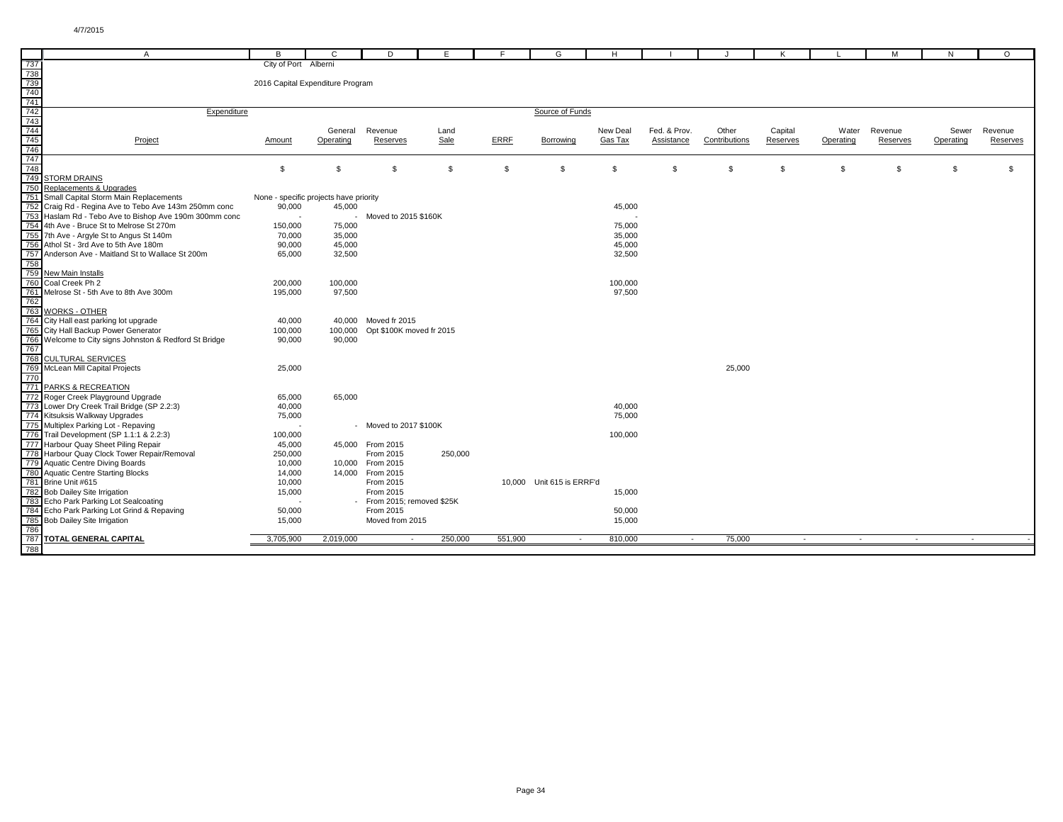City of Port Alberni

2016 Capital Expenditure Program

| Project | Amount | General Operating | Revenue Reserves | Land Sale | ERRF | Borrowing | New Deal Gas Tax | Fed. & Prov. Assistance | Other Contributions | Capital Reserves | Water Operating | Revenue Reserves | Sewer Operating | Revenue Reserves |
|---|---|---|---|---|---|---|---|---|---|---|---|---|---|---|
| | $ | $ | $ | $ | $ | $ | $ | $ | $ | $ | $ | $ | $ | $ |
| **STORM DRAINS** | | | | | | | | | | | | | | |
| Replacements & Upgrades | | | | | | | | | | | | | | |
| Small Capital Storm Main Replacements | None - specific projects have priority | | | | | | | | | | | | | |
| Craig Rd - Regina Ave to Tebo Ave 143m 250mm conc | 90,000 | 45,000 | | | | | 45,000 | | | | | | | |
| Haslam Rd - Tebo Ave to Bishop Ave 190m 300mm conc | - | - | Moved to 2015 $160K | | | | - | | | | | | | |
| 4th Ave - Bruce St to Melrose St 270m | 150,000 | 75,000 | | | | | 75,000 | | | | | | | |
| 7th Ave - Argyle St to Angus St 140m | 70,000 | 35,000 | | | | | 35,000 | | | | | | | |
| Athol St - 3rd Ave to 5th Ave 180m | 90,000 | 45,000 | | | | | 45,000 | | | | | | | |
| Anderson Ave - Maitland St to Wallace St 200m | 65,000 | 32,500 | | | | | 32,500 | | | | | | | |
| New Main Installs | | | | | | | | | | | | | | |
| Coal Creek Ph 2 | 200,000 | 100,000 | | | | | 100,000 | | | | | | | |
| Melrose St - 5th Ave to 8th Ave 300m | 195,000 | 97,500 | | | | | 97,500 | | | | | | | |
| **WORKS - OTHER** | | | | | | | | | | | | | | |
| City Hall east parking lot upgrade | 40,000 | 40,000 | Moved fr 2015 | | | | | | | | | | | |
| City Hall Backup Power Generator | 100,000 | 100,000 | Opt $100K moved fr 2015 | | | | | | | | | | | |
| Welcome to City signs Johnston & Redford St Bridge | 90,000 | 90,000 | | | | | | | | | | | | |
| **CULTURAL SERVICES** | | | | | | | | | | | | | | |
| McLean Mill Capital Projects | 25,000 | | | | | | | | 25,000 | | | | | |
| **PARKS & RECREATION** | | | | | | | | | | | | | | |
| Roger Creek Playground Upgrade | 65,000 | 65,000 | | | | | | | | | | | | |
| Lower Dry Creek Trail Bridge (SP 2.2:3) | 40,000 | | | | | | 40,000 | | | | | | | |
| Kitsuksis Walkway Upgrades | 75,000 | | | | | | 75,000 | | | | | | | |
| Multiplex Parking Lot - Repaving | - | - | Moved to 2017 $100K | | | | | | | | | | | |
| Trail Development (SP 1.1:1 & 2.2:3) | 100,000 | | | | | | 100,000 | | | | | | | |
| Harbour Quay Sheet Piling Repair | 45,000 | 45,000 | From 2015 | | | | | | | | | | | |
| Harbour Quay Clock Tower Repair/Removal | 250,000 | | From 2015 | 250,000 | | | | | | | | | | |
| Aquatic Centre Diving Boards | 10,000 | 10,000 | From 2015 | | | | | | | | | | | |
| Aquatic Centre Starting Blocks | 14,000 | 14,000 | From 2015 | | | | | | | | | | | |
| Brine Unit #615 | 10,000 | | From 2015 | | 10,000 | Unit 615 is ERRF'd | | | | | | | | |
| Bob Dailey Site Irrigation | 15,000 | | From 2015 | | | | 15,000 | | | | | | | |
| Echo Park Parking Lot Sealcoating | - | - | From 2015; removed $25K | | | | | | | | | | | |
| Echo Park Parking Lot Grind & Repaving | 50,000 | | From 2015 | | | | 50,000 | | | | | | | |
| Bob Dailey Site Irrigation | 15,000 | | Moved from 2015 | | | | 15,000 | | | | | | | |
| **TOTAL GENERAL CAPITAL** | 3,705,900 | 2,019,000 | - | 250,000 | 551,900 | - | 810,000 | - | 75,000 | - | - | - | - | - |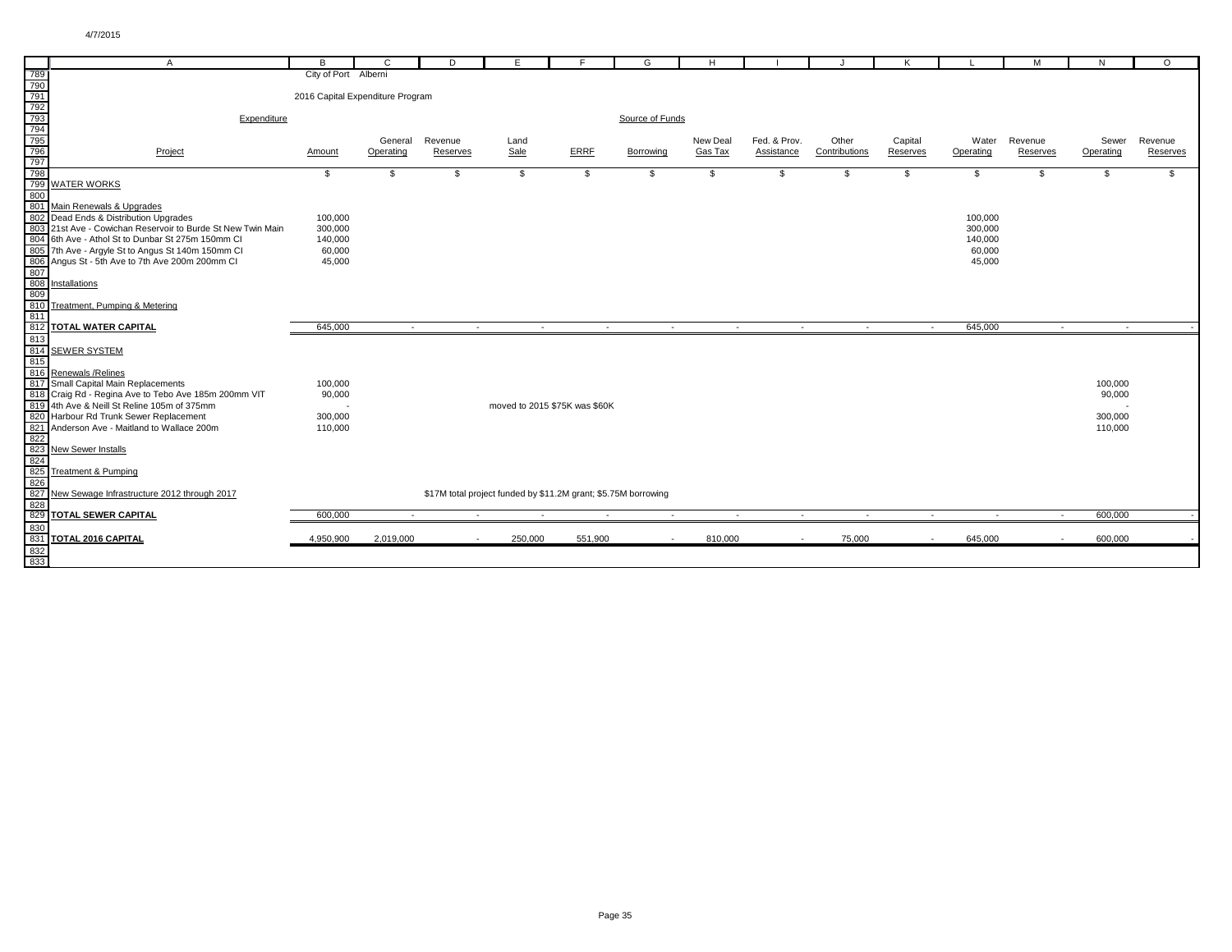City of Port Alberni

2016 Capital Expenditure Program

| Project | Amount | General Operating | Revenue Reserves | Land Sale | ERRF | Borrowing | New Deal Gas Tax | Fed. & Prov. Assistance | Other Contributions | Capital Reserves | Water Operating | Revenue Reserves | Sewer Operating | Revenue Reserves |
|---|---|---|---|---|---|---|---|---|---|---|---|---|---|---|
| Expenditure | | | | | | Source of Funds | | | | | | | | |
| | $ | $ | $ | $ | $ | $ | $ | $ | $ | $ | $ | $ | $ | $ |
| **WATER WORKS** | | | | | | | | | | | | | | |
| Main Renewals & Upgrades | | | | | | | | | | | | | | |
| Dead Ends & Distribution Upgrades | 100,000 | | | | | | | | | | 100,000 | | | |
| 21st Ave - Cowichan Reservoir to Burde St New Twin Main | 300,000 | | | | | | | | | | 300,000 | | | |
| 6th Ave - Athol St to Dunbar St 275m 150mm CI | 140,000 | | | | | | | | | | 140,000 | | | |
| 7th Ave - Argyle St to Angus St 140m 150mm CI | 60,000 | | | | | | | | | | 60,000 | | | |
| Angus St - 5th Ave to 7th Ave 200m 200mm CI | 45,000 | | | | | | | | | | 45,000 | | | |
| Installations | | | | | | | | | | | | | | |
| Treatment, Pumping & Metering | | | | | | | | | | | | | | |
| **TOTAL WATER CAPITAL** | 645,000 | - | - | - | - | - | - | - | - | - | 645,000 | - | - | - |
| **SEWER SYSTEM** | | | | | | | | | | | | | | |
| Renewals /Relines | | | | | | | | | | | | | | |
| Small Capital Main Replacements | 100,000 | | | | | | | | | | | | 100,000 | |
| Craig Rd - Regina Ave to Tebo Ave 185m 200mm VIT | 90,000 | | | | | | | | | | | | 90,000 | |
| 4th Ave & Neill St Reline 105m of 375mm | - | | | moved to 2015 $75K was $60K | | | | | | | | | - | |
| Harbour Rd Trunk Sewer Replacement | 300,000 | | | | | | | | | | | | 300,000 | |
| Anderson Ave - Maitland to Wallace 200m | 110,000 | | | | | | | | | | | | 110,000 | |
| New Sewer Installs | | | | | | | | | | | | | | |
| Treatment & Pumping | | | | | | | | | | | | | | |
| New Sewage Infrastructure 2012 through 2017 | | | $17M total project funded by $11.2M grant; $5.75M borrowing | | | | | | | | | | | |
| **TOTAL SEWER CAPITAL** | 600,000 | - | - | - | - | - | - | - | - | - | - | - | 600,000 | - |
| **TOTAL 2016 CAPITAL** | 4,950,900 | 2,019,000 | - | 250,000 | 551,900 | - | 810,000 | - | 75,000 | - | 645,000 | - | 600,000 | - |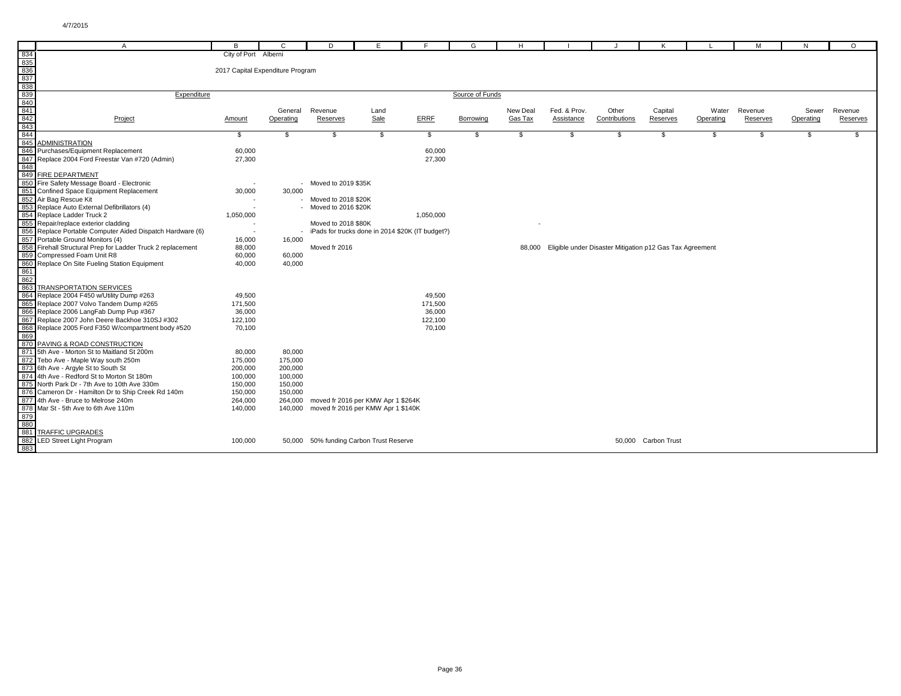City of Port Alberni

2017 Capital Expenditure Program

| Project (Expenditure) | Amount | General Operating | Revenue Reserves | Land Sale | ERRF | Borrowing (Source of Funds) | New Deal Gas Tax | Fed. & Prov. Assistance | Other Contributions | Capital Reserves | Water Operating | Revenue Reserves | Sewer Operating | Revenue Reserves |
|---|---|---|---|---|---|---|---|---|---|---|---|---|---|---|
| | $ | $ | $ | $ | $ | $ | $ | $ | $ | $ | $ | $ | $ | $ |
| **ADMINISTRATION** | | | | | | | | | | | | | | |
| Purchases/Equipment Replacement | 60,000 | | | | 60,000 | | | | | | | | | |
| Replace 2004 Ford Freestar Van #720 (Admin) | 27,300 | | | | 27,300 | | | | | | | | | |
| **FIRE DEPARTMENT** | | | | | | | | | | | | | | |
| Fire Safety Message Board - Electronic | - | - | Moved to 2019 $35K | | | | | | | | | | | |
| Confined Space Equipment Replacement | 30,000 | 30,000 | | | | | | | | | | | | |
| Air Bag Rescue Kit | - | - | Moved to 2018 $20K | | | | | | | | | | | |
| Replace Auto External Defibrillators (4) | - | - | Moved to 2016 $20K | | | | | | | | | | | |
| Replace Ladder Truck 2 | 1,050,000 | | | | 1,050,000 | | | | | | | | | |
| Repair/replace exterior cladding | - | | Moved to 2018 $80K | | | | - | | | | | | | |
| Replace Portable Computer Aided Dispatch Hardware (6) | - | - | iPads for trucks done in 2014 $20K (IT budget?) | | | | | | | | | | | |
| Portable Ground Monitors (4) | 16,000 | 16,000 | | | | | | | | | | | | |
| Firehall Structural Prep for Ladder Truck 2 replacement | 88,000 | | Moved fr 2016 | | | | 88,000 | Eligible under Disaster Mitigation p12 Gas Tax Agreement | | | | | | |
| Compressed Foam Unit R8 | 60,000 | 60,000 | | | | | | | | | | | | |
| Replace On Site Fueling Station Equipment | 40,000 | 40,000 | | | | | | | | | | | | |
| **TRANSPORTATION SERVICES** | | | | | | | | | | | | | | |
| Replace 2004 F450 w/Utility Dump #263 | 49,500 | | | | 49,500 | | | | | | | | | |
| Replace 2007 Volvo Tandem Dump #265 | 171,500 | | | | 171,500 | | | | | | | | | |
| Replace 2006 LangFab Dump Pup #367 | 36,000 | | | | 36,000 | | | | | | | | | |
| Replace 2007 John Deere Backhoe 310SJ #302 | 122,100 | | | | 122,100 | | | | | | | | | |
| Replace 2005 Ford F350 W/compartment body #520 | 70,100 | | | | 70,100 | | | | | | | | | |
| **PAVING & ROAD CONSTRUCTION** | | | | | | | | | | | | | | |
| 5th Ave - Morton St to Maitland St 200m | 80,000 | 80,000 | | | | | | | | | | | | |
| Tebo Ave - Maple Way south 250m | 175,000 | 175,000 | | | | | | | | | | | | |
| 6th Ave - Argyle St to South St | 200,000 | 200,000 | | | | | | | | | | | | |
| 4th Ave - Redford St to Morton St 180m | 100,000 | 100,000 | | | | | | | | | | | | |
| North Park Dr - 7th Ave to 10th Ave 330m | 150,000 | 150,000 | | | | | | | | | | | | |
| Cameron Dr - Hamilton Dr to Ship Creek Rd 140m | 150,000 | 150,000 | | | | | | | | | | | | |
| 4th Ave - Bruce to Melrose 240m | 264,000 | 264,000 | moved fr 2016 per KMW Apr 1 $264K | | | | | | | | | | | |
| Mar St - 5th Ave to 6th Ave 110m | 140,000 | 140,000 | moved fr 2016 per KMW Apr 1 $140K | | | | | | | | | | | |
| **TRAFFIC UPGRADES** | | | | | | | | | | | | | | |
| LED Street Light Program | 100,000 | 50,000 | 50% funding Carbon Trust Reserve | | | | | | 50,000 | Carbon Trust | | | | |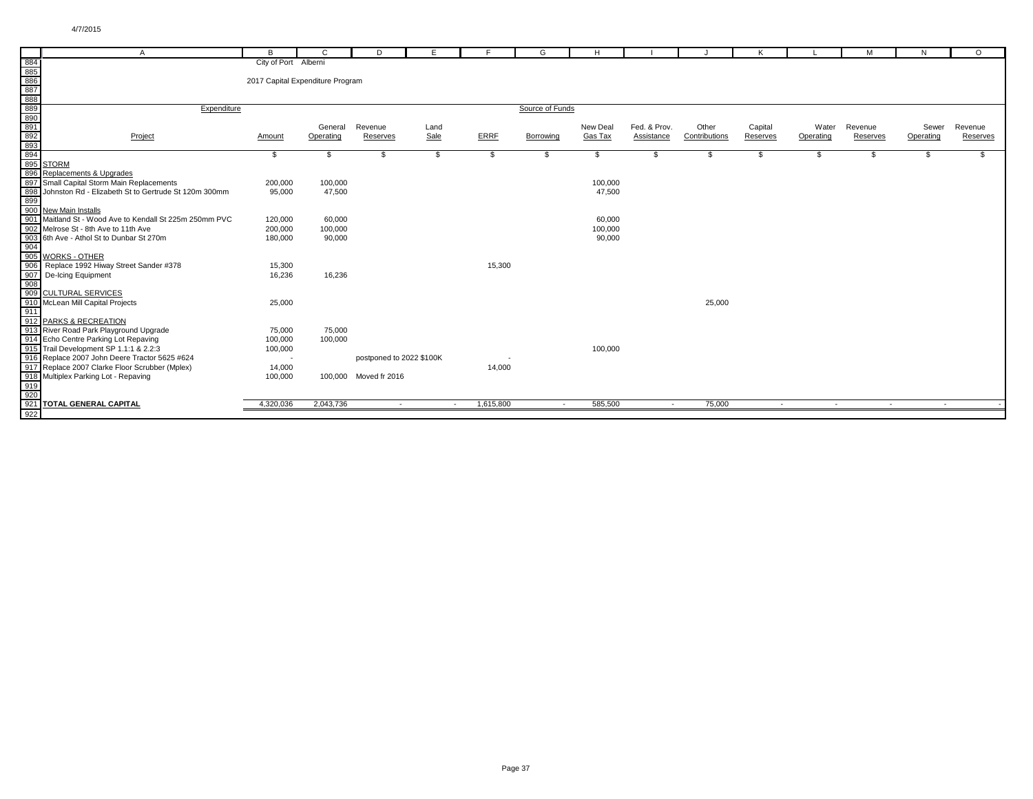City of Port Alberni

2017 Capital Expenditure Program

| Project | Amount | General Operating | Revenue Reserves | Land Sale | ERRF | Borrowing | New Deal Gas Tax | Fed. & Prov. Assistance | Other Contributions | Capital Reserves | Water Operating | Revenue Reserves | Sewer Operating | Revenue Reserves |
|---|---|---|---|---|---|---|---|---|---|---|---|---|---|---|
| | Expenditure | | | | | Source of Funds | | | | | | | | |
| | $ | $ | $ | $ | $ | $ | $ | $ | $ | $ | $ | $ | $ | $ |
| STORM | | | | | | | | | | | | | | |
| Replacements & Upgrades | | | | | | | | | | | | | | |
| Small Capital Storm Main Replacements | 200,000 | 100,000 | | | | | 100,000 | | | | | | | |
| Johnston Rd - Elizabeth St to Gertrude St 120m 300mm | 95,000 | 47,500 | | | | | 47,500 | | | | | | | |
| New Main Installs | | | | | | | | | | | | | | |
| Maitland St - Wood Ave to Kendall St 225m 250mm PVC | 120,000 | 60,000 | | | | | 60,000 | | | | | | | |
| Melrose St - 8th Ave to 11th Ave | 200,000 | 100,000 | | | | | 100,000 | | | | | | | |
| 6th Ave - Athol St to Dunbar St 270m | 180,000 | 90,000 | | | | | 90,000 | | | | | | | |
| WORKS - OTHER | | | | | | | | | | | | | | |
| Replace 1992 Hiway Street Sander #378 | 15,300 | | | | 15,300 | | | | | | | | | |
| De-Icing Equipment | 16,236 | 16,236 | | | | | | | | | | | | |
| CULTURAL SERVICES | | | | | | | | | | | | | | |
| McLean Mill Capital Projects | 25,000 | | | | | | | | 25,000 | | | | | |
| PARKS & RECREATION | | | | | | | | | | | | | | |
| River Road Park Playground Upgrade | 75,000 | 75,000 | | | | | | | | | | | | |
| Echo Centre Parking Lot Repaving | 100,000 | 100,000 | | | | | | | | | | | | |
| Trail Development SP 1.1:1 & 2.2:3 | 100,000 | | | | | | 100,000 | | | | | | | |
| Replace 2007 John Deere Tractor 5625 #624 | - | | postponed to 2022 $100K | | - | | | | | | | | | |
| Replace 2007 Clarke Floor Scrubber (Mplex) | 14,000 | | | | 14,000 | | | | | | | | | |
| Multiplex Parking Lot - Repaving | 100,000 | 100,000 | Moved fr 2016 | | | | | | | | | | | |
| **TOTAL GENERAL CAPITAL** | 4,320,036 | 2,043,736 | - | - | 1,615,800 | - | 585,500 | - | 75,000 | - | - | - | - | - |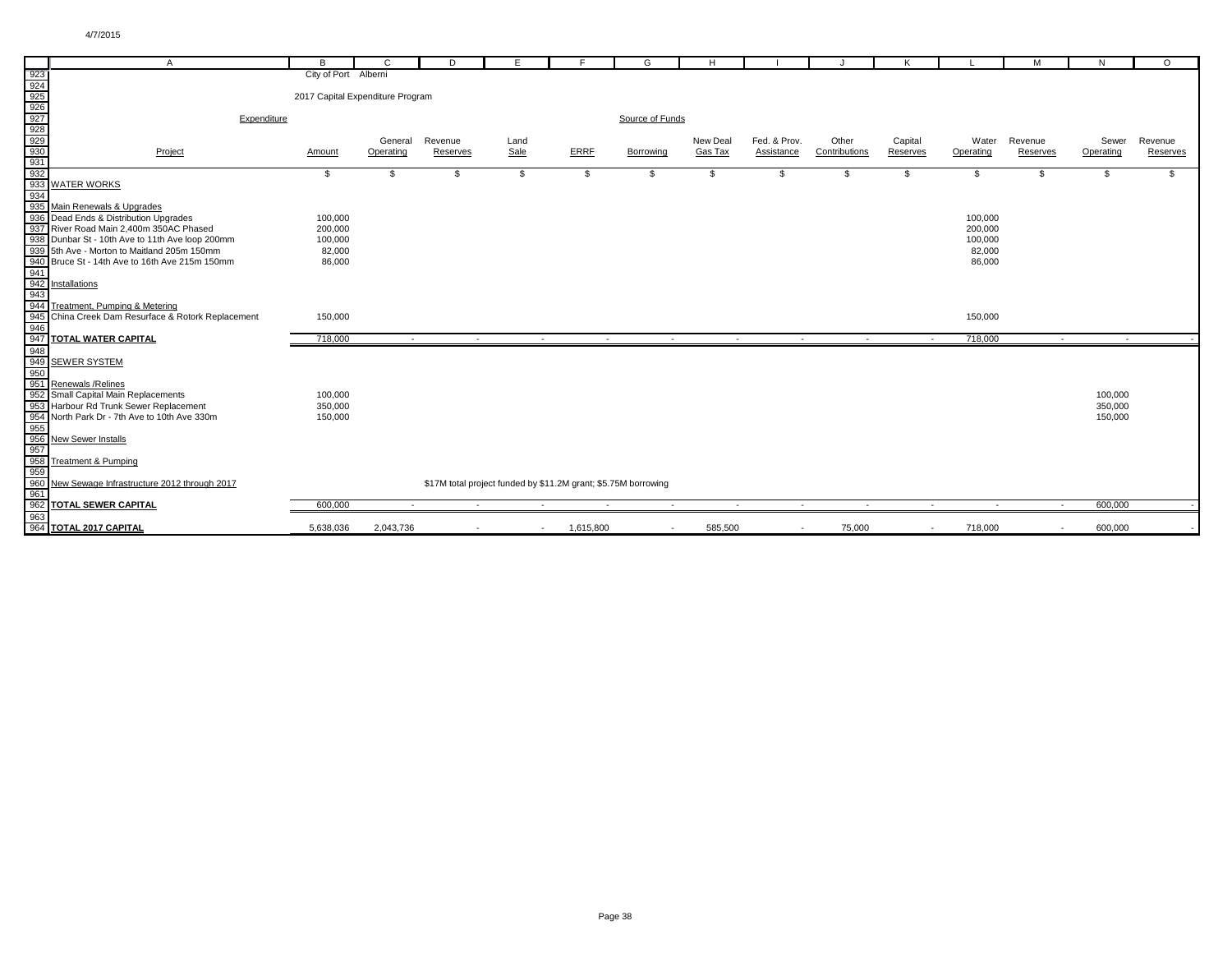4/7/2015

City of Port Alberni

2017 Capital Expenditure Program

| Project | Expenditure Amount | General Operating | Revenue Reserves | Land Sale | ERRF | Borrowing | New Deal Gas Tax | Fed. & Prov. Assistance | Other Contributions | Capital Reserves | Water Operating | Revenue Reserves | Sewer Operating | Revenue Reserves |
|---|---|---|---|---|---|---|---|---|---|---|---|---|---|---|
| | $ | $ | $ | $ | $ | $ | $ | $ | $ | $ | $ | $ | $ | $ |
| WATER WORKS | | | | | | | | | | | | | | |
| Main Renewals & Upgrades | | | | | | | | | | | | | | |
| Dead Ends & Distribution Upgrades | 100,000 | | | | | | | | | | 100,000 | | | |
| River Road Main 2,400m 350AC Phased | 200,000 | | | | | | | | | | 200,000 | | | |
| Dunbar St - 10th Ave to 11th Ave loop 200mm | 100,000 | | | | | | | | | | 100,000 | | | |
| 5th Ave - Morton to Maitland 205m 150mm | 82,000 | | | | | | | | | | 82,000 | | | |
| Bruce St - 14th Ave to 16th Ave 215m 150mm | 86,000 | | | | | | | | | | 86,000 | | | |
| Installations | | | | | | | | | | | | | | |
| Treatment, Pumping & Metering | | | | | | | | | | | | | | |
| China Creek Dam Resurface & Rotork Replacement | 150,000 | | | | | | | | | | 150,000 | | | |
| **TOTAL WATER CAPITAL** | 718,000 | - | - | - | - | - | - | - | - | - | 718,000 | - | - | - |
| SEWER SYSTEM | | | | | | | | | | | | | | |
| Renewals /Relines | | | | | | | | | | | | | | |
| Small Capital Main Replacements | 100,000 | | | | | | | | | | | | 100,000 | |
| Harbour Rd Trunk Sewer Replacement | 350,000 | | | | | | | | | | | | 350,000 | |
| North Park Dr - 7th Ave to 10th Ave 330m | 150,000 | | | | | | | | | | | | 150,000 | |
| New Sewer Installs | | | | | | | | | | | | | | |
| Treatment & Pumping | | | | | | | | | | | | | | |
| New Sewage Infrastructure 2012 through 2017 | | | $17M total project funded by $11.2M grant; $5.75M borrowing | | | | | | | | | | | |
| **TOTAL SEWER CAPITAL** | 600,000 | - | - | - | - | - | - | - | - | - | - | - | 600,000 | - |
| **TOTAL 2017 CAPITAL** | 5,638,036 | 2,043,736 | - | - | 1,615,800 | - | 585,500 | - | 75,000 | - | 718,000 | - | 600,000 | - |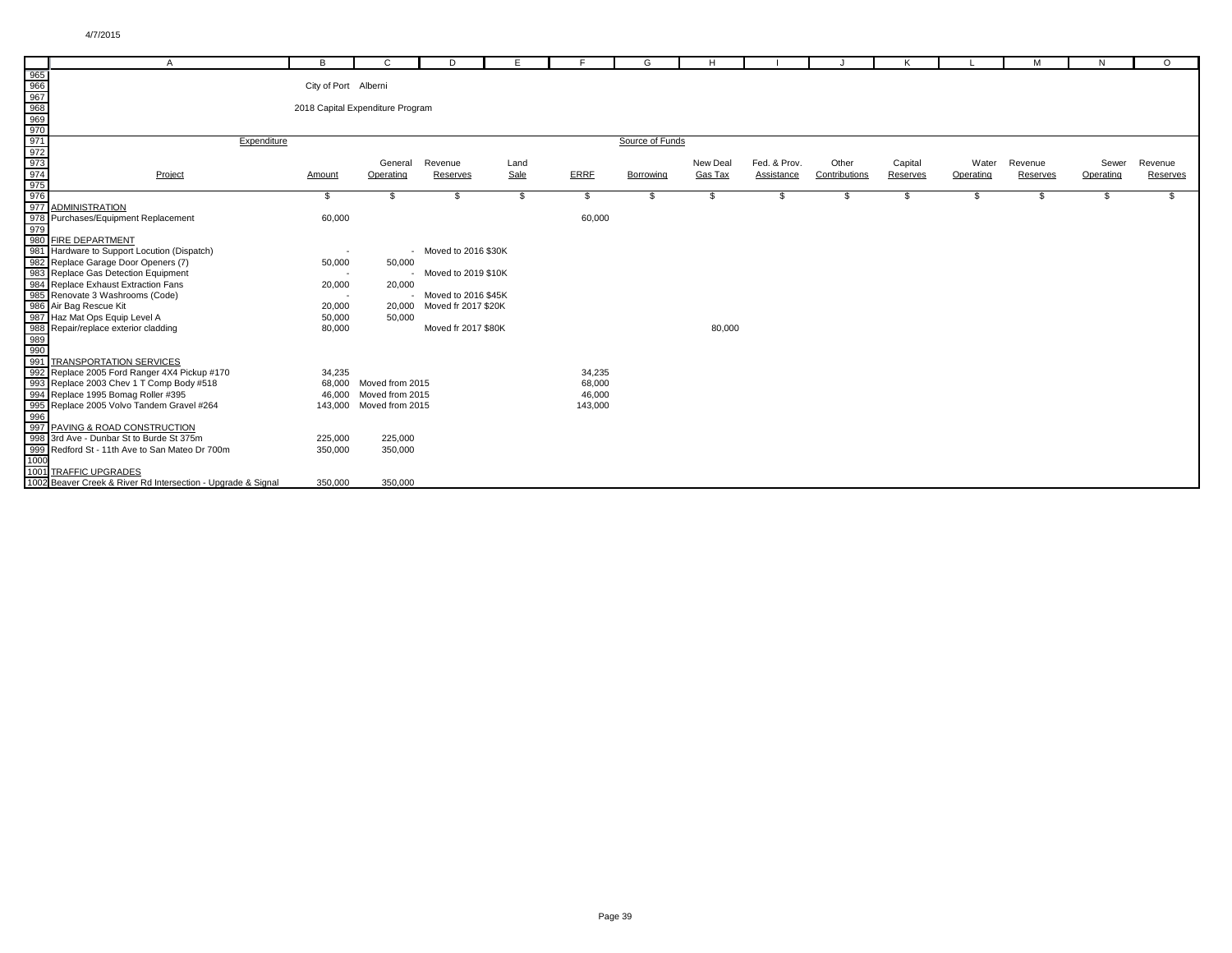City of Port Alberni

2018 Capital Expenditure Program

| Project | Amount | General Operating | Revenue Reserves | Land Sale | ERRF | Borrowing | New Deal Gas Tax | Fed. & Prov. Assistance | Other Contributions | Capital Reserves | Water Operating | Revenue Reserves | Sewer Operating | Revenue Reserves |
|---|---|---|---|---|---|---|---|---|---|---|---|---|---|---|
| | $ | $ | $ | $ | $ | $ | $ | $ | $ | $ | $ | $ | $ | $ |
| **ADMINISTRATION** | | | | | | | | | | | | | | |
| Purchases/Equipment Replacement | 60,000 | | | | 60,000 | | | | | | | | | |
| **FIRE DEPARTMENT** | | | | | | | | | | | | | | |
| Hardware to Support Locution (Dispatch) | - | - | Moved to 2016 $30K | | | | | | | | | | | |
| Replace Garage Door Openers (7) | 50,000 | 50,000 | | | | | | | | | | | | |
| Replace Gas Detection Equipment | - | - | Moved to 2019 $10K | | | | | | | | | | | |
| Replace Exhaust Extraction Fans | 20,000 | 20,000 | | | | | | | | | | | | |
| Renovate 3 Washrooms (Code) | - | - | Moved to 2016 $45K | | | | | | | | | | | |
| Air Bag Rescue Kit | 20,000 | 20,000 | Moved fr 2017 $20K | | | | | | | | | | | |
| Haz Mat Ops Equip Level A | 50,000 | 50,000 | | | | | | | | | | | | |
| Repair/replace exterior cladding | 80,000 | | Moved fr 2017 $80K | | | | 80,000 | | | | | | | |
| **TRANSPORTATION SERVICES** | | | | | | | | | | | | | | |
| Replace 2005 Ford Ranger 4X4 Pickup #170 | 34,235 | | | | 34,235 | | | | | | | | | |
| Replace 2003 Chev 1 T Comp Body #518 | 68,000 | Moved from 2015 | | | 68,000 | | | | | | | | | |
| Replace 1995 Bomag Roller #395 | 46,000 | Moved from 2015 | | | 46,000 | | | | | | | | | |
| Replace 2005 Volvo Tandem Gravel #264 | 143,000 | Moved from 2015 | | | 143,000 | | | | | | | | | |
| **PAVING & ROAD CONSTRUCTION** | | | | | | | | | | | | | | |
| 3rd Ave - Dunbar St to Burde St 375m | 225,000 | 225,000 | | | | | | | | | | | | |
| Redford St - 11th Ave to San Mateo Dr 700m | 350,000 | 350,000 | | | | | | | | | | | | |
| **TRAFFIC UPGRADES** | | | | | | | | | | | | | | |
| Beaver Creek & River Rd Intersection - Upgrade & Signal | 350,000 | 350,000 | | | | | | | | | | | | |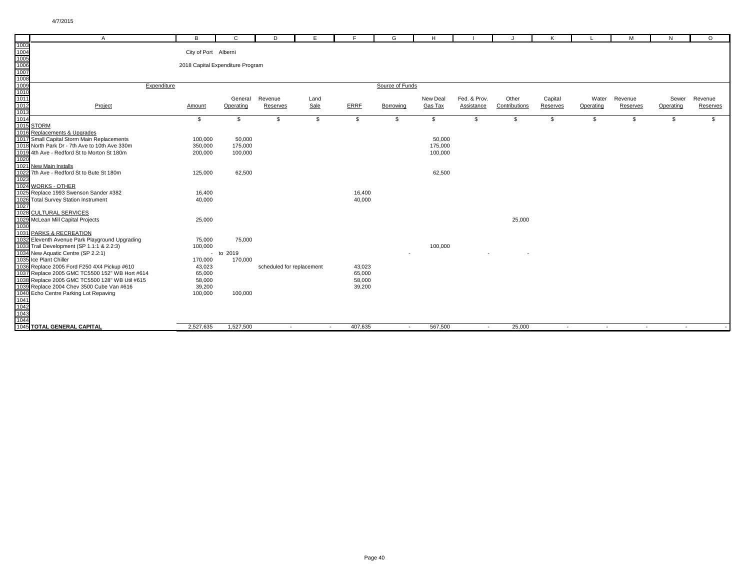City of Port Alberni

2018 Capital Expenditure Program

| Project | Amount | General Operating | Revenue Reserves | Land Sale | ERRF | Borrowing | New Deal Gas Tax | Fed. & Prov. Assistance | Other Contributions | Capital Reserves | Water Operating | Revenue Reserves | Sewer Operating | Revenue Reserves |
|---|---|---|---|---|---|---|---|---|---|---|---|---|---|---|
| | $ | $ | $ | $ | $ | $ | $ | $ | $ | $ | $ | $ | $ | $ |
| **STORM** | | | | | | | | | | | | | | |
| Replacements & Upgrades | | | | | | | | | | | | | | |
| Small Capital Storm Main Replacements | 100,000 | 50,000 | | | | | 50,000 | | | | | | | |
| North Park Dr - 7th Ave to 10th Ave 330m | 350,000 | 175,000 | | | | | 175,000 | | | | | | | |
| 4th Ave - Redford St to Morton St 180m | 200,000 | 100,000 | | | | | 100,000 | | | | | | | |
| New Main Installs | | | | | | | | | | | | | | |
| 7th Ave - Redford St to Bute St 180m | 125,000 | 62,500 | | | | | 62,500 | | | | | | | |
| **WORKS - OTHER** | | | | | | | | | | | | | | |
| Replace 1993 Swenson Sander #382 | 16,400 | | | | 16,400 | | | | | | | | | |
| Total Survey Station Instrument | 40,000 | | | | 40,000 | | | | | | | | | |
| **CULTURAL SERVICES** | | | | | | | | | | | | | | |
| McLean Mill Capital Projects | 25,000 | | | | | | | | 25,000 | | | | | |
| **PARKS & RECREATION** | | | | | | | | | | | | | | |
| Eleventh Avenue Park Playground Upgrading | 75,000 | 75,000 | | | | | | | | | | | | |
| Trail Development (SP 1.1:1 & 2.2:3) | 100,000 | | | | | | 100,000 | | | | | | | |
| New Aquatic Centre (SP 2.2:1) | - | to 2019 | | | | - | | - | - | | | | | |
| Ice Plant Chiller | 170,000 | 170,000 | | | | | | | | | | | | |
| Replace 2005 Ford F250 4X4 Pickup #610 | 43,023 | | scheduled for replacement | | 43,023 | | | | | | | | | |
| Replace 2005 GMC TC5500 152" WB Hort #614 | 65,000 | | | | 65,000 | | | | | | | | | |
| Replace 2005 GMC TC5500 128" WB Util #615 | 58,000 | | | | 58,000 | | | | | | | | | |
| Replace 2004 Chev 3500 Cube Van #616 | 39,200 | | | | 39,200 | | | | | | | | | |
| Echo Centre Parking Lot Repaving | 100,000 | 100,000 | | | | | | | | | | | | |
| **TOTAL GENERAL CAPITAL** | 2,527,635 | 1,527,500 | - | - | 407,635 | - | 567,500 | - | 25,000 | - | - | - | - | - |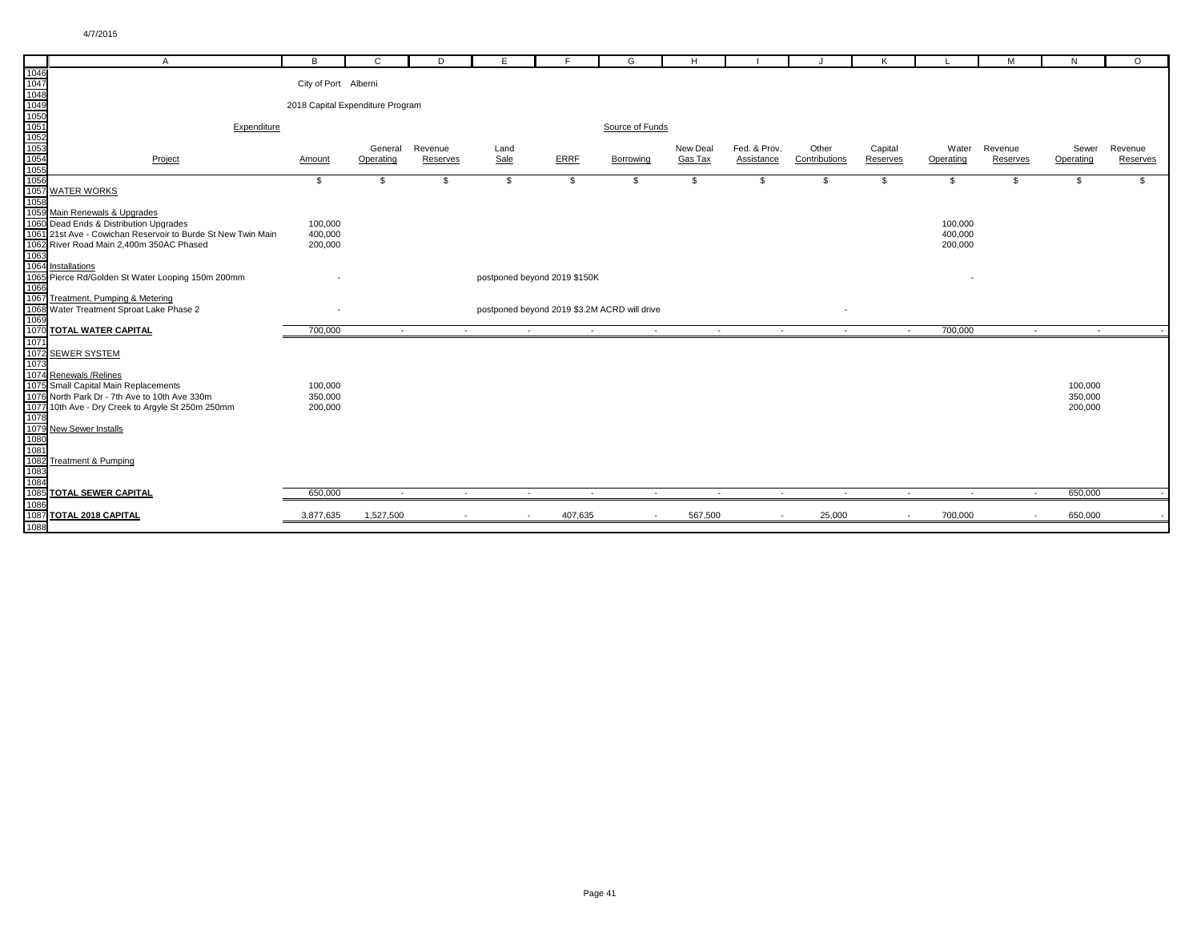City of Port Alberni

2018 Capital Expenditure Program

| Expenditure | | Source of Funds | | | | | | | | | | | | |
|---|---|---|---|---|---|---|---|---|---|---|---|---|---|---|
| Project | Amount | General Operating | Revenue Reserves | Land Sale | ERRF | Borrowing | New Deal Gas Tax | Fed. & Prov. Assistance | Other Contributions | Capital Reserves | Water Operating | Revenue Reserves | Sewer Operating | Revenue Reserves |
| | $ | $ | $ | $ | $ | $ | $ | $ | $ | $ | $ | $ | $ | $ |
| **WATER WORKS** | | | | | | | | | | | | | | |
| Main Renewals & Upgrades | | | | | | | | | | | | | | |
| Dead Ends & Distribution Upgrades | 100,000 | | | | | | | | | | 100,000 | | | |
| 21st Ave - Cowichan Reservoir to Burde St New Twin Main | 400,000 | | | | | | | | | | 400,000 | | | |
| River Road Main 2,400m 350AC Phased | 200,000 | | | | | | | | | | 200,000 | | | |
| Installations | | | | | | | | | | | | | | |
| Pierce Rd/Golden St Water Looping 150m 200mm | - | | | postponed beyond 2019 $150K | | | | | | | - | | | |
| Treatment, Pumping & Metering | | | | | | | | | | | | | | |
| Water Treatment Sproat Lake Phase 2 | - | | | postponed beyond 2019 $3.2M ACRD will drive | | | | | - | | | | | |
| **TOTAL WATER CAPITAL** | 700,000 | - | - | - | - | - | - | - | - | - | 700,000 | - | - | - |
| **SEWER SYSTEM** | | | | | | | | | | | | | | |
| Renewals /Relines | | | | | | | | | | | | | | |
| Small Capital Main Replacements | 100,000 | | | | | | | | | | | | 100,000 | |
| North Park Dr - 7th Ave to 10th Ave 330m | 350,000 | | | | | | | | | | | | 350,000 | |
| 10th Ave - Dry Creek to Argyle St 250m 250mm | 200,000 | | | | | | | | | | | | 200,000 | |
| New Sewer Installs | | | | | | | | | | | | | | |
| Treatment & Pumping | | | | | | | | | | | | | | |
| **TOTAL SEWER CAPITAL** | 650,000 | - | - | - | - | - | - | - | - | - | - | - | 650,000 | - |
| **TOTAL 2018 CAPITAL** | 3,877,635 | 1,527,500 | - | - | 407,635 | - | 567,500 | - | 25,000 | - | 700,000 | - | 650,000 | - |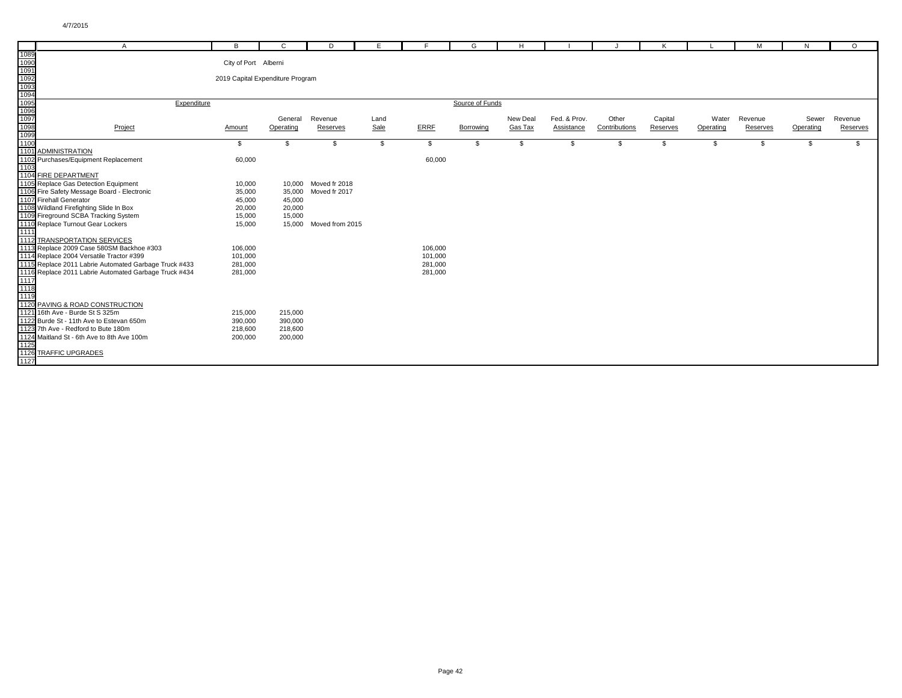City of Port Alberni

2019 Capital Expenditure Program

| Expenditure | | Source of Funds | | | | | | | | | | | | |
|---|---|---|---|---|---|---|---|---|---|---|---|---|---|---|
| Project | Amount | General Operating | Revenue Reserves | Land Sale | ERRF | Borrowing | New Deal Gas Tax | Fed. & Prov. Assistance | Other Contributions | Capital Reserves | Water Operating | Revenue Reserves | Sewer Operating | Revenue Reserves |
| | $ | $ | $ | $ | $ | $ | $ | $ | $ | $ | $ | $ | $ | $ |
| ADMINISTRATION | | | | | | | | | | | | | | |
| Purchases/Equipment Replacement | 60,000 | | | | 60,000 | | | | | | | | | |
| | | | | | | | | | | | | | | |
| FIRE DEPARTMENT | | | | | | | | | | | | | | |
| Replace Gas Detection Equipment | 10,000 | 10,000 | Moved fr 2018 | | | | | | | | | | | |
| Fire Safety Message Board - Electronic | 35,000 | 35,000 | Moved fr 2017 | | | | | | | | | | | |
| Firehall Generator | 45,000 | 45,000 | | | | | | | | | | | | |
| Wildland Firefighting Slide In Box | 20,000 | 20,000 | | | | | | | | | | | | |
| Fireground SCBA Tracking System | 15,000 | 15,000 | | | | | | | | | | | | |
| Replace Turnout Gear Lockers | 15,000 | 15,000 | Moved from 2015 | | | | | | | | | | | |
| | | | | | | | | | | | | | | |
| TRANSPORTATION SERVICES | | | | | | | | | | | | | | |
| Replace 2009 Case 580SM Backhoe #303 | 106,000 | | | | 106,000 | | | | | | | | | |
| Replace 2004 Versatile Tractor #399 | 101,000 | | | | 101,000 | | | | | | | | | |
| Replace 2011 Labrie Automated Garbage Truck #433 | 281,000 | | | | 281,000 | | | | | | | | | |
| Replace 2011 Labrie Automated Garbage Truck #434 | 281,000 | | | | 281,000 | | | | | | | | | |
| | | | | | | | | | | | | | | |
| PAVING & ROAD CONSTRUCTION | | | | | | | | | | | | | | |
| 16th Ave - Burde St S 325m | 215,000 | 215,000 | | | | | | | | | | | | |
| Burde St - 11th Ave to Estevan 650m | 390,000 | 390,000 | | | | | | | | | | | | |
| 7th Ave - Redford to Bute 180m | 218,600 | 218,600 | | | | | | | | | | | | |
| Maitland St - 6th Ave to 8th Ave 100m | 200,000 | 200,000 | | | | | | | | | | | | |
| | | | | | | | | | | | | | | |
| TRAFFIC UPGRADES | | | | | | | | | | | | | | |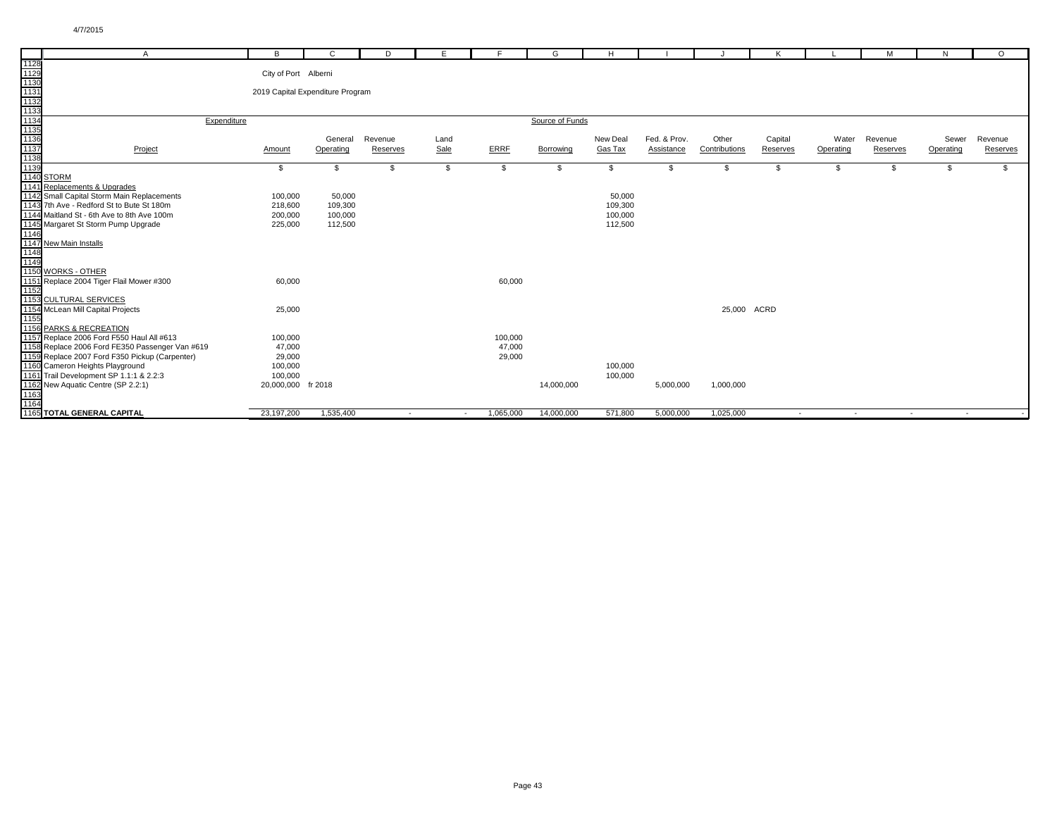4/7/2015

City of Port Alberni

2019 Capital Expenditure Program

| Project | Expenditure Amount | General Operating | Revenue Reserves | Land Sale | ERRF | Borrowing | New Deal Gas Tax | Fed. & Prov. Assistance | Other Contributions | Capital Reserves | Water Operating | Revenue Reserves | Sewer Operating | Revenue Reserves |
|---|---|---|---|---|---|---|---|---|---|---|---|---|---|---|
| | $ | $ | $ | $ | $ | $ | $ | $ | $ | $ | $ | $ | $ | $ |
| STORM | | | | | | | | | | | | | | |
| Replacements & Upgrades | | | | | | | | | | | | | | |
| Small Capital Storm Main Replacements | 100,000 | 50,000 | | | | | 50,000 | | | | | | | |
| 7th Ave - Redford St to Bute St 180m | 218,600 | 109,300 | | | | | 109,300 | | | | | | | |
| Maitland St - 6th Ave to 8th Ave 100m | 200,000 | 100,000 | | | | | 100,000 | | | | | | | |
| Margaret St Storm Pump Upgrade | 225,000 | 112,500 | | | | | 112,500 | | | | | | | |
| New Main Installs | | | | | | | | | | | | | | |
| WORKS - OTHER | | | | | | | | | | | | | | |
| Replace 2004 Tiger Flail Mower #300 | 60,000 | | | | 60,000 | | | | | | | | | |
| CULTURAL SERVICES | | | | | | | | | | | | | | |
| McLean Mill Capital Projects | 25,000 | | | | | | | | 25,000 | ACRD | | | | |
| PARKS & RECREATION | | | | | | | | | | | | | | |
| Replace 2006 Ford F550 Haul All #613 | 100,000 | | | | 100,000 | | | | | | | | | |
| Replace 2006 Ford FE350 Passenger Van #619 | 47,000 | | | | 47,000 | | | | | | | | | |
| Replace 2007 Ford F350 Pickup (Carpenter) | 29,000 | | | | 29,000 | | | | | | | | | |
| Cameron Heights Playground | 100,000 | | | | | | 100,000 | | | | | | | |
| Trail Development SP 1.1:1 & 2.2:3 | 100,000 | | | | | | 100,000 | | | | | | | |
| New Aquatic Centre (SP 2.2:1) | 20,000,000 | fr 2018 | | | | 14,000,000 | | 5,000,000 | 1,000,000 | | | | | |
| **TOTAL GENERAL CAPITAL** | 23,197,200 | 1,535,400 | - | - | 1,065,000 | 14,000,000 | 571,800 | 5,000,000 | 1,025,000 | - | - | - | - | - |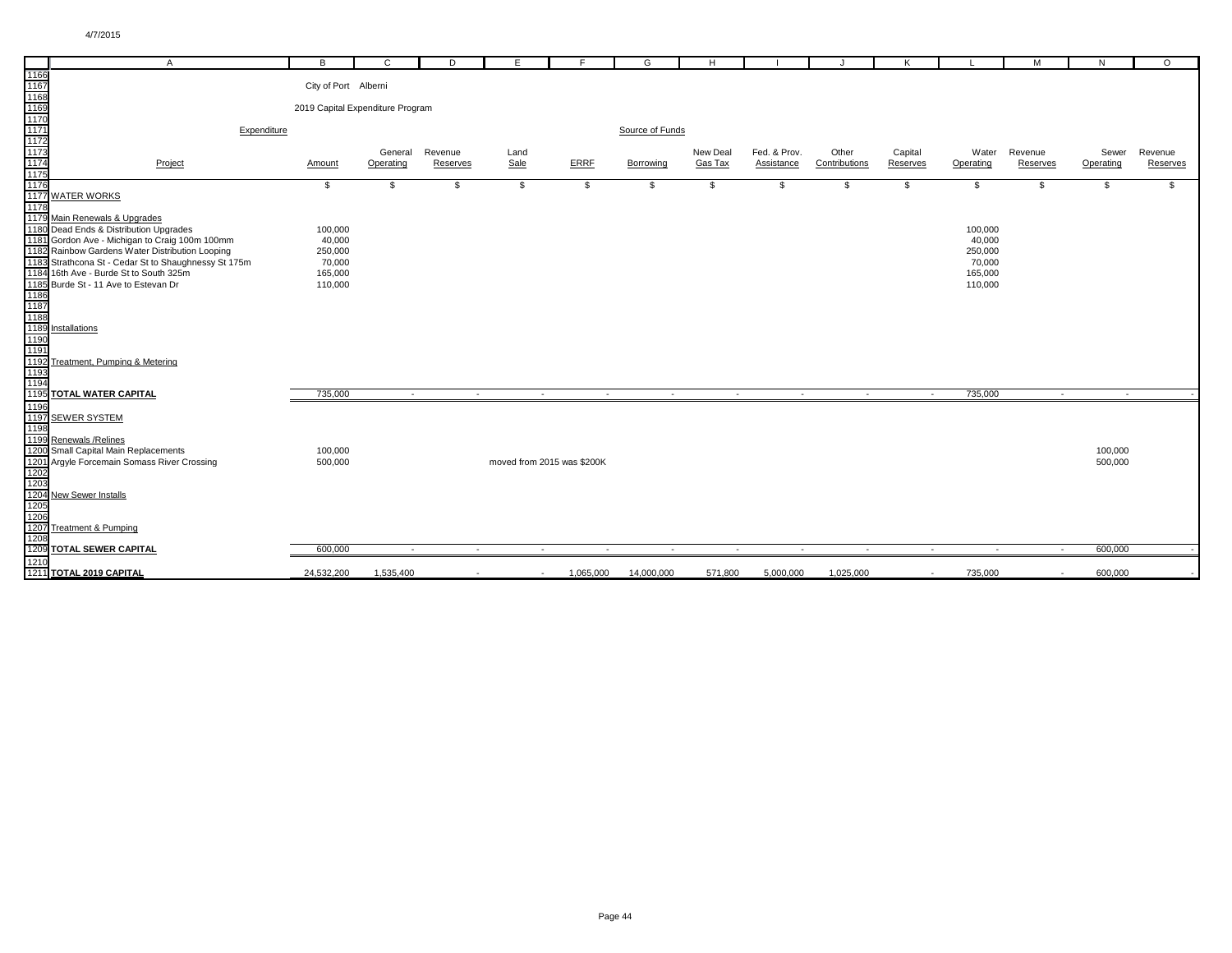City of Port Alberni

2019 Capital Expenditure Program

| Project | Expenditure Amount | General Operating | Revenue Reserves | Land Sale | ERRF | Borrowing | New Deal Gas Tax | Fed. & Prov. Assistance | Other Contributions | Capital Reserves | Water Operating | Revenue Reserves | Sewer Operating | Revenue Reserves |
|---|---|---|---|---|---|---|---|---|---|---|---|---|---|---|
| | | | | | | Source of Funds | | | | | | | | |
| | $ | $ | $ | $ | $ | $ | $ | $ | $ | $ | $ | $ | $ | $ |
| **WATER WORKS** | | | | | | | | | | | | | | |
| Main Renewals & Upgrades | | | | | | | | | | | | | | |
| Dead Ends & Distribution Upgrades | 100,000 | | | | | | | | | | 100,000 | | | |
| Gordon Ave - Michigan to Craig 100m 100mm | 40,000 | | | | | | | | | | 40,000 | | | |
| Rainbow Gardens Water Distribution Looping | 250,000 | | | | | | | | | | 250,000 | | | |
| Strathcona St - Cedar St to Shaughnessy St 175m | 70,000 | | | | | | | | | | 70,000 | | | |
| 16th Ave - Burde St to South 325m | 165,000 | | | | | | | | | | 165,000 | | | |
| Burde St - 11 Ave to Estevan Dr | 110,000 | | | | | | | | | | 110,000 | | | |
| Installations | | | | | | | | | | | | | | |
| Treatment, Pumping & Metering | | | | | | | | | | | | | | |
| **TOTAL WATER CAPITAL** | 735,000 | - | - | - | - | - | - | - | - | - | 735,000 | - | - | - |
| **SEWER SYSTEM** | | | | | | | | | | | | | | |
| Renewals /Relines | | | | | | | | | | | | | | |
| Small Capital Main Replacements | 100,000 | | | | | | | | | | | | 100,000 | |
| Argyle Forcemain Somass River Crossing | 500,000 | | | moved from 2015 was $200K | | | | | | | | | 500,000 | |
| New Sewer Installs | | | | | | | | | | | | | | |
| Treatment & Pumping | | | | | | | | | | | | | | |
| **TOTAL SEWER CAPITAL** | 600,000 | - | - | - | - | - | - | - | - | - | - | - | 600,000 | - |
| **TOTAL 2019 CAPITAL** | 24,532,200 | 1,535,400 | - | - | 1,065,000 | 14,000,000 | 571,800 | 5,000,000 | 1,025,000 | - | 735,000 | - | 600,000 | - |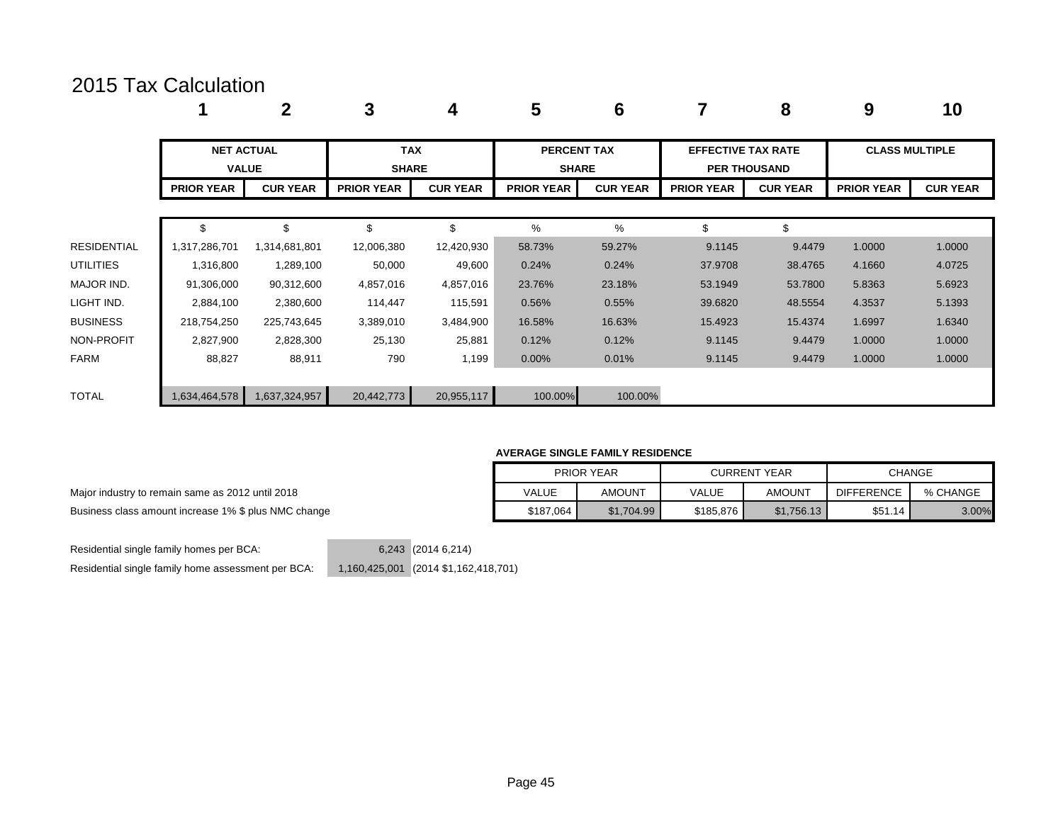# 2015 Tax Calculation

| | 1 | 2 | 3 | 4 | 5 | 6 | 7 | 8 | 9 | 10 |
|---|---|---|---|---|---|---|---|---|---|---|
| | NET ACTUAL VALUE | | TAX SHARE | | PERCENT TAX SHARE | | EFFECTIVE TAX RATE PER THOUSAND | | CLASS MULTIPLE | |
| | PRIOR YEAR | CUR YEAR | PRIOR YEAR | CUR YEAR | PRIOR YEAR | CUR YEAR | PRIOR YEAR | CUR YEAR | PRIOR YEAR | CUR YEAR |
| | $ | $ | $ | $ | % | % | $ | $ | | |
| RESIDENTIAL | 1,317,286,701 | 1,314,681,801 | 12,006,380 | 12,420,930 | 58.73% | 59.27% | 9.1145 | 9.4479 | 1.0000 | 1.0000 |
| UTILITIES | 1,316,800 | 1,289,100 | 50,000 | 49,600 | 0.24% | 0.24% | 37.9708 | 38.4765 | 4.1660 | 4.0725 |
| MAJOR IND. | 91,306,000 | 90,312,600 | 4,857,016 | 4,857,016 | 23.76% | 23.18% | 53.1949 | 53.7800 | 5.8363 | 5.6923 |
| LIGHT IND. | 2,884,100 | 2,380,600 | 114,447 | 115,591 | 0.56% | 0.55% | 39.6820 | 48.5554 | 4.3537 | 5.1393 |
| BUSINESS | 218,754,250 | 225,743,645 | 3,389,010 | 3,484,900 | 16.58% | 16.63% | 15.4923 | 15.4374 | 1.6997 | 1.6340 |
| NON-PROFIT | 2,827,900 | 2,828,300 | 25,130 | 25,881 | 0.12% | 0.12% | 9.1145 | 9.4479 | 1.0000 | 1.0000 |
| FARM | 88,827 | 88,911 | 790 | 1,199 | 0.00% | 0.01% | 9.1145 | 9.4479 | 1.0000 | 1.0000 |
| TOTAL | 1,634,464,578 | 1,637,324,957 | 20,442,773 | 20,955,117 | 100.00% | 100.00% | | | | |

**AVERAGE SINGLE FAMILY RESIDENCE**

| PRIOR YEAR | | CURRENT YEAR | | CHANGE | |
|---|---|---|---|---|---|
| VALUE | AMOUNT | VALUE | AMOUNT | DIFFERENCE | % CHANGE |
| $187,064 | $1,704.99 | $185,876 | $1,756.13 | $51.14 | 3.00% |

Major industry to remain same as 2012 until 2018

Business class amount increase 1% $ plus NMC change

Residential single family homes per BCA: 6,243 (2014 6,214)

Residential single family home assessment per BCA: 1,160,425,001 (2014 $1,162,418,701)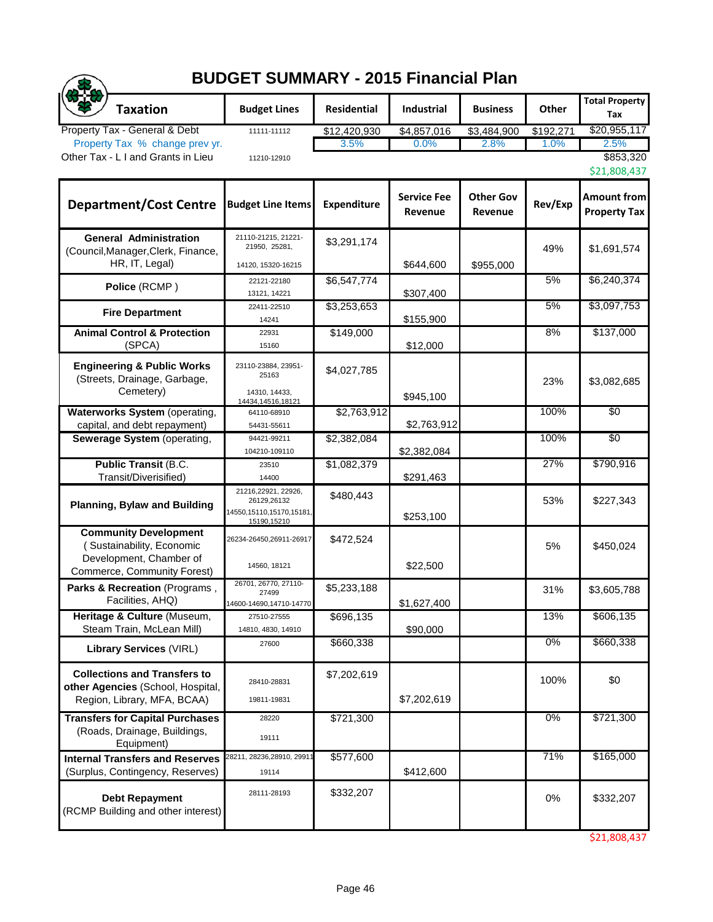# BUDGET SUMMARY - 2015 Financial Plan

| Taxation | Budget Lines | Residential | Industrial | Business | Other | Total Property Tax |
|---|---|---|---|---|---|---|
| Property Tax - General & Debt | 11111-11112 | $12,420,930 | $4,857,016 | $3,484,900 | $192,271 | $20,955,117 |
| Property Tax % change prev yr. | | 3.5% | 0.0% | 2.8% | 1.0% | 2.5% |
| Other Tax - L I and Grants in Lieu | 11210-12910 | | | | | $853,320 |
| | | | | | | $21,808,437 |

| Department/Cost Centre | Budget Line Items | Expenditure | Service Fee Revenue | Other Gov Revenue | Rev/Exp | Amount from Property Tax |
|---|---|---|---|---|---|---|
| **General Administration** (Council,Manager,Clerk, Finance, HR, IT, Legal) | 21110-21215, 21221-21950, 25281, 14120, 15320-16215 | $3,291,174 | $644,600 | $955,000 | 49% | $1,691,574 |
| **Police** (RCMP ) | 22121-22180 13121, 14221 | $6,547,774 | $307,400 | | 5% | $6,240,374 |
| **Fire Department** | 22411-22510 14241 | $3,253,653 | $155,900 | | 5% | $3,097,753 |
| **Animal Control & Protection** (SPCA) | 22931 15160 | $149,000 | $12,000 | | 8% | $137,000 |
| **Engineering & Public Works** (Streets, Drainage, Garbage, Cemetery) | 23110-23884, 23951-25163 14310, 14433, 14434,14516,18121 | $4,027,785 | $945,100 | | 23% | $3,082,685 |
| **Waterworks System** (operating, capital, and debt repayment) | 64110-68910 54431-55611 | $2,763,912 | $2,763,912 | | 100% | $0 |
| **Sewerage System** (operating, | 94421-99211 104210-109110 | $2,382,084 | $2,382,084 | | 100% | $0 |
| **Public Transit** (B.C. Transit/Diverisified) | 23510 14400 | $1,082,379 | $291,463 | | 27% | $790,916 |
| **Planning, Bylaw and Building** | 21216,22921, 22926, 26129,26132 14550,15110,15170,15181, 15190,15210 | $480,443 | $253,100 | | 53% | $227,343 |
| **Community Development** ( Sustainability, Economic Development, Chamber of Commerce, Community Forest) | 26234-26450,26911-26917 14560, 18121 | $472,524 | $22,500 | | 5% | $450,024 |
| **Parks & Recreation** (Programs , Facilities, AHQ) | 26701, 26770, 27110-27499 14600-14690,14710-14770 | $5,233,188 | $1,627,400 | | 31% | $3,605,788 |
| **Heritage & Culture** (Museum, Steam Train, McLean Mill) | 27510-27555 14810, 4830, 14910 | $696,135 | $90,000 | | 13% | $606,135 |
| **Library Services** (VIRL) | 27600 | $660,338 | | | 0% | $660,338 |
| **Collections and Transfers to other Agencies** (School, Hospital, Region, Library, MFA, BCAA) | 28410-28831 19811-19831 | $7,202,619 | $7,202,619 | | 100% | $0 |
| **Transfers for Capital Purchases** (Roads, Drainage, Buildings, Equipment) | 28220 19111 | $721,300 | | | 0% | $721,300 |
| **Internal Transfers and Reserves** (Surplus, Contingency, Reserves) | 28211, 28236,28910, 29911 19114 | $577,600 | $412,600 | | 71% | $165,000 |
| **Debt Repayment** (RCMP Building and other interest) | 28111-28193 | $332,207 | | | 0% | $332,207 |
| | | | | | | $21,808,437 |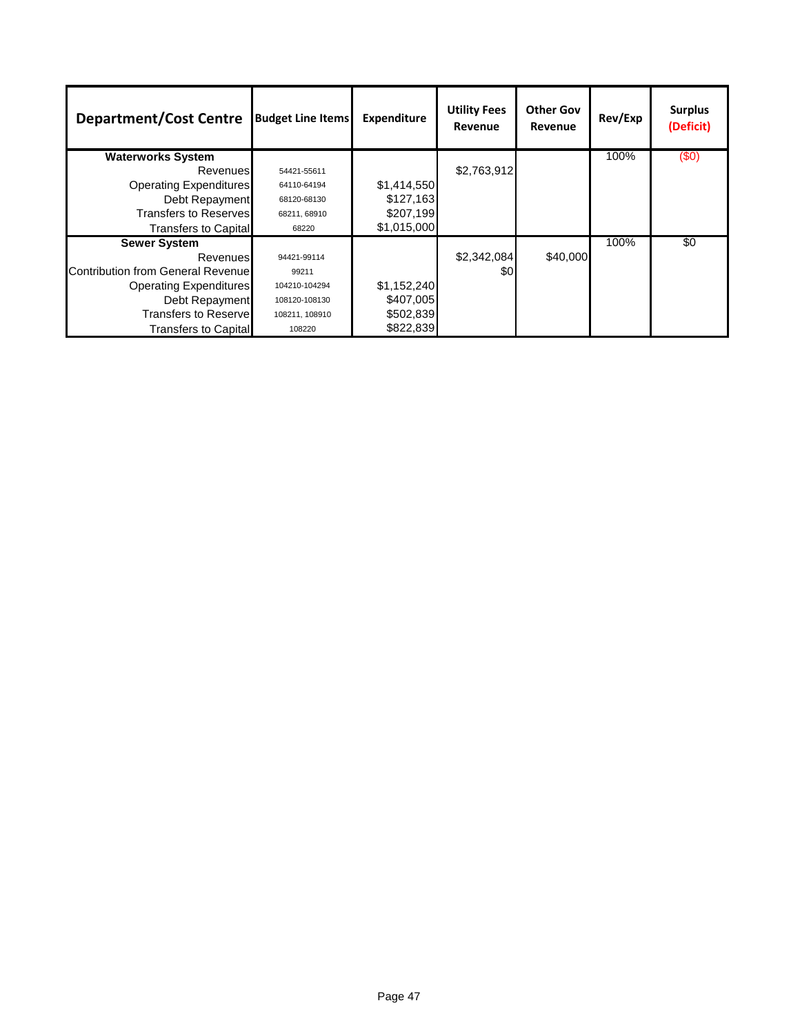| Department/Cost Centre | Budget Line Items | Expenditure | Utility Fees Revenue | Other Gov Revenue | Rev/Exp | Surplus (Deficit) |
|---|---|---|---|---|---|---|
| **Waterworks System** | | | | | 100% | ($0) |
| Revenues | 54421-55611 | | $2,763,912 | | | |
| Operating Expenditures | 64110-64194 | $1,414,550 | | | | |
| Debt Repayment | 68120-68130 | $127,163 | | | | |
| Transfers to Reserves | 68211, 68910 | $207,199 | | | | |
| Transfers to Capital | 68220 | $1,015,000 | | | | |
| **Sewer System** | | | | | 100% | $0 |
| Revenues | 94421-99114 | | $2,342,084 | $40,000 | | |
| Contribution from General Revenue | 99211 | | $0 | | | |
| Operating Expenditures | 104210-104294 | $1,152,240 | | | | |
| Debt Repayment | 108120-108130 | $407,005 | | | | |
| Transfers to Reserve | 108211, 108910 | $502,839 | | | | |
| Transfers to Capital | 108220 | $822,839 | | | | |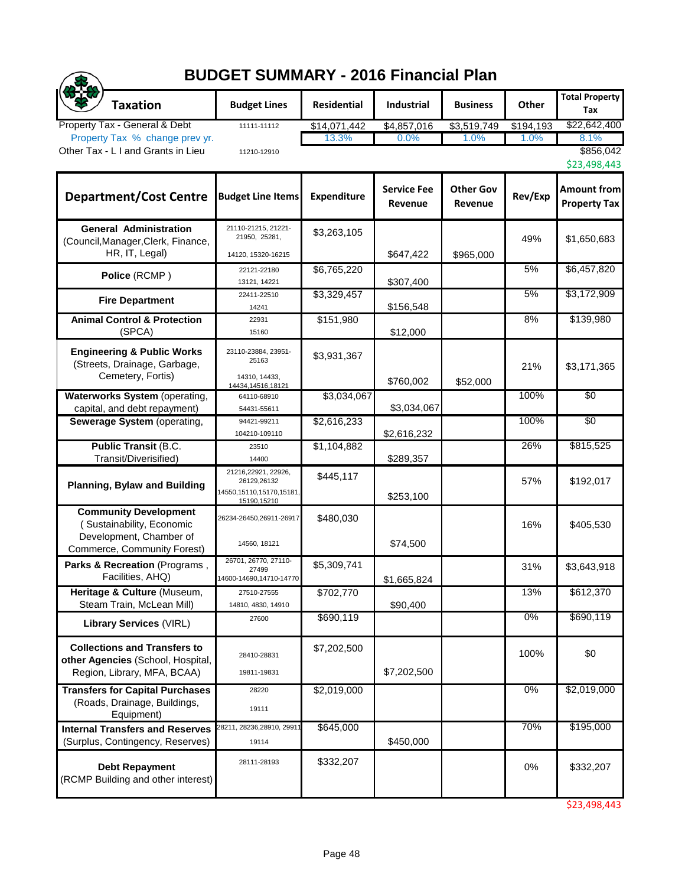# BUDGET SUMMARY - 2016 Financial Plan

| Taxation | Budget Lines | Residential | Industrial | Business | Other | Total Property Tax |
|---|---|---|---|---|---|---|
| Property Tax - General & Debt | 11111-11112 | $14,071,442 | $4,857,016 | $3,519,749 | $194,193 | $22,642,400 |
| Property Tax % change prev yr. | | 13.3% | 0.0% | 1.0% | 1.0% | 8.1% |
| Other Tax - L I and Grants in Lieu | 11210-12910 | | | | | $856,042 |
| | | | | | | $23,498,443 |

| Department/Cost Centre | Budget Line Items | Expenditure | Service Fee Revenue | Other Gov Revenue | Rev/Exp | Amount from Property Tax |
|---|---|---|---|---|---|---|
| **General Administration** (Council,Manager,Clerk, Finance, HR, IT, Legal) | 21110-21215, 21221-21950, 25281, 14120, 15320-16215 | $3,263,105 | $647,422 | $965,000 | 49% | $1,650,683 |
| **Police** (RCMP ) | 22121-22180 13121, 14221 | $6,765,220 | $307,400 | | 5% | $6,457,820 |
| **Fire Department** | 22411-22510 14241 | $3,329,457 | $156,548 | | 5% | $3,172,909 |
| **Animal Control & Protection** (SPCA) | 22931 15160 | $151,980 | $12,000 | | 8% | $139,980 |
| **Engineering & Public Works** (Streets, Drainage, Garbage, Cemetery, Fortis) | 23110-23884, 23951-25163 14310, 14433, 14434,14516,18121 | $3,931,367 | $760,002 | $52,000 | 21% | $3,171,365 |
| **Waterworks System** (operating, capital, and debt repayment) | 64110-68910 54431-55611 | $3,034,067 | $3,034,067 | | 100% | $0 |
| **Sewerage System** (operating, | 94421-99211 104210-109110 | $2,616,233 | $2,616,232 | | 100% | $0 |
| **Public Transit** (B.C. Transit/Diverisified) | 23510 14400 | $1,104,882 | $289,357 | | 26% | $815,525 |
| **Planning, Bylaw and Building** | 21216,22921, 22926, 26129,26132 14550,15110,15170,15181, 15190,15210 | $445,117 | $253,100 | | 57% | $192,017 |
| **Community Development** ( Sustainability, Economic Development, Chamber of Commerce, Community Forest) | 26234-26450,26911-26917 14560, 18121 | $480,030 | $74,500 | | 16% | $405,530 |
| **Parks & Recreation** (Programs , Facilities, AHQ) | 26701, 26770, 27110-27499 14600-14690,14710-14770 | $5,309,741 | $1,665,824 | | 31% | $3,643,918 |
| **Heritage & Culture** (Museum, Steam Train, McLean Mill) | 27510-27555 14810, 4830, 14910 | $702,770 | $90,400 | | 13% | $612,370 |
| **Library Services** (VIRL) | 27600 | $690,119 | | | 0% | $690,119 |
| **Collections and Transfers to other Agencies** (School, Hospital, Region, Library, MFA, BCAA) | 28410-28831 19811-19831 | $7,202,500 | $7,202,500 | | 100% | $0 |
| **Transfers for Capital Purchases** (Roads, Drainage, Buildings, Equipment) | 28220 19111 | $2,019,000 | | | 0% | $2,019,000 |
| **Internal Transfers and Reserves** (Surplus, Contingency, Reserves) | 28211, 28236,28910, 29911 19114 | $645,000 | $450,000 | | 70% | $195,000 |
| **Debt Repayment** (RCMP Building and other interest) | 28111-28193 | $332,207 | | | 0% | $332,207 |
| | | | | | | $23,498,443 |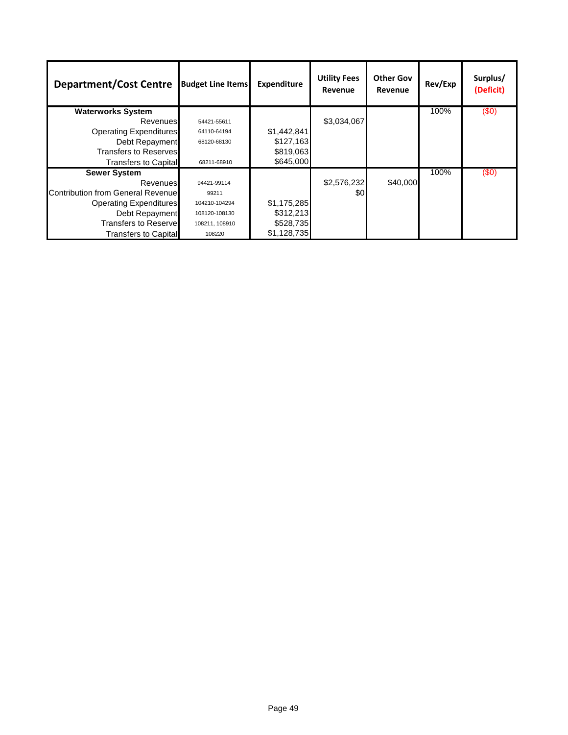| Department/Cost Centre | Budget Line Items | Expenditure | Utility Fees Revenue | Other Gov Revenue | Rev/Exp | Surplus/ (Deficit) |
|---|---|---|---|---|---|---|
| **Waterworks System** | | | | | 100% | ($0) |
| Revenues | 54421-55611 | | $3,034,067 | | | |
| Operating Expenditures | 64110-64194 | $1,442,841 | | | | |
| Debt Repayment | 68120-68130 | $127,163 | | | | |
| Transfers to Reserves | | $819,063 | | | | |
| Transfers to Capital | 68211-68910 | $645,000 | | | | |
| **Sewer System** | | | | | 100% | ($0) |
| Revenues | 94421-99114 | | $2,576,232 | $40,000 | | |
| Contribution from General Revenue | 99211 | | $0 | | | |
| Operating Expenditures | 104210-104294 | $1,175,285 | | | | |
| Debt Repayment | 108120-108130 | $312,213 | | | | |
| Transfers to Reserve | 108211, 108910 | $528,735 | | | | |
| Transfers to Capital | 108220 | $1,128,735 | | | | |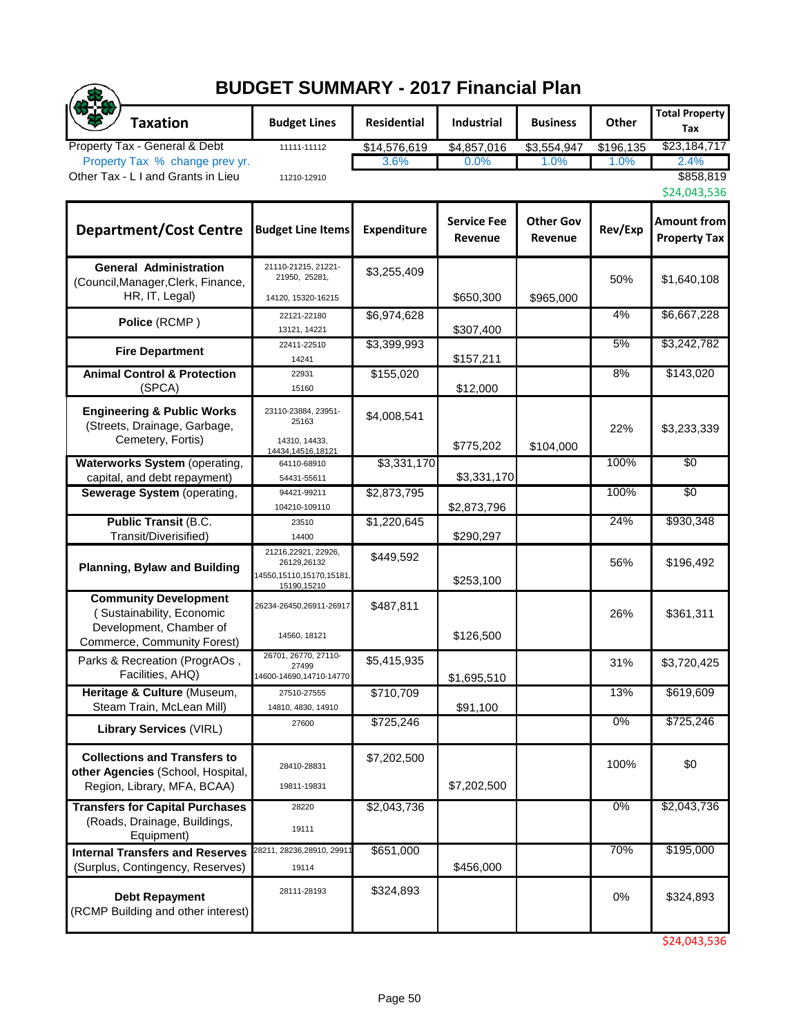# BUDGET SUMMARY - 2017 Financial Plan

| Taxation | Budget Lines | Residential | Industrial | Business | Other | Total Property Tax |
|---|---|---|---|---|---|---|
| Property Tax - General & Debt | 11111-11112 | $14,576,619 | $4,857,016 | $3,554,947 | $196,135 | $23,184,717 |
| Property Tax % change prev yr. | | 3.6% | 0.0% | 1.0% | 1.0% | 2.4% |
| Other Tax - L I and Grants in Lieu | 11210-12910 | | | | | $858,819 |
| | | | | | | $24,043,536 |

| Department/Cost Centre | Budget Line Items | Expenditure | Service Fee Revenue | Other Gov Revenue | Rev/Exp | Amount from Property Tax |
|---|---|---|---|---|---|---|
| **General Administration** (Council, Manager, Clerk, Finance, HR, IT, Legal) | 21110-21215, 21221-21950, 25281, 14120, 15320-16215 | $3,255,409 | $650,300 | $965,000 | 50% | $1,640,108 |
| **Police** (RCMP) | 22121-22180 13121, 14221 | $6,974,628 | $307,400 | | 4% | $6,667,228 |
| **Fire Department** | 22411-22510 14241 | $3,399,993 | $157,211 | | 5% | $3,242,782 |
| **Animal Control & Protection** (SPCA) | 22931 15160 | $155,020 | $12,000 | | 8% | $143,020 |
| **Engineering & Public Works** (Streets, Drainage, Garbage, Cemetery, Fortis) | 23110-23884, 23951-25163 14310, 14433, 14434, 14516, 18121 | $4,008,541 | $775,202 | $104,000 | 22% | $3,233,339 |
| **Waterworks System** (operating, capital, and debt repayment) | 64110-68910 54431-55611 | $3,331,170 | $3,331,170 | | 100% | $0 |
| **Sewerage System** (operating, | 94421-99211 104210-109110 | $2,873,795 | $2,873,796 | | 100% | $0 |
| **Public Transit** (B.C. Transit/Diverisified) | 23510 14400 | $1,220,645 | $290,297 | | 24% | $930,348 |
| **Planning, Bylaw and Building** | 21216, 22921, 22926, 26129, 26132 14550, 15110, 15170, 15181, 15190, 15210 | $449,592 | $253,100 | | 56% | $196,492 |
| **Community Development** (Sustainability, Economic Development, Chamber of Commerce, Community Forest) | 26234-26450, 26911-26917 14560, 18121 | $487,811 | $126,500 | | 26% | $361,311 |
| Parks & Recreation (ProgrAOs, Facilities, AHQ) | 26701, 26770, 27110-27499 14600-14690, 14710-14770 | $5,415,935 | $1,695,510 | | 31% | $3,720,425 |
| **Heritage & Culture** (Museum, Steam Train, McLean Mill) | 27510-27555 14810, 4830, 14910 | $710,709 | $91,100 | | 13% | $619,609 |
| **Library Services** (VIRL) | 27600 | $725,246 | | | 0% | $725,246 |
| **Collections and Transfers to other Agencies** (School, Hospital, Region, Library, MFA, BCAA) | 28410-28831 19811-19831 | $7,202,500 | $7,202,500 | | 100% | $0 |
| **Transfers for Capital Purchases** (Roads, Drainage, Buildings, Equipment) | 28220 19111 | $2,043,736 | | | 0% | $2,043,736 |
| **Internal Transfers and Reserves** (Surplus, Contingency, Reserves) | 28211, 28236, 28910, 29911 19114 | $651,000 | $456,000 | | 70% | $195,000 |
| **Debt Repayment** (RCMP Building and other interest) | 28111-28193 | $324,893 | | | 0% | $324,893 |
| | | | | | | $24,043,536 |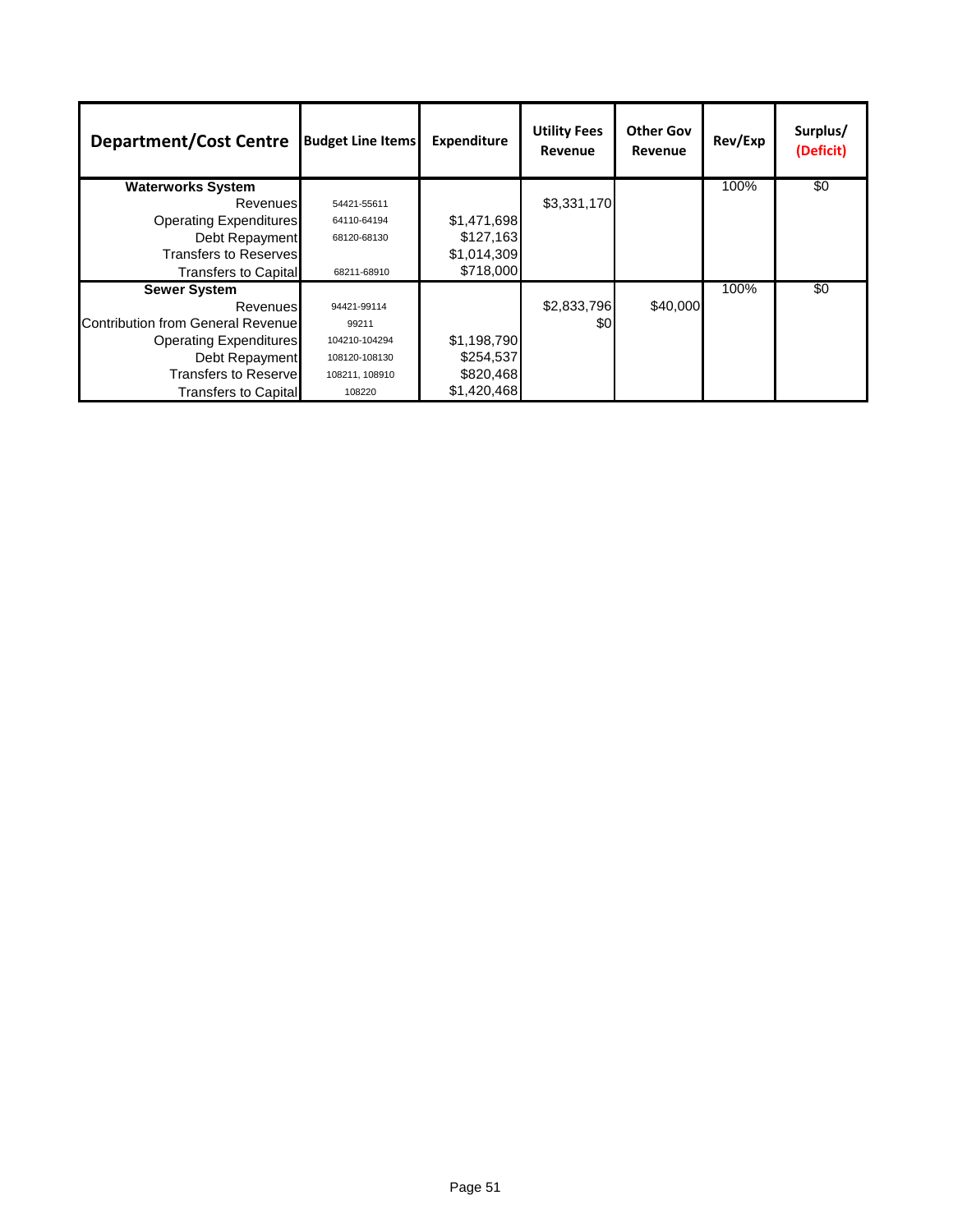| Department/Cost Centre | Budget Line Items | Expenditure | Utility Fees Revenue | Other Gov Revenue | Rev/Exp | Surplus/ (Deficit) |
|---|---|---|---|---|---|---|
| **Waterworks System** | | | | | 100% | $0 |
| Revenues | 54421-55611 | | $3,331,170 | | | |
| Operating Expenditures | 64110-64194 | $1,471,698 | | | | |
| Debt Repayment | 68120-68130 | $127,163 | | | | |
| Transfers to Reserves | | $1,014,309 | | | | |
| Transfers to Capital | 68211-68910 | $718,000 | | | | |
| **Sewer System** | | | | | 100% | $0 |
| Revenues | 94421-99114 | | $2,833,796 | $40,000 | | |
| Contribution from General Revenue | 99211 | | $0 | | | |
| Operating Expenditures | 104210-104294 | $1,198,790 | | | | |
| Debt Repayment | 108120-108130 | $254,537 | | | | |
| Transfers to Reserve | 108211, 108910 | $820,468 | | | | |
| Transfers to Capital | 108220 | $1,420,468 | | | | |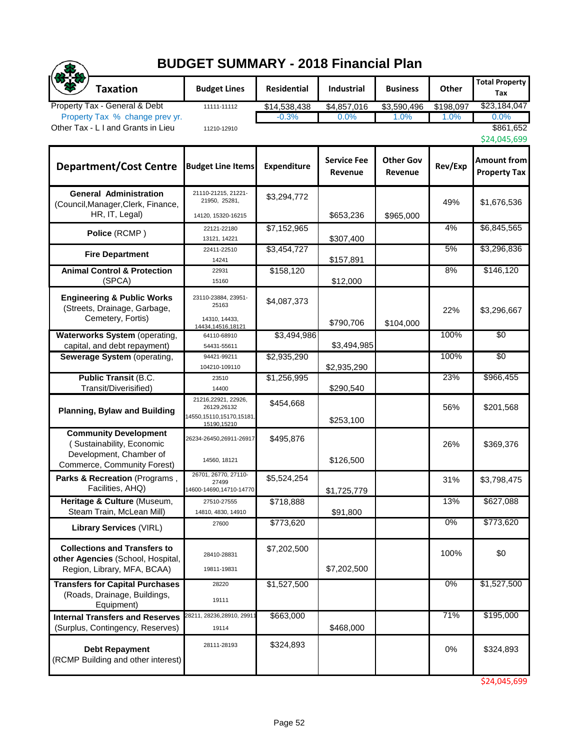# BUDGET SUMMARY - 2018 Financial Plan

| Taxation | Budget Lines | Residential | Industrial | Business | Other | Total Property Tax |
|---|---|---|---|---|---|---|
| Property Tax - General & Debt | 11111-11112 | $14,538,438 | $4,857,016 | $3,590,496 | $198,097 | $23,184,047 |
| Property Tax % change prev yr. | | -0.3% | 0.0% | 1.0% | 1.0% | 0.0% |
| Other Tax - L I and Grants in Lieu | 11210-12910 | | | | | $861,652 |
| | | | | | | $24,045,699 |

| Department/Cost Centre | Budget Line Items | Expenditure | Service Fee Revenue | Other Gov Revenue | Rev/Exp | Amount from Property Tax |
|---|---|---|---|---|---|---|
| **General Administration** (Council,Manager,Clerk, Finance, HR, IT, Legal) | 21110-21215, 21221-21950, 25281, 14120, 15320-16215 | $3,294,772 | $653,236 | $965,000 | 49% | $1,676,536 |
| **Police** (RCMP) | 22121-22180 13121, 14221 | $7,152,965 | $307,400 | | 4% | $6,845,565 |
| **Fire Department** | 22411-22510 14241 | $3,454,727 | $157,891 | | 5% | $3,296,836 |
| **Animal Control & Protection** (SPCA) | 22931 15160 | $158,120 | $12,000 | | 8% | $146,120 |
| **Engineering & Public Works** (Streets, Drainage, Garbage, Cemetery, Fortis) | 23110-23884, 23951-25163 14310, 14433, 14434,14516,18121 | $4,087,373 | $790,706 | $104,000 | 22% | $3,296,667 |
| **Waterworks System** (operating, capital, and debt repayment) | 64110-68910 54431-55611 | $3,494,986 | $3,494,985 | | 100% | $0 |
| **Sewerage System** (operating, | 94421-99211 104210-109110 | $2,935,290 | $2,935,290 | | 100% | $0 |
| **Public Transit** (B.C. Transit/Diverisified) | 23510 14400 | $1,256,995 | $290,540 | | 23% | $966,455 |
| **Planning, Bylaw and Building** | 21216,22921, 22926, 26129,26132 14550,15110,15170,15181, 15190,15210 | $454,668 | $253,100 | | 56% | $201,568 |
| **Community Development** ( Sustainability, Economic Development, Chamber of Commerce, Community Forest) | 26234-26450,26911-26917 14560, 18121 | $495,876 | $126,500 | | 26% | $369,376 |
| **Parks & Recreation** (Programs , Facilities, AHQ) | 26701, 26770, 27110-27499 14600-14690,14710-14770 | $5,524,254 | $1,725,779 | | 31% | $3,798,475 |
| **Heritage & Culture** (Museum, Steam Train, McLean Mill) | 27510-27555 14810, 4830, 14910 | $718,888 | $91,800 | | 13% | $627,088 |
| **Library Services** (VIRL) | 27600 | $773,620 | | | 0% | $773,620 |
| **Collections and Transfers to other Agencies** (School, Hospital, Region, Library, MFA, BCAA) | 28410-28831 19811-19831 | $7,202,500 | $7,202,500 | | 100% | $0 |
| **Transfers for Capital Purchases** (Roads, Drainage, Buildings, Equipment) | 28220 19111 | $1,527,500 | | | 0% | $1,527,500 |
| **Internal Transfers and Reserves** (Surplus, Contingency, Reserves) | 28211, 28236,28910, 29911 19114 | $663,000 | $468,000 | | 71% | $195,000 |
| **Debt Repayment** (RCMP Building and other interest) | 28111-28193 | $324,893 | | | 0% | $324,893 |
| | | | | | | $24,045,699 |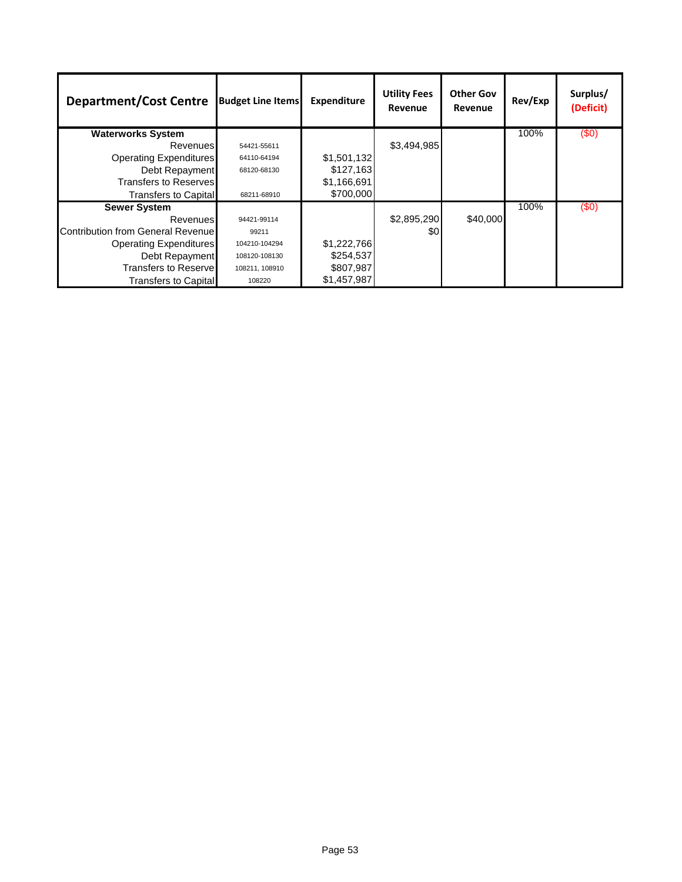| Department/Cost Centre | Budget Line Items | Expenditure | Utility Fees Revenue | Other Gov Revenue | Rev/Exp | Surplus/ (Deficit) |
|---|---|---|---|---|---|---|
| **Waterworks System** | | | | | 100% | ($0) |
| Revenues | 54421-55611 | | $3,494,985 | | | |
| Operating Expenditures | 64110-64194 | $1,501,132 | | | | |
| Debt Repayment | 68120-68130 | $127,163 | | | | |
| Transfers to Reserves | | $1,166,691 | | | | |
| Transfers to Capital | 68211-68910 | $700,000 | | | | |
| **Sewer System** | | | | | 100% | ($0) |
| Revenues | 94421-99114 | | $2,895,290 | $40,000 | | |
| Contribution from General Revenue | 99211 | | $0 | | | |
| Operating Expenditures | 104210-104294 | $1,222,766 | | | | |
| Debt Repayment | 108120-108130 | $254,537 | | | | |
| Transfers to Reserve | 108211, 108910 | $807,987 | | | | |
| Transfers to Capital | 108220 | $1,457,987 | | | | |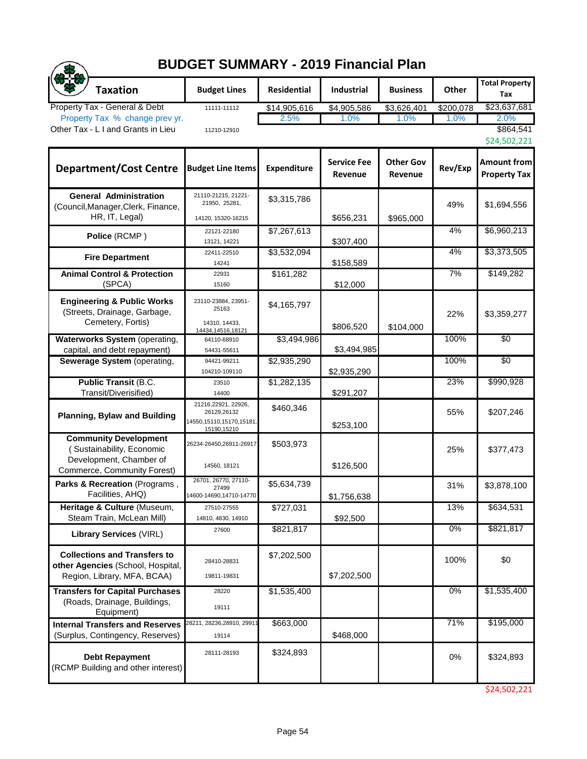# BUDGET SUMMARY - 2019 Financial Plan

| Taxation | Budget Lines | Residential | Industrial | Business | Other | Total Property Tax |
|---|---|---|---|---|---|---|
| Property Tax - General & Debt | 11111-11112 | $14,905,616 | $4,905,586 | $3,626,401 | $200,078 | $23,637,681 |
| Property Tax % change prev yr. | | 2.5% | 1.0% | 1.0% | 1.0% | 2.0% |
| Other Tax - L I and Grants in Lieu | 11210-12910 | | | | | $864,541 |
| | | | | | | $24,502,221 |

| Department/Cost Centre | Budget Line Items | Expenditure | Service Fee Revenue | Other Gov Revenue | Rev/Exp | Amount from Property Tax |
|---|---|---|---|---|---|---|
| **General Administration** (Council,Manager,Clerk, Finance, HR, IT, Legal) | 21110-21215, 21221-21950, 25281, 14120, 15320-16215 | $3,315,786 | $656,231 | $965,000 | 49% | $1,694,556 |
| **Police** (RCMP ) | 22121-22180 13121, 14221 | $7,267,613 | $307,400 | | 4% | $6,960,213 |
| **Fire Department** | 22411-22510 14241 | $3,532,094 | $158,589 | | 4% | $3,373,505 |
| **Animal Control & Protection** (SPCA) | 22931 15160 | $161,282 | $12,000 | | 7% | $149,282 |
| **Engineering & Public Works** (Streets, Drainage, Garbage, Cemetery, Fortis) | 23110-23884, 23951-25163 14310, 14433, 14434,14516,18121 | $4,165,797 | $806,520 | $104,000 | 22% | $3,359,277 |
| **Waterworks System** (operating, capital, and debt repayment) | 64110-68910 54431-55611 | $3,494,986 | $3,494,985 | | 100% | $0 |
| **Sewerage System** (operating, | 94421-99211 104210-109110 | $2,935,290 | $2,935,290 | | 100% | $0 |
| **Public Transit** (B.C. Transit/Diverisified) | 23510 14400 | $1,282,135 | $291,207 | | 23% | $990,928 |
| **Planning, Bylaw and Building** | 21216,22921, 22926, 26129,26132 14550,15110,15170,15181, 15190,15210 | $460,346 | $253,100 | | 55% | $207,246 |
| **Community Development** ( Sustainability, Economic Development, Chamber of Commerce, Community Forest) | 26234-26450,26911-26917 14560, 18121 | $503,973 | $126,500 | | 25% | $377,473 |
| **Parks & Recreation** (Programs , Facilities, AHQ) | 26701, 26770, 27110-27499 14600-14690,14710-14770 | $5,634,739 | $1,756,638 | | 31% | $3,878,100 |
| **Heritage & Culture** (Museum, Steam Train, McLean Mill) | 27510-27555 14810, 4830, 14910 | $727,031 | $92,500 | | 13% | $634,531 |
| **Library Services** (VIRL) | 27600 | $821,817 | | | 0% | $821,817 |
| **Collections and Transfers to other Agencies** (School, Hospital, Region, Library, MFA, BCAA) | 28410-28831 19811-19831 | $7,202,500 | $7,202,500 | | 100% | $0 |
| **Transfers for Capital Purchases** (Roads, Drainage, Buildings, Equipment) | 28220 19111 | $1,535,400 | | | 0% | $1,535,400 |
| **Internal Transfers and Reserves** (Surplus, Contingency, Reserves) | 28211, 28236,28910, 29911 19114 | $663,000 | $468,000 | | 71% | $195,000 |
| **Debt Repayment** (RCMP Building and other interest) | 28111-28193 | $324,893 | | | 0% | $324,893 |
| | | | | | | $24,502,221 |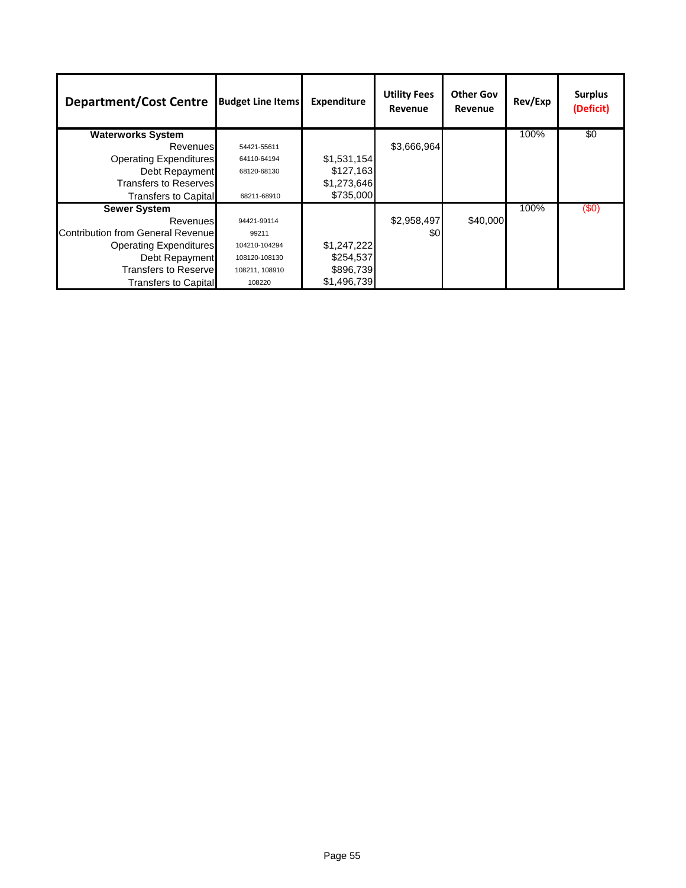| Department/Cost Centre | Budget Line Items | Expenditure | Utility Fees Revenue | Other Gov Revenue | Rev/Exp | Surplus (Deficit) |
|---|---|---|---|---|---|---|
| **Waterworks System** | | | | | 100% | $0 |
| Revenues | 54421-55611 | | $3,666,964 | | | |
| Operating Expenditures | 64110-64194 | $1,531,154 | | | | |
| Debt Repayment | 68120-68130 | $127,163 | | | | |
| Transfers to Reserves | | $1,273,646 | | | | |
| Transfers to Capital | 68211-68910 | $735,000 | | | | |
| **Sewer System** | | | | | 100% | ($0) |
| Revenues | 94421-99114 | | $2,958,497 | $40,000 | | |
| Contribution from General Revenue | 99211 | | $0 | | | |
| Operating Expenditures | 104210-104294 | $1,247,222 | | | | |
| Debt Repayment | 108120-108130 | $254,537 | | | | |
| Transfers to Reserve | 108211, 108910 | $896,739 | | | | |
| Transfers to Capital | 108220 | $1,496,739 | | | | |